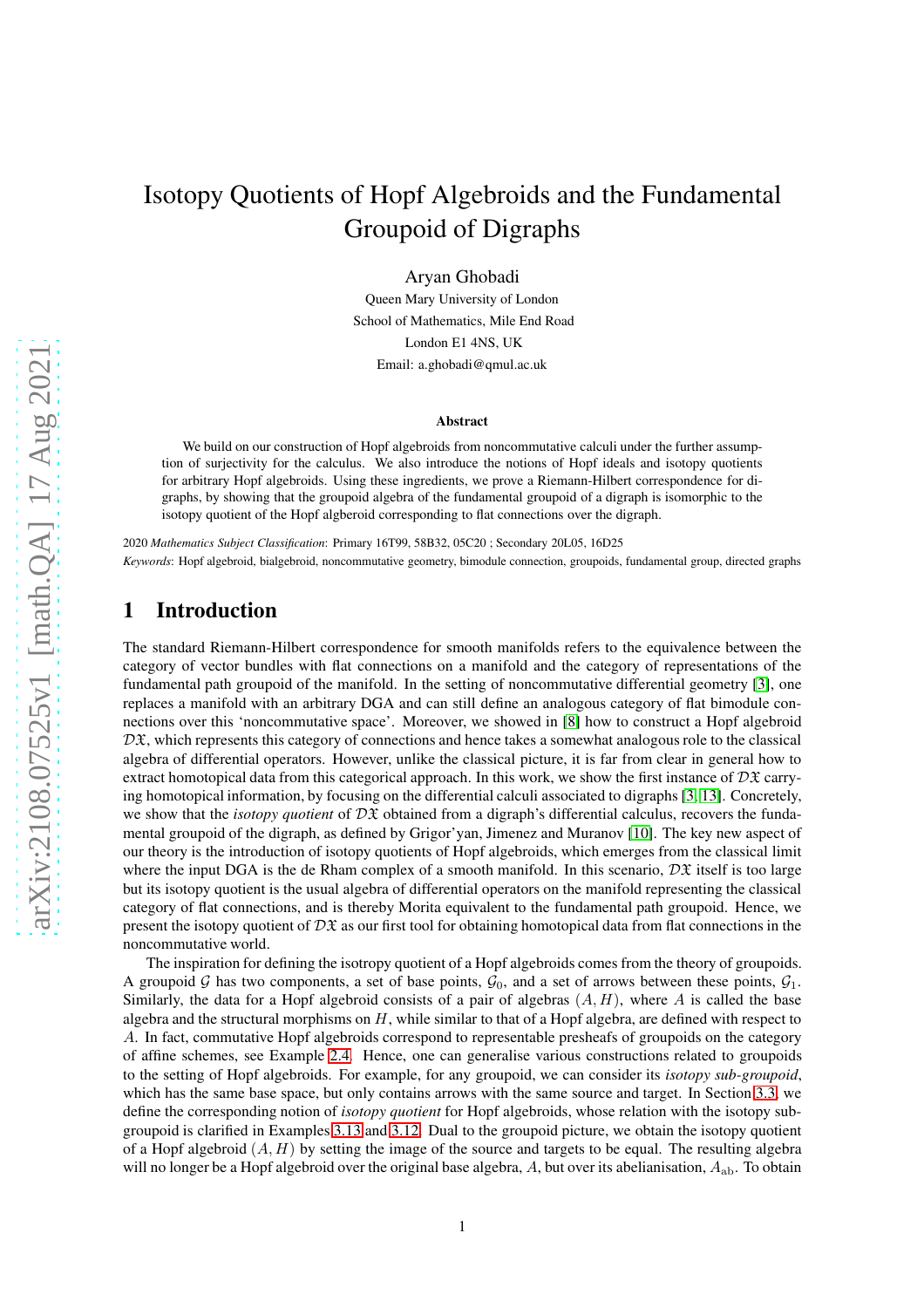# Isotopy Quotients of Hopf Algebroids and the Fundamental Groupoid of Digraphs

Aryan Ghobadi

Queen Mary University of London
School of Mathematics, Mile End Road
London E1 4NS, UK
Email: a.ghobadi@qmul.ac.uk

### Abstract

We build on our construction of Hopf algebroids from noncommutative calculi under the further assumption of surjectivity for the calculus. We also introduce the notions of Hopf ideals and isotopy quotients for arbitrary Hopf algebroids. Using these ingredients, we prove a Riemann-Hilbert correspondence for digraphs, by showing that the groupoid algebra of the fundamental groupoid of a digraph is isomorphic to the isotopy quotient of the Hopf algeboid corresponding to flat connections over the digraph.

2020 *Mathematics Subject Classification*: Primary 16T99, 58B32, 05C20 ; Secondary 20L05, 16D25

*Keywords*: Hopf algebroid, bialgebroid, noncommutative geometry, bimodule connection, groupoids, fundamental group, directed graphs

## 1 Introduction

The standard Riemann-Hilbert correspondence for smooth manifolds refers to the equivalence between the category of vector bundles with flat connections on a manifold and the category of representations of the fundamental path groupoid of the manifold. In the setting of noncommutative differential geometry [3], one replaces a manifold with an arbitrary DGA and can still define an analogous category of flat bimodule connections over this 'noncommutative space'. Moreover, we showed in [8] how to construct a Hopf algebroid $\mathcal{DX}$, which represents this category of connections and hence takes a somewhat analogous role to the classical algebra of differential operators. However, unlike the classical picture, it is far from clear in general how to extract homotopical data from this categorical approach. In this work, we show the first instance of $\mathcal{DX}$ carrying homotopical information, by focusing on the differential calculi associated to digraphs [3, 13]. Concretely, we show that the *isotopy quotient* of $\mathcal{DX}$ obtained from a digraph's differential calculus, recovers the fundamental groupoid of the digraph, as defined by Grigor'yan, Jimenez and Muranov [10]. The key new aspect of our theory is the introduction of isotopy quotients of Hopf algebroids, which emerges from the classical limit where the input DGA is the de Rham complex of a smooth manifold. In this scenario, $\mathcal{DX}$ itself is too large but its isotopy quotient is the usual algebra of differential operators on the manifold representing the classical category of flat connections, and is thereby Morita equivalent to the fundamental path groupoid. Hence, we present the isotopy quotient of $\mathcal{DX}$ as our first tool for obtaining homotopical data from flat connections in the noncommutative world.

The inspiration for defining the isotropy quotient of a Hopf algebroids comes from the theory of groupoids. A groupoid $\mathcal{G}$ has two components, a set of base points, $\mathcal{G}_0$, and a set of arrows between these points, $\mathcal{G}_1$. Similarly, the data for a Hopf algebroid consists of a pair of algebras $(A, H)$, where $A$ is called the base algebra and the structural morphisms on $H$, while similar to that of a Hopf algebra, are defined with respect to $A$. In fact, commutative Hopf algebroids correspond to representable presheafs of groupoids on the category of affine schemes, see Example 2.4. Hence, one can generalise various constructions related to groupoids to the setting of Hopf algebroids. For example, for any groupoid, we can consider its *isotopy sub-groupoid*, which has the same base space, but only contains arrows with the same source and target. In Section 3.3, we define the corresponding notion of *isotopy quotient* for Hopf algebroids, whose relation with the isotopy sub-groupoid is clarified in Examples 3.13 and 3.12. Dual to the groupoid picture, we obtain the isotopy quotient of a Hopf algebroid $(A, H)$ by setting the image of the source and targets to be equal. The resulting algebra will no longer be a Hopf algebroid over the original base algebra, $A$, but over its abelianisation, $A_{\mathrm{ab}}$. To obtain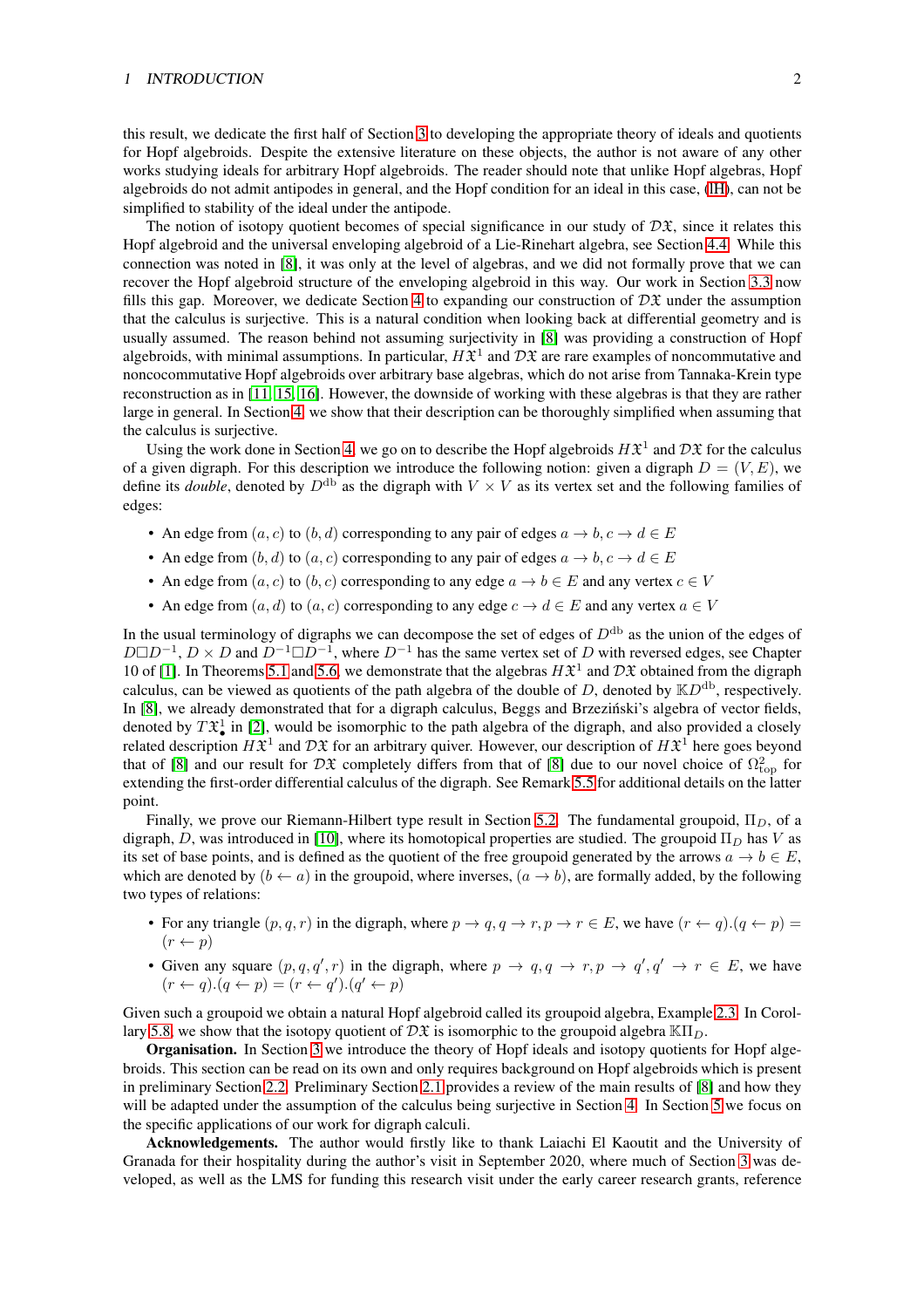this result, we dedicate the first half of Section 3 to developing the appropriate theory of ideals and quotients for Hopf algebroids. Despite the extensive literature on these objects, the author is not aware of any other works studying ideals for arbitrary Hopf algebroids. The reader should note that unlike Hopf algebras, Hopf algebroids do not admit antipodes in general, and the Hopf condition for an ideal in this case, (IH), can not be simplified to stability of the ideal under the antipode.

The notion of isotopy quotient becomes of special significance in our study of $\mathcal{D}\mathfrak{X}$, since it relates this Hopf algebroid and the universal enveloping algebroid of a Lie-Rinehart algebra, see Section 4.4. While this connection was noted in [8], it was only at the level of algebras, and we did not formally prove that we can recover the Hopf algebroid structure of the enveloping algebroid in this way. Our work in Section 3.3 now fills this gap. Moreover, we dedicate Section 4 to expanding our construction of $\mathcal{D}\mathfrak{X}$ under the assumption that the calculus is surjective. This is a natural condition when looking back at differential geometry and is usually assumed. The reason behind not assuming surjectivity in [8] was providing a construction of Hopf algebroids, with minimal assumptions. In particular, $H\mathfrak{X}^1$ and $\mathcal{D}\mathfrak{X}$ are rare examples of noncommutative and noncocommutative Hopf algebroids over arbitrary base algebras, which do not arise from Tannaka-Krein type reconstruction as in [11, 15, 16]. However, the downside of working with these algebras is that they are rather large in general. In Section 4, we show that their description can be thoroughly simplified when assuming that the calculus is surjective.

Using the work done in Section 4, we go on to describe the Hopf algebroids $H\mathfrak{X}^1$ and $\mathcal{D}\mathfrak{X}$ for the calculus of a given digraph. For this description we introduce the following notion: given a digraph $D = (V, E)$, we define its *double*, denoted by $D^{\mathrm{db}}$ as the digraph with $V \times V$ as its vertex set and the following families of edges:

- An edge from $(a, c)$ to $(b, d)$ corresponding to any pair of edges $a \to b, c \to d \in E$
- An edge from $(b, d)$ to $(a, c)$ corresponding to any pair of edges $a \to b, c \to d \in E$
- An edge from $(a, c)$ to $(b, c)$ corresponding to any edge $a \to b \in E$ and any vertex $c \in V$
- An edge from $(a, d)$ to $(a, c)$ corresponding to any edge $c \to d \in E$ and any vertex $a \in V$

In the usual terminology of digraphs we can decompose the set of edges of $D^{\mathrm{db}}$ as the union of the edges of $D\Box D^{-1}$, $D \times D$ and $D^{-1}\Box D^{-1}$, where $D^{-1}$ has the same vertex set of $D$ with reversed edges, see Chapter 10 of [1]. In Theorems 5.1 and 5.6, we demonstrate that the algebras $H\mathfrak{X}^1$ and $\mathcal{D}\mathfrak{X}$ obtained from the digraph calculus, can be viewed as quotients of the path algebra of the double of $D$, denoted by $\mathbb{K}D^{\mathrm{db}}$, respectively. In [8], we already demonstrated that for a digraph calculus, Beggs and Brzeziński's algebra of vector fields, denoted by $T\mathfrak{X}^1_\bullet$ in [2], would be isomorphic to the path algebra of the digraph, and also provided a closely related description $H\mathfrak{X}^1$ and $\mathcal{D}\mathfrak{X}$ for an arbitrary quiver. However, our description of $H\mathfrak{X}^1$ here goes beyond that of [8] and our result for $\mathcal{D}\mathfrak{X}$ completely differs from that of [8] due to our novel choice of $\Omega^2_{\mathrm{top}}$ for extending the first-order differential calculus of the digraph. See Remark 5.5 for additional details on the latter point.

Finally, we prove our Riemann-Hilbert type result in Section 5.2. The fundamental groupoid, $\Pi_D$, of a digraph, $D$, was introduced in [10], where its homotopical properties are studied. The groupoid $\Pi_D$ has $V$ as its set of base points, and is defined as the quotient of the free groupoid generated by the arrows $a \to b \in E$, which are denoted by $(b \leftarrow a)$ in the groupoid, where inverses, $(a \to b)$, are formally added, by the following two types of relations:

- For any triangle $(p, q, r)$ in the digraph, where $p \to q, q \to r, p \to r \in E$, we have $(r \leftarrow q).(q \leftarrow p) = (r \leftarrow p)$
- Given any square $(p, q, q', r)$ in the digraph, where $p \to q, q \to r, p \to q', q' \to r \in E$, we have $(r \leftarrow q).(q \leftarrow p) = (r \leftarrow q').(q' \leftarrow p)$

Given such a groupoid we obtain a natural Hopf algebroid called its groupoid algebra, Example 2.3. In Corollary 5.8, we show that the isotopy quotient of $\mathcal{D}\mathfrak{X}$ is isomorphic to the groupoid algebra $\mathbb{K}\Pi_D$.

**Organisation.** In Section 3 we introduce the theory of Hopf ideals and isotopy quotients for Hopf algebroids. This section can be read on its own and only requires background on Hopf algebroids which is present in preliminary Section 2.2. Preliminary Section 2.1 provides a review of the main results of [8] and how they will be adapted under the assumption of the calculus being surjective in Section 4. In Section 5 we focus on the specific applications of our work for digraph calculi.

**Acknowledgements.** The author would firstly like to thank Laiachi El Kaoutit and the University of Granada for their hospitality during the author's visit in September 2020, where much of Section 3 was developed, as well as the LMS for funding this research visit under the early career research grants, reference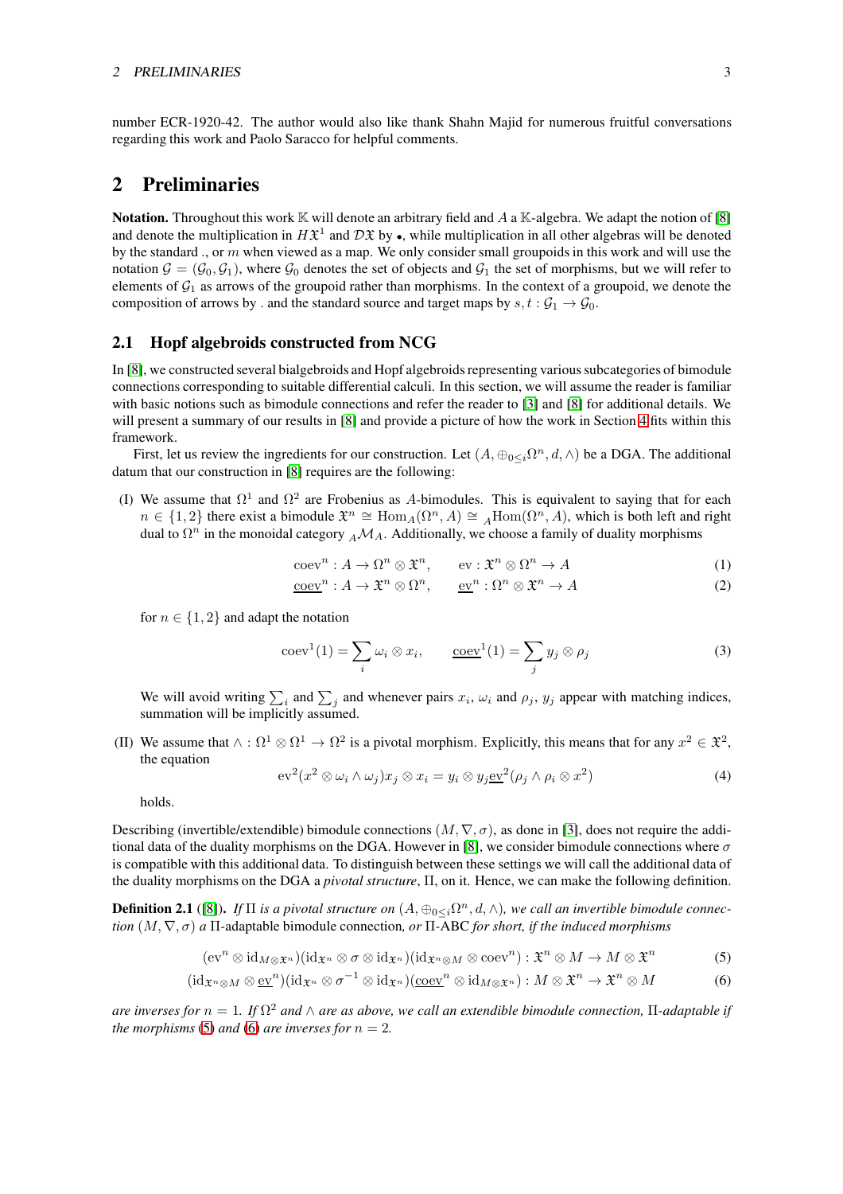number ECR-1920-42. The author would also like thank Shahn Majid for numerous fruitful conversations regarding this work and Paolo Saracco for helpful comments.

## 2 Preliminaries

**Notation.** Throughout this work $\mathbb{K}$ will denote an arbitrary field and $A$ a $\mathbb{K}$-algebra. We adapt the notion of [8] and denote the multiplication in $H\mathfrak{X}^1$ and $\mathcal{D}\mathfrak{X}$ by $\bullet$, while multiplication in all other algebras will be denoted by the standard ., or $m$ when viewed as a map. We only consider small groupoids in this work and will use the notation $\mathcal{G} = (\mathcal{G}_0, \mathcal{G}_1)$, where $\mathcal{G}_0$ denotes the set of objects and $\mathcal{G}_1$ the set of morphisms, but we will refer to elements of $\mathcal{G}_1$ as arrows of the groupoid rather than morphisms. In the context of a groupoid, we denote the composition of arrows by . and the standard source and target maps by $s, t : \mathcal{G}_1 \to \mathcal{G}_0$.

### 2.1 Hopf algebroids constructed from NCG

In [8], we constructed several bialgebroids and Hopf algebroids representing various subcategories of bimodule connections corresponding to suitable differential calculi. In this section, we will assume the reader is familiar with basic notions such as bimodule connections and refer the reader to [3] and [8] for additional details. We will present a summary of our results in [8] and provide a picture of how the work in Section 4 fits within this framework.

First, let us review the ingredients for our construction. Let $(A, \oplus_{0\leq i}\Omega^n, d, \wedge)$ be a DGA. The additional datum that our construction in [8] requires are the following:

(I) We assume that $\Omega^1$ and $\Omega^2$ are Frobenius as $A$-bimodules. This is equivalent to saying that for each $n \in \{1, 2\}$ there exist a bimodule $\mathfrak{X}^n \cong \mathrm{Hom}_A(\Omega^n, A) \cong {}_A\mathrm{Hom}(\Omega^n, A)$, which is both left and right dual to $\Omega^n$ in the monoidal category ${}_A\mathcal{M}_A$. Additionally, we choose a family of duality morphisms

$$\mathrm{coev}^n : A \to \Omega^n \otimes \mathfrak{X}^n, \qquad \mathrm{ev} : \mathfrak{X}^n \otimes \Omega^n \to A \tag{1}$$

$$\underline{\mathrm{coev}}^n : A \to \mathfrak{X}^n \otimes \Omega^n, \qquad \underline{\mathrm{ev}}^n : \Omega^n \otimes \mathfrak{X}^n \to A \tag{2}$$

for $n \in \{1, 2\}$ and adapt the notation

$$\mathrm{coev}^1(1) = \sum_i \omega_i \otimes x_i, \qquad \underline{\mathrm{coev}}^1(1) = \sum_j y_j \otimes \rho_j \tag{3}$$

We will avoid writing $\sum_i$ and $\sum_j$ and whenever pairs $x_i$, $\omega_i$ and $\rho_j$, $y_j$ appear with matching indices, summation will be implicitly assumed.

(II) We assume that $\wedge : \Omega^1 \otimes \Omega^1 \to \Omega^2$ is a pivotal morphism. Explicitly, this means that for any $x^2 \in \mathfrak{X}^2$, the equation

$$\mathrm{ev}^2(x^2 \otimes \omega_i \wedge \omega_j) x_j \otimes x_i = y_i \otimes y_j \underline{\mathrm{ev}}^2(\rho_j \wedge \rho_i \otimes x^2) \tag{4}$$

holds.

Describing (invertible/extendible) bimodule connections $(M, \nabla, \sigma)$, as done in [3], does not require the additional data of the duality morphisms on the DGA. However in [8], we consider bimodule connections where $\sigma$ is compatible with this additional data. To distinguish between these settings we will call the additional data of the duality morphisms on the DGA a *pivotal structure*, $\Pi$, on it. Hence, we can make the following definition.

**Definition 2.1** ([8])**.** *If $\Pi$ is a pivotal structure on $(A, \oplus_{0\leq i}\Omega^n, d, \wedge)$, we call an invertible bimodule connection $(M, \nabla, \sigma)$ a* $\Pi$-adaptable bimodule connection, *or* $\Pi$-ABC *for short, if the induced morphisms*

$$(\mathrm{ev}^n \otimes \mathrm{id}_{M\otimes\mathfrak{X}^n})(\mathrm{id}_{\mathfrak{X}^n} \otimes \sigma \otimes \mathrm{id}_{\mathfrak{X}^n})(\mathrm{id}_{\mathfrak{X}^n\otimes M} \otimes \mathrm{coev}^n) : \mathfrak{X}^n \otimes M \to M \otimes \mathfrak{X}^n \tag{5}$$

$$(\mathrm{id}_{\mathfrak{X}^n\otimes M} \otimes \underline{\mathrm{ev}}^n)(\mathrm{id}_{\mathfrak{X}^n} \otimes \sigma^{-1} \otimes \mathrm{id}_{\mathfrak{X}^n})(\underline{\mathrm{coev}}^n \otimes \mathrm{id}_{M\otimes\mathfrak{X}^n}) : M \otimes \mathfrak{X}^n \to \mathfrak{X}^n \otimes M \tag{6}$$

*are inverses for $n = 1$. If $\Omega^2$ and $\wedge$ are as above, we call an extendible bimodule connection,* $\Pi$-*adaptable if the morphisms (5) and (6) are inverses for $n = 2$.*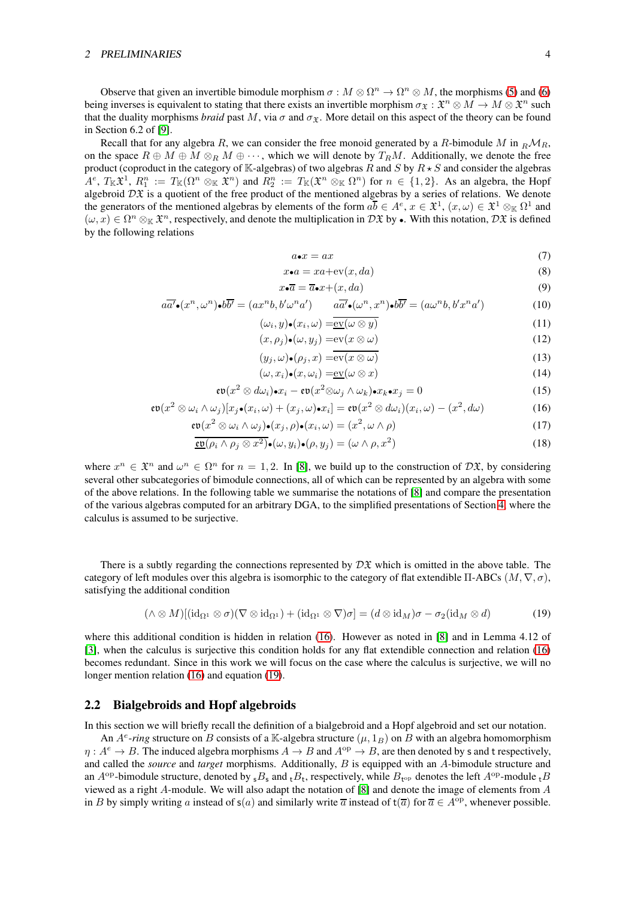Observe that given an invertible bimodule morphism $\sigma : M \otimes \Omega^n \to \Omega^n \otimes M$, the morphisms (5) and (6) being inverses is equivalent to stating that there exists an invertible morphism $\sigma_{\mathfrak{X}} : \mathfrak{X}^n \otimes M \to M \otimes \mathfrak{X}^n$ such that the duality morphisms *braid* past $M$, via $\sigma$ and $\sigma_{\mathfrak{X}}$. More detail on this aspect of the theory can be found in Section 6.2 of [9].

Recall that for any algebra $R$, we can consider the free monoid generated by a $R$-bimodule $M$ in ${}_R\mathcal{M}_R$, on the space $R \oplus M \oplus M \otimes_R M \oplus \cdots$, which we will denote by $T_R M$. Additionally, we denote the free product (coproduct in the category of $\mathbb{K}$-algebras) of two algebras $R$ and $S$ by $R \star S$ and consider the algebras $A^e$, $T_{\mathbb{K}}\mathfrak{X}^1$, $R_1^n := T_{\mathbb{K}}(\Omega^n \otimes_{\mathbb{K}} \mathfrak{X}^n)$ and $R_2^n := T_{\mathbb{K}}(\mathfrak{X}^n \otimes_{\mathbb{K}} \Omega^n)$ for $n \in \{1, 2\}$. As an algebra, the Hopf algebroid $\mathcal{D}\mathfrak{X}$ is a quotient of the free product of the mentioned algebras by a series of relations. We denote the generators of the mentioned algebras by elements of the form $a\overline{b} \in A^e$, $x \in \mathfrak{X}^1$, $(x, \omega) \in \mathfrak{X}^1 \otimes_{\mathbb{K}} \Omega^1$ and $(\omega, x) \in \Omega^n \otimes_{\mathbb{K}} \mathfrak{X}^n$, respectively, and denote the multiplication in $\mathcal{D}\mathfrak{X}$ by $\bullet$. With this notation, $\mathcal{D}\mathfrak{X}$ is defined by the following relations

$$a \bullet x = ax \tag{7}$$

$$x \bullet a = xa + \mathrm{ev}(x, da) \tag{8}$$

$$x \bullet \overline{a} = \overline{a} \bullet x + (x, da) \tag{9}$$

$$a\overline{a'} \bullet (x^n, \omega^n) \bullet b\overline{b'} = (ax^n b, b'\omega^n a') \qquad a\overline{a'} \bullet (\omega^n, x^n) \bullet b\overline{b'} = (a\omega^n b, b'x^n a') \tag{10}$$

$$(\omega_i, y) \bullet (x_i, \omega) = \overline{\underline{\mathrm{ev}}(\omega \otimes y)} \tag{11}$$

$$(x, \rho_j) \bullet (\omega, y_j) = \mathrm{ev}(x \otimes \omega) \tag{12}$$

$$(y_j, \omega) \bullet (\rho_j, x) = \overline{\mathrm{ev}(x \otimes \omega)} \tag{13}$$

$$(\omega, x_i) \bullet (x, \omega_i) = \underline{\mathrm{ev}}(\omega \otimes x) \tag{14}$$

$$\mathfrak{ev}(x^2 \otimes d\omega_i) \bullet x_i - \mathfrak{ev}(x^2 \otimes \omega_j \wedge \omega_k) \bullet x_k \bullet x_j = 0 \tag{15}$$

$$\mathfrak{ev}(x^2 \otimes \omega_i \wedge \omega_j)[x_j \bullet (x_i, \omega) + (x_j, \omega) \bullet x_i] = \mathfrak{ev}(x^2 \otimes d\omega_i)(x_i, \omega) - (x^2, d\omega) \tag{16}$$

$$\mathfrak{ev}(x^2 \otimes \omega_i \wedge \omega_j) \bullet (x_j, \rho) \bullet (x_i, \omega) = (x^2, \omega \wedge \rho) \tag{17}$$

$$\overline{\underline{\mathfrak{ev}}(\rho_i \wedge \rho_j \otimes x^2)} \bullet (\omega, y_i) \bullet (\rho, y_j) = (\omega \wedge \rho, x^2) \tag{18}$$

where $x^n \in \mathfrak{X}^n$ and $\omega^n \in \Omega^n$ for $n = 1, 2$. In [8], we build up to the construction of $\mathcal{D}\mathfrak{X}$, by considering several other subcategories of bimodule connections, all of which can be represented by an algebra with some of the above relations. In the following table we summarise the notations of [8] and compare the presentation of the various algebras computed for an arbitrary DGA, to the simplified presentations of Section 4, where the calculus is assumed to be surjective.

There is a subtly regarding the connections represented by $\mathcal{D}\mathfrak{X}$ which is omitted in the above table. The category of left modules over this algebra is isomorphic to the category of flat extendible $\Pi$-ABCs $(M, \nabla, \sigma)$, satisfying the additional condition

$$(\wedge \otimes M)[(\mathrm{id}_{\Omega^1} \otimes \sigma)(\nabla \otimes \mathrm{id}_{\Omega^1}) + (\mathrm{id}_{\Omega^1} \otimes \nabla)\sigma] = (d \otimes \mathrm{id}_M)\sigma - \sigma_2(\mathrm{id}_M \otimes d) \tag{19}$$

where this additional condition is hidden in relation (16). However as noted in [8] and in Lemma 4.12 of [3], when the calculus is surjective this condition holds for any flat extendible connection and relation (16) becomes redundant. Since in this work we will focus on the case where the calculus is surjective, we will no longer mention relation (16) and equation (19).

## 2.2 Bialgebroids and Hopf algebroids

In this section we will briefly recall the definition of a bialgebroid and a Hopf algebroid and set our notation.

An $A^e$*-ring* structure on $B$ consists of a $\mathbb{K}$-algebra structure $(\mu, 1_B)$ on $B$ with an algebra homomorphism $\eta : A^e \to B$. The induced algebra morphisms $A \to B$ and $A^{\mathrm{op}} \to B$, are then denoted by $\mathsf{s}$ and $\mathsf{t}$ respectively, and called the *source* and *target* morphisms. Additionally, $B$ is equipped with an $A$-bimodule structure and an $A^{\mathrm{op}}$-bimodule structure, denoted by ${}_{\mathsf{s}}B_{\mathsf{s}}$ and ${}_{\mathsf{t}}B_{\mathsf{t}}$, respectively, while $B_{\mathsf{t}^{\mathrm{op}}}$ denotes the left $A^{\mathrm{op}}$-module ${}_{\mathsf{t}}B$ viewed as a right $A$-module. We will also adapt the notation of [8] and denote the image of elements from $A$ in $B$ by simply writing $a$ instead of $\mathsf{s}(a)$ and similarly write $\overline{a}$ instead of $\mathsf{t}(\overline{a})$ for $\overline{a} \in A^{\mathrm{op}}$, whenever possible.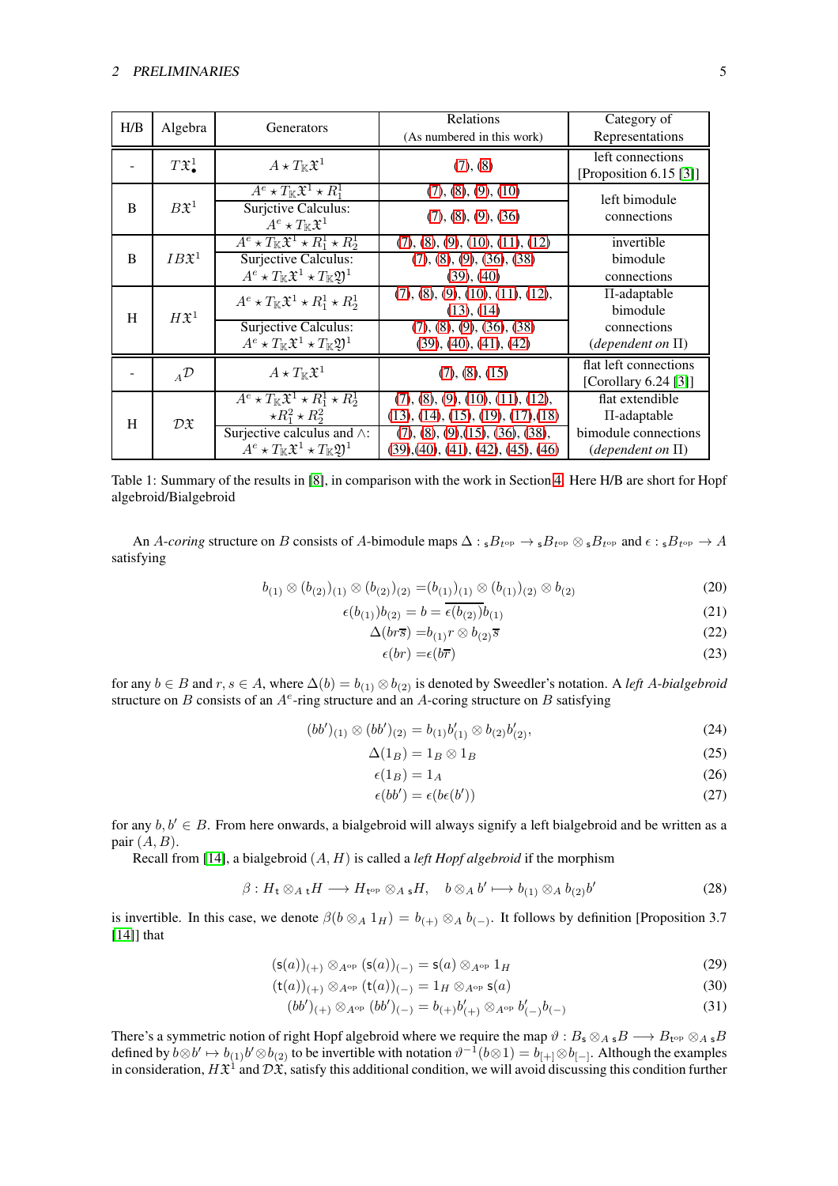| H/B | Algebra | Generators | Relations (As numbered in this work) | Category of Representations |
|---|---|---|---|---|
| - | $T\mathfrak{X}^1_\bullet$ | $A \star T_\mathbb{K}\mathfrak{X}^1$ | (7), (8) | left connections [Proposition 6.15 [3]] |
| B | $B\mathfrak{X}^1$ | $A^e \star T_\mathbb{K}\mathfrak{X}^1 \star R^1_1$ | (7), (8), (9), (10) | left bimodule connections |
| | | Surjctive Calculus: $A^e \star T_\mathbb{K}\mathfrak{X}^1$ | (7), (8), (9), (36) | |
| B | $IB\mathfrak{X}^1$ | $A^e \star T_\mathbb{K}\mathfrak{X}^1 \star R^1_1 \star R^1_2$ | (7), (8), (9), (10), (11), (12) | invertible bimodule connections |
| | | Surjective Calculus: $A^e \star T_\mathbb{K}\mathfrak{X}^1 \star T_\mathbb{K}\mathfrak{Y}^1$ | (7), (8), (9), (36), (38) (39), (40) | |
| H | $H\mathfrak{X}^1$ | $A^e \star T_\mathbb{K}\mathfrak{X}^1 \star R^1_1 \star R^1_2$ | (7), (8), (9), (10), (11), (12), (13), (14) | $\Pi$-adaptable bimodule connections (*dependent on* $\Pi$) |
| | | Surjective Calculus: $A^e \star T_\mathbb{K}\mathfrak{X}^1 \star T_\mathbb{K}\mathfrak{Y}^1$ | (7), (8), (9), (36), (38) (39), (40), (41), (42) | |
| - | ${}_A\mathcal{D}$ | $A \star T_\mathbb{K}\mathfrak{X}^1$ | (7), (8), (15) | flat left connections [Corollary 6.24 [3]] |
| H | $\mathcal{D}\mathfrak{X}$ | $A^e \star T_\mathbb{K}\mathfrak{X}^1 \star R^1_1 \star R^1_2 \star R^2_1 \star R^2_2$ | (7), (8), (9), (10), (11), (12), (13), (14), (15), (19), (17),(18) | flat extendible $\Pi$-adaptable bimodule connections (*dependent on* $\Pi$) |
| | | Surjective calculus and $\wedge$: $A^e \star T_\mathbb{K}\mathfrak{X}^1 \star T_\mathbb{K}\mathfrak{Y}^1$ | (7), (8), (9),(15), (36), (38), (39),(40), (41), (42), (45), (46) | |

Table 1: Summary of the results in [8], in comparison with the work in Section 4. Here H/B are short for Hopf algebroid/Bialgebroid

An $A$-*coring* structure on $B$ consists of $A$-bimodule maps $\Delta : {}_\mathsf{s}B_{\mathsf{t}^{\rm op}} \to {}_\mathsf{s}B_{\mathsf{t}^{\rm op}} \otimes {}_\mathsf{s}B_{\mathsf{t}^{\rm op}}$ and $\epsilon : {}_\mathsf{s}B_{\mathsf{t}^{\rm op}} \to A$ satisfying

$$
\begin{aligned}
b_{(1)} \otimes (b_{(2)})_{(1)} \otimes (b_{(2)})_{(2)} &= (b_{(1)})_{(1)} \otimes (b_{(1)})_{(2)} \otimes b_{(2)} && (20)\\
\epsilon(b_{(1)})b_{(2)} = b &= \overline{\epsilon(b_{(2)})}b_{(1)} && (21)\\
\Delta(br\overline{s}) &= b_{(1)}r \otimes b_{(2)}\overline{s} && (22)\\
\epsilon(br) &= \epsilon(b\overline{r}) && (23)
\end{aligned}
$$

for any $b \in B$ and $r, s \in A$, where $\Delta(b) = b_{(1)} \otimes b_{(2)}$ is denoted by Sweedler's notation. A *left A-bialgebroid* structure on $B$ consists of an $A^e$-ring structure and an $A$-coring structure on $B$ satisfying

$$
\begin{aligned}
(bb')_{(1)} \otimes (bb')_{(2)} &= b_{(1)}b'_{(1)} \otimes b_{(2)}b'_{(2)}, && (24)\\
\Delta(1_B) &= 1_B \otimes 1_B && (25)\\
\epsilon(1_B) &= 1_A && (26)\\
\epsilon(bb') &= \epsilon(b\epsilon(b')) && (27)
\end{aligned}
$$

for any $b, b' \in B$. From here onwards, a bialgebroid will always signify a left bialgebroid and be written as a pair $(A, B)$.

Recall from [14], a bialgebroid $(A, H)$ is called a *left Hopf algebroid* if the morphism

$$
\beta : H_\mathsf{t} \otimes_A {}_\mathsf{t}H \longrightarrow H_{\mathsf{t}^{\rm op}} \otimes_A {}_\mathsf{s}H, \quad b \otimes_A b' \longmapsto b_{(1)} \otimes_A b_{(2)}b' \tag{28}
$$

is invertible. In this case, we denote $\beta(b \otimes_A 1_H) = b_{(+)} \otimes_A b_{(-)}$. It follows by definition [Proposition 3.7 [14]] that

$$
\begin{aligned}
(\mathsf{s}(a))_{(+)} \otimes_{A^{\rm op}} (\mathsf{s}(a))_{(-)} &= \mathsf{s}(a) \otimes_{A^{\rm op}} 1_H && (29)\\
(\mathsf{t}(a))_{(+)} \otimes_{A^{\rm op}} (\mathsf{t}(a))_{(-)} &= 1_H \otimes_{A^{\rm op}} \mathsf{s}(a) && (30)\\
(bb')_{(+)} \otimes_{A^{\rm op}} (bb')_{(-)} &= b_{(+)}b'_{(+)} \otimes_{A^{\rm op}} b'_{(-)}b_{(-)} && (31)
\end{aligned}
$$

There's a symmetric notion of right Hopf algebroid where we require the map $\vartheta : B_\mathsf{s} \otimes_A {}_\mathsf{s}B \longrightarrow B_{\mathsf{t}^{\rm op}} \otimes_A {}_\mathsf{s}B$ defined by $b \otimes b' \mapsto b_{(1)}b' \otimes b_{(2)}$ to be invertible with notation $\vartheta^{-1}(b \otimes 1) = b_{[+]} \otimes b_{[-]}$. Although the examples in consideration, $H\mathfrak{X}^1$ and $\mathcal{D}\mathfrak{X}$, satisfy this additional condition, we will avoid discussing this condition further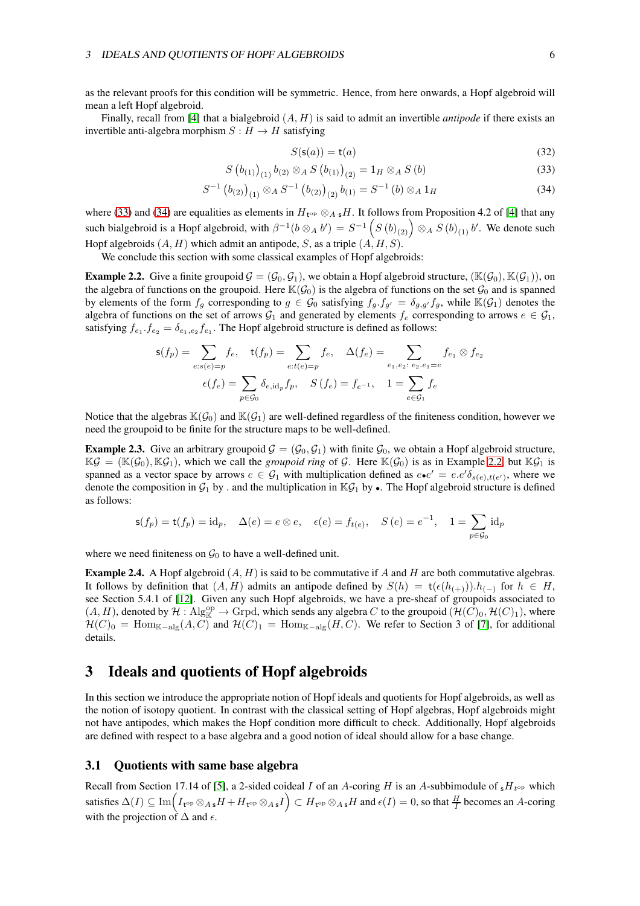as the relevant proofs for this condition will be symmetric. Hence, from here onwards, a Hopf algebroid will mean a left Hopf algebroid.

Finally, recall from [4] that a bialgebroid $(A, H)$ is said to admit an invertible *antipode* if there exists an invertible anti-algebra morphism $S : H \to H$ satisfying

$$S(\mathsf{s}(a)) = \mathsf{t}(a) \tag{32}$$

$$S\left(b_{(1)}\right)_{(1)} b_{(2)} \otimes_A S\left(b_{(1)}\right)_{(2)} = 1_H \otimes_A S\left(b\right) \tag{33}$$

$$S^{-1}\left(b_{(2)}\right)_{(1)} \otimes_A S^{-1}\left(b_{(2)}\right)_{(2)} b_{(1)} = S^{-1}\left(b\right) \otimes_A 1_H \tag{34}$$

where (33) and (34) are equalities as elements in $H_{\mathsf{t}^{\mathrm{op}}} \otimes_{A\,\mathsf{s}} H$. It follows from Proposition 4.2 of [4] that any such bialgebroid is a Hopf algebroid, with $\beta^{-1}(b \otimes_A b') = S^{-1}\left(S\left(b\right)_{(2)}\right) \otimes_A S\left(b\right)_{(1)} b'$. We denote such Hopf algebroids $(A, H)$ which admit an antipode, $S$, as a triple $(A, H, S)$.

We conclude this section with some classical examples of Hopf algebroids:

**Example 2.2.** Give a finite groupoid $\mathcal{G} = (\mathcal{G}_0, \mathcal{G}_1)$, we obtain a Hopf algebroid structure, $(\mathbb{K}(\mathcal{G}_0), \mathbb{K}(\mathcal{G}_1))$, on the algebra of functions on the groupoid. Here $\mathbb{K}(\mathcal{G}_0)$ is the algebra of functions on the set $\mathcal{G}_0$ and is spanned by elements of the form $f_g$ corresponding to $g \in \mathcal{G}_0$ satisfying $f_g.f_{g'} = \delta_{g,g'} f_g$, while $\mathbb{K}(\mathcal{G}_1)$ denotes the algebra of functions on the set of arrows $\mathcal{G}_1$ and generated by elements $f_e$ corresponding to arrows $e \in \mathcal{G}_1$, satisfying $f_{e_1}.f_{e_2} = \delta_{e_1,e_2} f_{e_1}$. The Hopf algebroid structure is defined as follows:

$$\mathsf{s}(f_p) = \sum_{e: s(e) = p} f_e, \quad \mathsf{t}(f_p) = \sum_{e: t(e) = p} f_e, \quad \Delta(f_e) = \sum_{e_1, e_2:\ e_2.e_1 = e} f_{e_1} \otimes f_{e_2}$$

$$\epsilon(f_e) = \sum_{p \in \mathcal{G}_0} \delta_{e, \mathrm{id}_p} f_p, \quad S\left(f_e\right) = f_{e^{-1}}, \quad 1 = \sum_{e \in \mathcal{G}_1} f_e$$

Notice that the algebras $\mathbb{K}(\mathcal{G}_0)$ and $\mathbb{K}(\mathcal{G}_1)$ are well-defined regardless of the finiteness condition, however we need the groupoid to be finite for the structure maps to be well-defined.

**Example 2.3.** Give an arbitrary groupoid $\mathcal{G} = (\mathcal{G}_0, \mathcal{G}_1)$ with finite $\mathcal{G}_0$, we obtain a Hopf algebroid structure, $\mathbb{K}\mathcal{G} = (\mathbb{K}(\mathcal{G}_0), \mathbb{K}\mathcal{G}_1)$, which we call the *groupoid ring* of $\mathcal{G}$. Here $\mathbb{K}(\mathcal{G}_0)$ is as in Example 2.2, but $\mathbb{K}\mathcal{G}_1$ is spanned as a vector space by arrows $e \in \mathcal{G}_1$ with multiplication defined as $e{\bullet}e' = e.e'\delta_{s(e),t(e')}$, where we denote the composition in $\mathcal{G}_1$ by . and the multiplication in $\mathbb{K}\mathcal{G}_1$ by $\bullet$. The Hopf algebroid structure is defined as follows:

$$\mathsf{s}(f_p) = \mathsf{t}(f_p) = \mathrm{id}_p, \quad \Delta(e) = e \otimes e, \quad \epsilon(e) = f_{t(e)}, \quad S\left(e\right) = e^{-1}, \quad 1 = \sum_{p \in \mathcal{G}_0} \mathrm{id}_p$$

where we need finiteness on $\mathcal{G}_0$ to have a well-defined unit.

**Example 2.4.** A Hopf algebroid $(A, H)$ is said to be commutative if $A$ and $H$ are both commutative algebras. It follows by definition that $(A, H)$ admits an antipode defined by $S(h) = \mathsf{t}(\epsilon(h_{(+)})).h_{(-)}$ for $h \in H$, see Section 5.4.1 of [12]. Given any such Hopf algebroids, we have a pre-sheaf of groupoids associated to $(A, H)$, denoted by $\mathcal{H} : \mathrm{Alg}_{\mathbb{K}}^{\mathrm{op}} \to \mathrm{Grpd}$, which sends any algebra $C$ to the groupoid $(\mathcal{H}(C)_0, \mathcal{H}(C)_1)$, where $\mathcal{H}(C)_0 = \mathrm{Hom}_{\mathbb{K}-\mathrm{alg}}(A, C)$ and $\mathcal{H}(C)_1 = \mathrm{Hom}_{\mathbb{K}-\mathrm{alg}}(H, C)$. We refer to Section 3 of [7], for additional details.

# 3 Ideals and quotients of Hopf algebroids

In this section we introduce the appropriate notion of Hopf ideals and quotients for Hopf algebroids, as well as the notion of isotopy quotient. In contrast with the classical setting of Hopf algebras, Hopf algebroids might not have antipodes, which makes the Hopf condition more difficult to check. Additionally, Hopf algebroids are defined with respect to a base algebra and a good notion of ideal should allow for a base change.

## 3.1 Quotients with same base algebra

Recall from Section 17.14 of [5], a 2-sided coideal $I$ of an $A$-coring $H$ is an $A$-subbimodule of ${}_{\mathsf{s}}H_{t^{\mathrm{op}}}$ which satisfies $\Delta(I) \subseteq \mathrm{Im}\Big(I_{\mathsf{t}^{\mathrm{op}}} \otimes_{A\,\mathsf{s}} H + H_{\mathsf{t}^{\mathrm{op}}} \otimes_{A\,\mathsf{s}} I\Big) \subset H_{\mathsf{t}^{\mathrm{op}}} \otimes_{A\,\mathsf{s}} H$ and $\epsilon(I) = 0$, so that $\frac{H}{I}$ becomes an $A$-coring with the projection of $\Delta$ and $\epsilon$.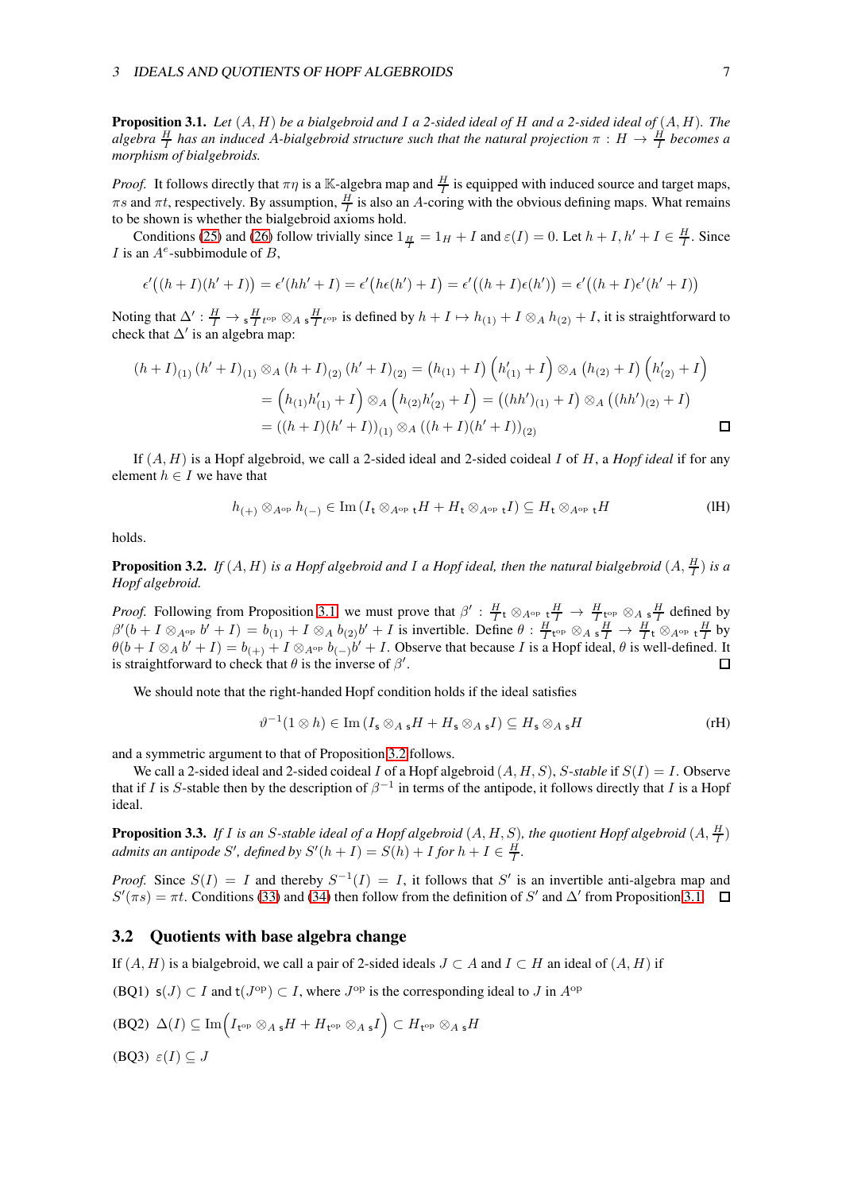**Proposition 3.1.** *Let $(A, H)$ be a bialgebroid and $I$ a 2-sided ideal of $H$ and a 2-sided ideal of $(A, H)$. The algebra $\frac{H}{I}$ has an induced $A$-bialgebroid structure such that the natural projection $\pi : H \to \frac{H}{I}$ becomes a morphism of bialgebroids.*

*Proof.* It follows directly that $\pi\eta$ is a $\mathbb{K}$-algebra map and $\frac{H}{I}$ is equipped with induced source and target maps, $\pi s$ and $\pi t$, respectively. By assumption, $\frac{H}{I}$ is also an $A$-coring with the obvious defining maps. What remains to be shown is whether the bialgebroid axioms hold.

Conditions (25) and (26) follow trivially since $1_{\frac{H}{I}} = 1_H + I$ and $\varepsilon(I) = 0$. Let $h + I, h' + I \in \frac{H}{I}$. Since $I$ is an $A^e$-subbimodule of $B$,

$$\epsilon'\big((h+I)(h'+I)\big) = \epsilon'\big(hh'+I\big) = \epsilon'\big(h\epsilon(h')+I\big) = \epsilon'\big((h+I)\epsilon(h')\big) = \epsilon'\big((h+I)\epsilon'(h'+I)\big)$$

Noting that $\Delta' : \frac{H}{I} \to {}_{\mathsf{s}}\frac{H}{I}{}_{t^{\mathrm{op}}} \otimes_A {}_{\mathsf{s}}\frac{H}{I}{}_{t^{\mathrm{op}}}$ is defined by $h + I \mapsto h_{(1)} + I \otimes_A h_{(2)} + I$, it is straightforward to check that $\Delta'$ is an algebra map:

$$\begin{aligned}
(h+I)_{(1)}\,(h'+I)_{(1)} \otimes_A (h+I)_{(2)}\,(h'+I)_{(2)} &= \big(h_{(1)}+I\big)\Big(h'_{(1)}+I\Big) \otimes_A \big(h_{(2)}+I\big)\Big(h'_{(2)}+I\Big) \\
&= \Big(h_{(1)}h'_{(1)}+I\Big) \otimes_A \Big(h_{(2)}h'_{(2)}+I\Big) = \big((hh')_{(1)}+I\big) \otimes_A \big((hh')_{(2)}+I\big) \\
&= \big((h+I)(h'+I)\big)_{(1)} \otimes_A \big((h+I)(h'+I)\big)_{(2)}
\end{aligned}$$

□

If $(A, H)$ is a Hopf algebroid, we call a 2-sided ideal and 2-sided coideal $I$ of $H$, a *Hopf ideal* if for any element $h \in I$ we have that

$$h_{(+)} \otimes_{A^{\mathrm{op}}} h_{(-)} \in \mathrm{Im}\,(I_{\mathsf{t}} \otimes_{A^{\mathrm{op}}} {}_{\mathsf{t}}H + H_{\mathsf{t}} \otimes_{A^{\mathrm{op}}} {}_{\mathsf{t}}I) \subseteq H_{\mathsf{t}} \otimes_{A^{\mathrm{op}}} {}_{\mathsf{t}}H \tag{lH}$$

holds.

**Proposition 3.2.** *If $(A, H)$ is a Hopf algebroid and $I$ a Hopf ideal, then the natural bialgebroid $(A, \frac{H}{I})$ is a Hopf algebroid.*

*Proof.* Following from Proposition 3.1 we must prove that $\beta' : \frac{H}{I}{}_{\mathsf{t}} \otimes_{A^{\mathrm{op}}} {}_{\mathsf{t}}\frac{H}{I} \to \frac{H}{I}{}_{\mathsf{t}^{\mathrm{op}}} \otimes_A {}_{\mathsf{s}}\frac{H}{I}$ defined by $\beta'(b + I \otimes_{A^{\mathrm{op}}} b' + I) = b_{(1)} + I \otimes_A b_{(2)}b' + I$ is invertible. Define $\theta : \frac{H}{I}{}_{\mathsf{t}^{\mathrm{op}}} \otimes_A {}_{\mathsf{s}}\frac{H}{I} \to \frac{H}{I}{}_{\mathsf{t}} \otimes_{A^{\mathrm{op}}} {}_{\mathsf{t}}\frac{H}{I}$ by $\theta(b + I \otimes_A b' + I) = b_{(+)} + I \otimes_{A^{\mathrm{op}}} b_{(-)}b' + I$. Observe that because $I$ is a Hopf ideal, $\theta$ is well-defined. It is straightforward to check that $\theta$ is the inverse of $\beta'$. □

We should note that the right-handed Hopf condition holds if the ideal satisfies

$$\vartheta^{-1}(1 \otimes h) \in \mathrm{Im}\,(I_{\mathsf{s}} \otimes_A {}_{\mathsf{s}}H + H_{\mathsf{s}} \otimes_A {}_{\mathsf{s}}I) \subseteq H_{\mathsf{s}} \otimes_A {}_{\mathsf{s}}H \tag{rH}$$

and a symmetric argument to that of Proposition 3.2 follows.

We call a 2-sided ideal and 2-sided coideal $I$ of a Hopf algebroid $(A, H, S)$, *$S$-stable* if $S(I) = I$. Observe that if $I$ is $S$-stable then by the description of $\beta^{-1}$ in terms of the antipode, it follows directly that $I$ is a Hopf ideal.

**Proposition 3.3.** *If $I$ is an $S$-stable ideal of a Hopf algebroid $(A, H, S)$, the quotient Hopf algebroid $(A, \frac{H}{I})$ admits an antipode $S'$, defined by $S'(h + I) = S(h) + I$ for $h + I \in \frac{H}{I}$.*

*Proof.* Since $S(I) = I$ and thereby $S^{-1}(I) = I$, it follows that $S'$ is an invertible anti-algebra map and $S'(\pi s) = \pi t$. Conditions (33) and (34) then follow from the definition of $S'$ and $\Delta'$ from Proposition 3.1. □

## 3.2 Quotients with base algebra change

If $(A, H)$ is a bialgebroid, we call a pair of 2-sided ideals $J \subset A$ and $I \subset H$ an ideal of $(A, H)$ if

(BQ1) $\mathsf{s}(J) \subset I$ and $\mathsf{t}(J^{\mathrm{op}}) \subset I$, where $J^{\mathrm{op}}$ is the corresponding ideal to $J$ in $A^{\mathrm{op}}$

(BQ2) $\Delta(I) \subseteq \mathrm{Im}\Big(I_{\mathsf{t}^{\mathrm{op}}} \otimes_A {}_{\mathsf{s}}H + H_{\mathsf{t}^{\mathrm{op}}} \otimes_A {}_{\mathsf{s}}I\Big) \subset H_{\mathsf{t}^{\mathrm{op}}} \otimes_A {}_{\mathsf{s}}H$

(BQ3) $\varepsilon(I) \subseteq J$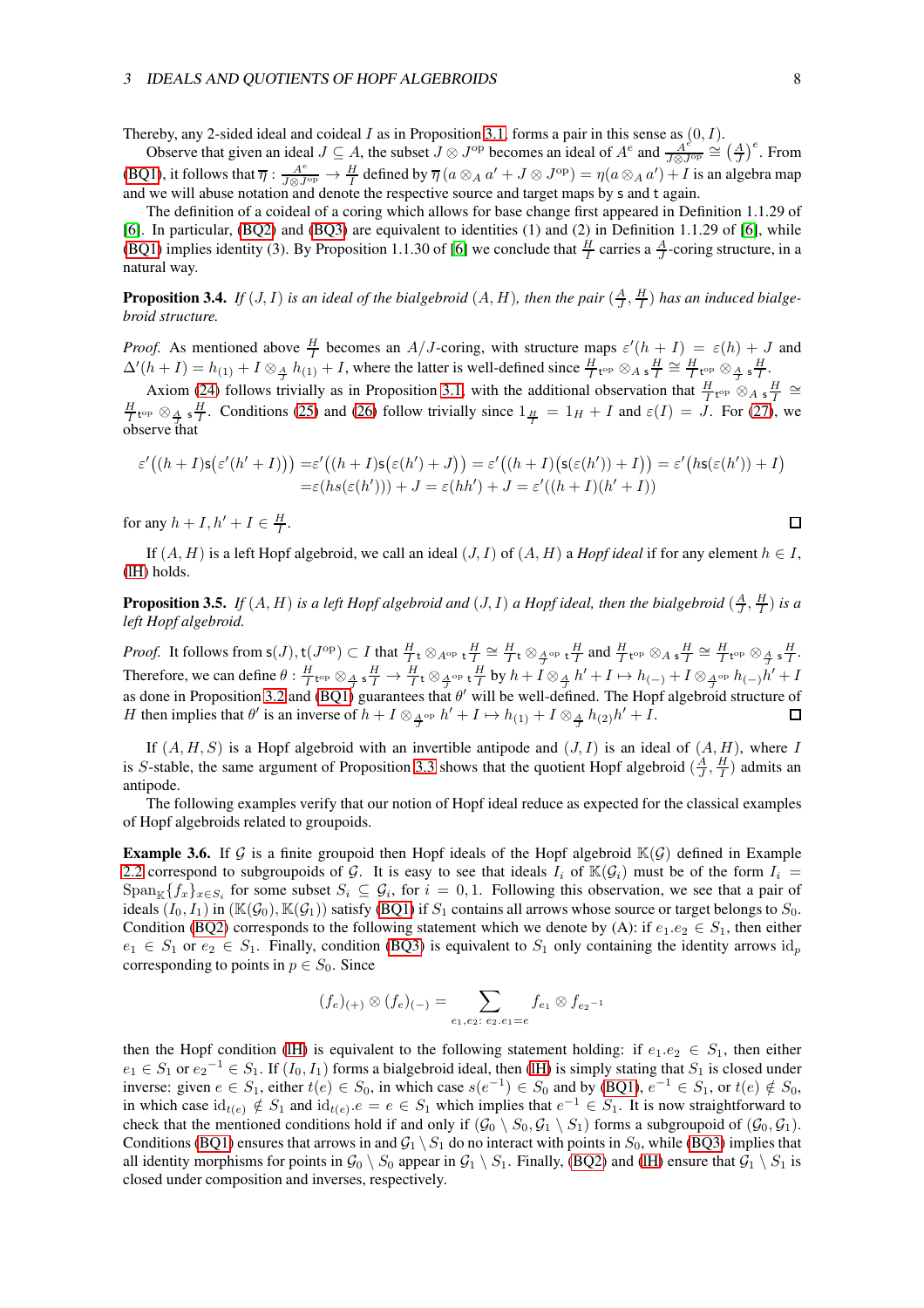Thereby, any 2-sided ideal and coideal $I$ as in Proposition 3.1, forms a pair in this sense as $(0, I)$.

Observe that given an ideal $J \subseteq A$, the subset $J \otimes J^{\mathrm{op}}$ becomes an ideal of $A^e$ and $\frac{A^e}{J\otimes J^{\mathrm{op}}} \cong \left(\frac{A}{J}\right)^e$. From (BQ1), it follows that $\overline{\eta} : \frac{A^e}{J\otimes J^{\mathrm{op}}} \to \frac{H}{I}$ defined by $\overline{\eta}\left(a \otimes_A a' + J \otimes J^{\mathrm{op}}\right) = \eta(a \otimes_A a') + I$ is an algebra map and we will abuse notation and denote the respective source and target maps by $\mathsf{s}$ and $\mathsf{t}$ again.

The definition of a coideal of a coring which allows for base change first appeared in Definition 1.1.29 of [6]. In particular, (BQ2) and (BQ3) are equivalent to identities (1) and (2) in Definition 1.1.29 of [6], while (BQ1) implies identity (3). By Proposition 1.1.30 of [6] we conclude that $\frac{H}{I}$ carries a $\frac{A}{J}$-coring structure, in a natural way.

**Proposition 3.4.** *If $(J, I)$ is an ideal of the bialgebroid $(A, H)$, then the pair $(\frac{A}{J}, \frac{H}{I})$ has an induced bialgebroid structure.*

*Proof.* As mentioned above $\frac{H}{I}$ becomes an $A/J$-coring, with structure maps $\varepsilon'(h + I) = \varepsilon(h) + J$ and $\Delta'(h + I) = h_{(1)} + I \otimes_{\frac{A}{J}} h_{(1)} + I$, where the latter is well-defined since $\frac{H}{I}{}_{\mathsf{t}^{\mathrm{op}}} \otimes_A {}_{\mathsf{s}}\frac{H}{I} \cong \frac{H}{I}{}_{\mathsf{t}^{\mathrm{op}}} \otimes_{\frac{A}{J}} {}_{\mathsf{s}}\frac{H}{I}$.

Axiom (24) follows trivially as in Proposition 3.1, with the additional observation that $\frac{H}{I}{}_{\mathsf{t}^{\mathrm{op}}} \otimes_A {}_{\mathsf{s}}\frac{H}{I} \cong \frac{H}{I}{}_{\mathsf{t}^{\mathrm{op}}} \otimes_{\frac{A}{J}} {}_{\mathsf{s}}\frac{H}{I}$. Conditions (25) and (26) follow trivially since $1_{\frac{H}{I}} = 1_H + I$ and $\varepsilon(I) = J$. For (27), we observe that

$$
\begin{aligned}
\varepsilon'\big((h + I)\mathsf{s}(\varepsilon'(h' + I))\big) =& \varepsilon'\big((h + I)\mathsf{s}\big(\varepsilon(h') + J\big)\big) = \varepsilon'\big((h + I)\big(\mathsf{s}(\varepsilon(h')) + I\big)\big) = \varepsilon'\big(h\mathsf{s}(\varepsilon(h')) + I\big)\\
=& \varepsilon(h\mathsf{s}(\varepsilon(h'))) + J = \varepsilon(hh') + J = \varepsilon'((h + I)(h' + I))
\end{aligned}
$$

for any $h + I, h' + I \in \frac{H}{I}$. ∎

If $(A, H)$ is a left Hopf algebroid, we call an ideal $(J, I)$ of $(A, H)$ a *Hopf ideal* if for any element $h \in I$, (IH) holds.

**Proposition 3.5.** *If $(A, H)$ is a left Hopf algebroid and $(J, I)$ a Hopf ideal, then the bialgebroid $(\frac{A}{J}, \frac{H}{I})$ is a left Hopf algebroid.*

*Proof.* It follows from $\mathsf{s}(J), \mathsf{t}(J^{\mathrm{op}}) \subset I$ that $\frac{H}{I}{}_{\mathsf{t}} \otimes_{A^{\mathrm{op}}} {}_{\mathsf{t}}\frac{H}{I} \cong \frac{H}{I}{}_{\mathsf{t}} \otimes_{\frac{A}{J}^{\mathrm{op}}} {}_{\mathsf{t}}\frac{H}{I}$ and $\frac{H}{I}{}_{\mathsf{t}^{\mathrm{op}}} \otimes_A {}_{\mathsf{s}}\frac{H}{I} \cong \frac{H}{I}{}_{\mathsf{t}^{\mathrm{op}}} \otimes_{\frac{A}{J}} {}_{\mathsf{s}}\frac{H}{I}$. Therefore, we can define $\theta : \frac{H}{I}{}_{\mathsf{t}^{\mathrm{op}}} \otimes_{\frac{A}{J}} {}_{\mathsf{s}}\frac{H}{I} \to \frac{H}{I}{}_{\mathsf{t}} \otimes_{\frac{A}{J}^{\mathrm{op}}} {}_{\mathsf{t}}\frac{H}{I}$ by $h + I \otimes_{\frac{A}{J}} h' + I \mapsto h_{(-)} + I \otimes_{\frac{A}{J}^{\mathrm{op}}} h_{(-)}h' + I$ as done in Proposition 3.2 and (BQ1) guarantees that $\theta'$ will be well-defined. The Hopf algebroid structure of $H$ then implies that $\theta'$ is an inverse of $h + I \otimes_{\frac{A}{J}^{\mathrm{op}}} h' + I \mapsto h_{(1)} + I \otimes_{\frac{A}{J}} h_{(2)}h' + I$. ∎

If $(A, H, S)$ is a Hopf algebroid with an invertible antipode and $(J, I)$ is an ideal of $(A, H)$, where $I$ is $S$-stable, the same argument of Proposition 3.3 shows that the quotient Hopf algebroid $(\frac{A}{J}, \frac{H}{I})$ admits an antipode.

The following examples verify that our notion of Hopf ideal reduce as expected for the classical examples of Hopf algebroids related to groupoids.

**Example 3.6.** If $\mathcal{G}$ is a finite groupoid then Hopf ideals of the Hopf algebroid $\mathbb{K}(\mathcal{G})$ defined in Example 2.2 correspond to subgroupoids of $\mathcal{G}$. It is easy to see that ideals $I_i$ of $\mathbb{K}(\mathcal{G}_i)$ must be of the form $I_i = \mathrm{Span}_{\mathbb{K}}\{f_x\}_{x\in S_i}$ for some subset $S_i \subseteq \mathcal{G}_i$, for $i = 0, 1$. Following this observation, we see that a pair of ideals $(I_0, I_1)$ in $(\mathbb{K}(\mathcal{G}_0), \mathbb{K}(\mathcal{G}_1))$ satisfy (BQ1) if $S_1$ contains all arrows whose source or target belongs to $S_0$. Condition (BQ2) corresponds to the following statement which we denote by (A): if $e_1.e_2 \in S_1$, then either $e_1 \in S_1$ or $e_2 \in S_1$. Finally, condition (BQ3) is equivalent to $S_1$ only containing the identity arrows $\mathrm{id}_p$ corresponding to points in $p \in S_0$. Since

$$
(f_e)_{(+)} \otimes (f_e)_{(-)} = \sum_{e_1, e_2:\ e_2.e_1 = e} f_{e_1} \otimes f_{e_2{}^{-1}}
$$

then the Hopf condition (IH) is equivalent to the following statement holding: if $e_1.e_2 \in S_1$, then either $e_1 \in S_1$ or $e_2{}^{-1} \in S_1$. If $(I_0, I_1)$ forms a bialgebroid ideal, then (IH) is simply stating that $S_1$ is closed under inverse: given $e \in S_1$, either $t(e) \in S_0$, in which case $s(e^{-1}) \in S_0$ and by (BQ1), $e^{-1} \in S_1$, or $t(e) \notin S_0$, in which case $\mathrm{id}_{t(e)} \notin S_1$ and $\mathrm{id}_{t(e)}.e = e \in S_1$ which implies that $e^{-1} \in S_1$. It is now straightforward to check that the mentioned conditions hold if and only if $(\mathcal{G}_0 \setminus S_0, \mathcal{G}_1 \setminus S_1)$ forms a subgroupoid of $(\mathcal{G}_0, \mathcal{G}_1)$. Conditions (BQ1) ensures that arrows in and $\mathcal{G}_1 \setminus S_1$ do no interact with points in $S_0$, while (BQ3) implies that all identity morphisms for points in $\mathcal{G}_0 \setminus S_0$ appear in $\mathcal{G}_1 \setminus S_1$. Finally, (BQ2) and (IH) ensure that $\mathcal{G}_1 \setminus S_1$ is closed under composition and inverses, respectively.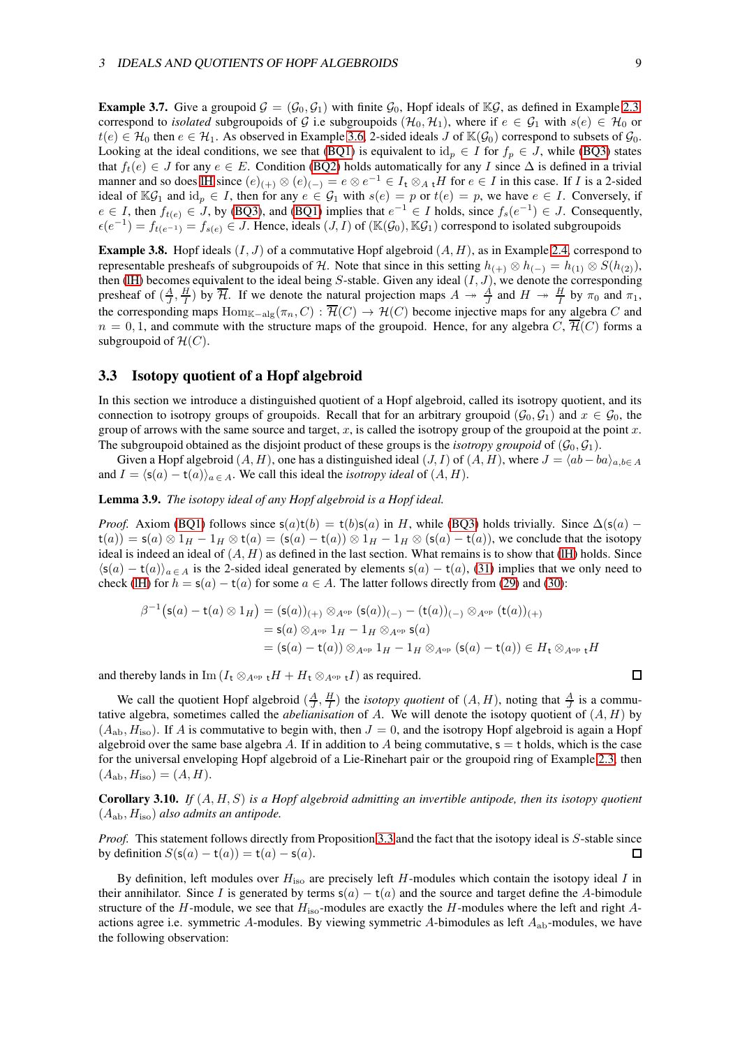**Example 3.7.** Give a groupoid $\mathcal{G} = (\mathcal{G}_0, \mathcal{G}_1)$ with finite $\mathcal{G}_0$, Hopf ideals of $\mathbb{K}\mathcal{G}$, as defined in Example 2.3, correspond to *isolated* subgroupoids of $\mathcal{G}$ i.e subgroupoids $(\mathcal{H}_0, \mathcal{H}_1)$, where if $e \in \mathcal{G}_1$ with $s(e) \in \mathcal{H}_0$ or $t(e) \in \mathcal{H}_0$ then $e \in \mathcal{H}_1$. As observed in Example 3.6, 2-sided ideals $J$ of $\mathbb{K}(\mathcal{G}_0)$ correspond to subsets of $\mathcal{G}_0$. Looking at the ideal conditions, we see that (BQ1) is equivalent to $\mathrm{id}_p \in I$ for $f_p \in J$, while (BQ3) states that $f_t(e) \in J$ for any $e \in E$. Condition (BQ2) holds automatically for any $I$ since $\Delta$ is defined in a trivial manner and so does IH since $(e)_{(+)} \otimes (e)_{(-)} = e \otimes e^{-1} \in I_{\mathsf{t}} \otimes_A {}_{\mathsf{t}}H$ for $e \in I$ in this case. If $I$ is a 2-sided ideal of $\mathbb{K}\mathcal{G}_1$ and $\mathrm{id}_p \in I$, then for any $e \in \mathcal{G}_1$ with $s(e) = p$ or $t(e) = p$, we have $e \in I$. Conversely, if $e \in I$, then $f_{t(e)} \in J$, by (BQ3), and (BQ1) implies that $e^{-1} \in I$ holds, since $f_s(e^{-1}) \in J$. Consequently, $\epsilon(e^{-1}) = f_{t(e^{-1})} = f_{s(e)} \in J$. Hence, ideals $(J, I)$ of $(\mathbb{K}(\mathcal{G}_0), \mathbb{K}\mathcal{G}_1)$ correspond to isolated subgroupoids

**Example 3.8.** Hopf ideals $(I, J)$ of a commutative Hopf algebroid $(A, H)$, as in Example 2.4, correspond to representable presheafs of subgroupoids of $\mathcal{H}$. Note that since in this setting $h_{(+)} \otimes h_{(-)} = h_{(1)} \otimes S(h_{(2)})$, then (IH) becomes equivalent to the ideal being $S$-stable. Given any ideal $(I, J)$, we denote the corresponding presheaf of $(\frac{A}{J}, \frac{H}{I})$ by $\overline{\mathcal{H}}$. If we denote the natural projection maps $A \twoheadrightarrow \frac{A}{J}$ and $H \twoheadrightarrow \frac{H}{I}$ by $\pi_0$ and $\pi_1$, the corresponding maps $\mathrm{Hom}_{\mathbb{K}-\mathrm{alg}}(\pi_n, C) : \overline{\mathcal{H}}(C) \to \mathcal{H}(C)$ become injective maps for any algebra $C$ and $n = 0, 1$, and commute with the structure maps of the groupoid. Hence, for any algebra $C$, $\overline{\mathcal{H}}(C)$ forms a subgroupoid of $\mathcal{H}(C)$.

### 3.3 Isotopy quotient of a Hopf algebroid

In this section we introduce a distinguished quotient of a Hopf algebroid, called its isotropy quotient, and its connection to isotropy groups of groupoids. Recall that for an arbitrary groupoid $(\mathcal{G}_0, \mathcal{G}_1)$ and $x \in \mathcal{G}_0$, the group of arrows with the same source and target, $x$, is called the isotropy group of the groupoid at the point $x$. The subgroupoid obtained as the disjoint product of these groups is the *isotropy groupoid* of $(\mathcal{G}_0, \mathcal{G}_1)$.

Given a Hopf algebroid $(A, H)$, one has a distinguished ideal $(J, I)$ of $(A, H)$, where $J = \langle ab - ba \rangle_{a,b \in A}$ and $I = \langle \mathsf{s}(a) - \mathsf{t}(a) \rangle_{a \in A}$. We call this ideal the *isotopy ideal* of $(A, H)$.

**Lemma 3.9.** *The isotopy ideal of any Hopf algebroid is a Hopf ideal.*

*Proof.* Axiom (BQ1) follows since $\mathsf{s}(a)\mathsf{t}(b) = \mathsf{t}(b)\mathsf{s}(a)$ in $H$, while (BQ3) holds trivially. Since $\Delta(\mathsf{s}(a) - \mathsf{t}(a)) = \mathsf{s}(a) \otimes 1_H - 1_H \otimes \mathsf{t}(a) = (\mathsf{s}(a) - \mathsf{t}(a)) \otimes 1_H - 1_H \otimes (\mathsf{s}(a) - \mathsf{t}(a))$, we conclude that the isotopy ideal is indeed an ideal of $(A, H)$ as defined in the last section. What remains is to show that (IH) holds. Since $\langle \mathsf{s}(a) - \mathsf{t}(a) \rangle_{a \in A}$ is the 2-sided ideal generated by elements $\mathsf{s}(a) - \mathsf{t}(a)$, (31) implies that we only need to check (IH) for $h = \mathsf{s}(a) - \mathsf{t}(a)$ for some $a \in A$. The latter follows directly from (29) and (30):

$$
\begin{aligned}
\beta^{-1}\big(\mathsf{s}(a) - \mathsf{t}(a) \otimes 1_H\big) &= (\mathsf{s}(a))_{(+)} \otimes_{A^{\mathrm{op}}} (\mathsf{s}(a))_{(-)} - (\mathsf{t}(a))_{(-)} \otimes_{A^{\mathrm{op}}} (\mathsf{t}(a))_{(+)} \\
&= \mathsf{s}(a) \otimes_{A^{\mathrm{op}}} 1_H - 1_H \otimes_{A^{\mathrm{op}}} \mathsf{s}(a) \\
&= (\mathsf{s}(a) - \mathsf{t}(a)) \otimes_{A^{\mathrm{op}}} 1_H - 1_H \otimes_{A^{\mathrm{op}}} (\mathsf{s}(a) - \mathsf{t}(a)) \in H_{\mathsf{t}} \otimes_{A^{\mathrm{op}}} {}_{\mathsf{t}}H
\end{aligned}
$$

and thereby lands in $\mathrm{Im}\,(I_{\mathsf{t}} \otimes_{A^{\mathrm{op}}} {}_{\mathsf{t}}H + H_{\mathsf{t}} \otimes_{A^{\mathrm{op}}} {}_{\mathsf{t}}I)$ as required. $\square$

We call the quotient Hopf algebroid $(\frac{A}{J}, \frac{H}{I})$ the *isotopy quotient* of $(A, H)$, noting that $\frac{A}{J}$ is a commutative algebra, sometimes called the *abelianisation* of $A$. We will denote the isotopy quotient of $(A, H)$ by $(A_{\mathrm{ab}}, H_{\mathrm{iso}})$. If $A$ is commutative to begin with, then $J = 0$, and the isotropy Hopf algebroid is again a Hopf algebroid over the same base algebra $A$. If in addition to $A$ being commutative, $\mathsf{s} = \mathsf{t}$ holds, which is the case for the universal enveloping Hopf algebroid of a Lie-Rinehart pair or the groupoid ring of Example 2.3, then $(A_{\mathrm{ab}}, H_{\mathrm{iso}}) = (A, H)$.

**Corollary 3.10.** *If $(A, H, S)$ is a Hopf algebroid admitting an invertible antipode, then its isotopy quotient $(A_{\mathrm{ab}}, H_{\mathrm{iso}})$ also admits an antipode.*

*Proof.* This statement follows directly from Proposition 3.3 and the fact that the isotopy ideal is $S$-stable since by definition $S(\mathsf{s}(a) - \mathsf{t}(a)) = \mathsf{t}(a) - \mathsf{s}(a)$. $\square$

By definition, left modules over $H_{\mathrm{iso}}$ are precisely left $H$-modules which contain the isotopy ideal $I$ in their annihilator. Since $I$ is generated by terms $\mathsf{s}(a) - \mathsf{t}(a)$ and the source and target define the $A$-bimodule structure of the $H$-module, we see that $H_{\mathrm{iso}}$-modules are exactly the $H$-modules where the left and right $A$-actions agree i.e. symmetric $A$-modules. By viewing symmetric $A$-bimodules as left $A_{\mathrm{ab}}$-modules, we have the following observation: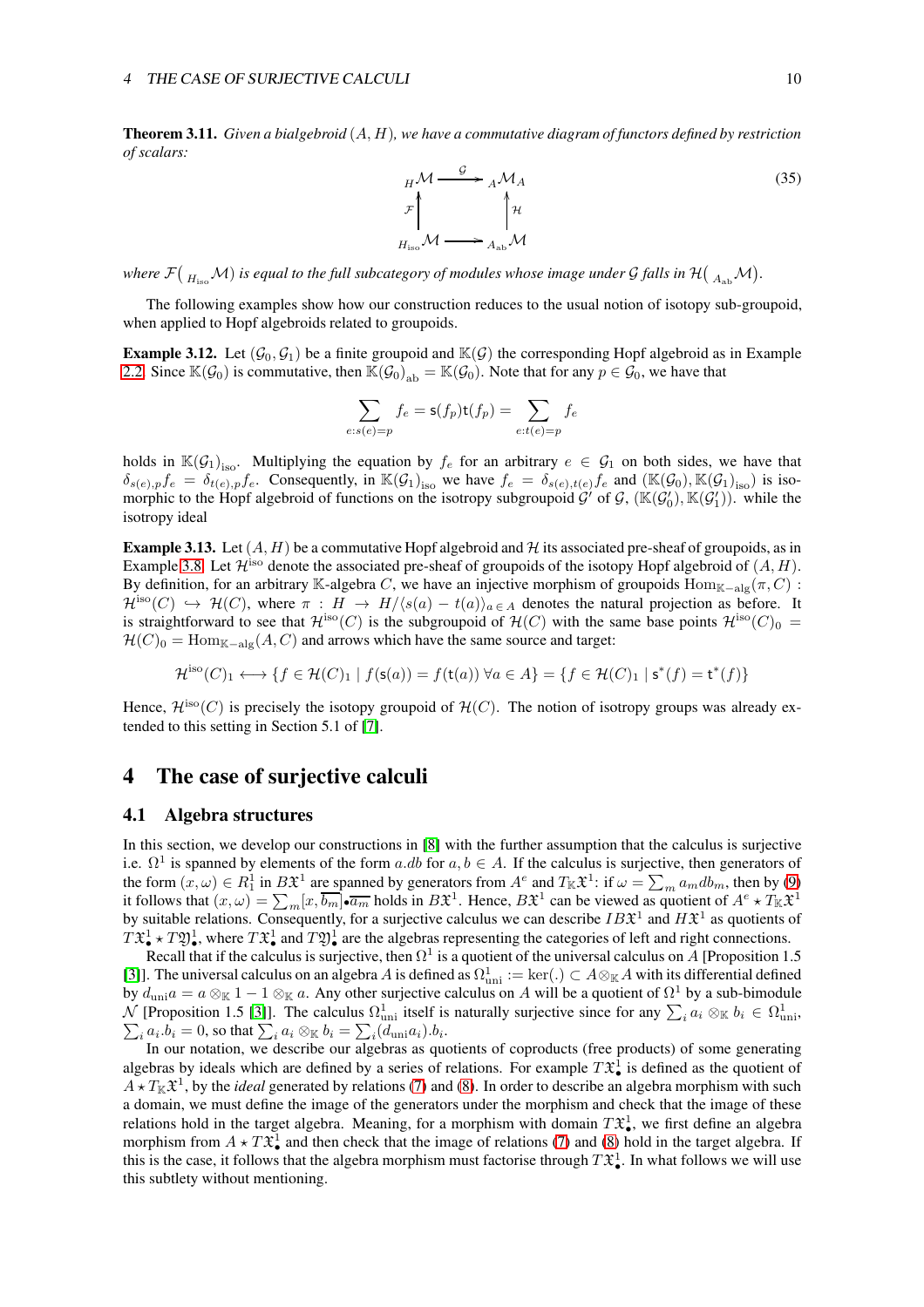**Theorem 3.11.** *Given a bialgebroid $(A,H)$, we have a commutative diagram of functors defined by restriction of scalars:*

$$
\begin{array}{ccc}
{}_H\mathcal{M} & \xrightarrow{\mathcal{G}} & {}_A\mathcal{M}_A \\
\uparrow{\scriptstyle \mathcal{F}} & & \uparrow{\scriptstyle \mathcal{H}} \\
{}_{H_{\mathrm{iso}}}\mathcal{M} & \longrightarrow & {}_{A_{\mathrm{ab}}}\mathcal{M}
\end{array}
\tag{35}
$$

*where $\mathcal{F}\big({}_{H_{\mathrm{iso}}}\mathcal{M}\big)$ is equal to the full subcategory of modules whose image under $\mathcal{G}$ falls in $\mathcal{H}\big({}_{A_{\mathrm{ab}}}\mathcal{M}\big)$.*

The following examples show how our construction reduces to the usual notion of isotopy sub-groupoid, when applied to Hopf algebroids related to groupoids.

**Example 3.12.** Let $(\mathcal{G}_0,\mathcal{G}_1)$ be a finite groupoid and $\mathbb{K}(\mathcal{G})$ the corresponding Hopf algebroid as in Example 2.2. Since $\mathbb{K}(\mathcal{G}_0)$ is commutative, then $\mathbb{K}(\mathcal{G}_0)_{\mathrm{ab}} = \mathbb{K}(\mathcal{G}_0)$. Note that for any $p\in\mathcal{G}_0$, we have that

$$
\sum_{e:s(e)=p} f_e = \mathsf{s}(f_p)\mathsf{t}(f_p) = \sum_{e:t(e)=p} f_e
$$

holds in $\mathbb{K}(\mathcal{G}_1)_{\mathrm{iso}}$. Multiplying the equation by $f_e$ for an arbitrary $e\in\mathcal{G}_1$ on both sides, we have that $\delta_{s(e),p} f_e = \delta_{t(e),p} f_e$. Consequently, in $\mathbb{K}(\mathcal{G}_1)_{\mathrm{iso}}$ we have $f_e = \delta_{s(e),t(e)} f_e$ and $(\mathbb{K}(\mathcal{G}_0),\mathbb{K}(\mathcal{G}_1)_{\mathrm{iso}})$ is isomorphic to the Hopf algebroid of functions on the isotropy subgroupoid $\mathcal{G}'$ of $\mathcal{G}$, $(\mathbb{K}(\mathcal{G}'_0),\mathbb{K}(\mathcal{G}'_1))$. while the isotropy ideal

**Example 3.13.** Let $(A,H)$ be a commutative Hopf algebroid and $\mathcal{H}$ its associated pre-sheaf of groupoids, as in Example 3.8. Let $\mathcal{H}^{\mathrm{iso}}$ denote the associated pre-sheaf of groupoids of the isotopy Hopf algebroid of $(A,H)$. By definition, for an arbitrary $\mathbb{K}$-algebra $C$, we have an injective morphism of groupoids $\mathrm{Hom}_{\mathbb{K}-\mathrm{alg}}(\pi, C) : \mathcal{H}^{\mathrm{iso}}(C) \hookrightarrow \mathcal{H}(C)$, where $\pi : H \to H/\langle s(a)-t(a)\rangle_{a\in A}$ denotes the natural projection as before. It is straightforward to see that $\mathcal{H}^{\mathrm{iso}}(C)$ is the subgroupoid of $\mathcal{H}(C)$ with the same base points $\mathcal{H}^{\mathrm{iso}}(C)_0 = \mathcal{H}(C)_0 = \mathrm{Hom}_{\mathbb{K}-\mathrm{alg}}(A,C)$ and arrows which have the same source and target:

$$
\mathcal{H}^{\mathrm{iso}}(C)_1 \longleftrightarrow \{f\in\mathcal{H}(C)_1 \mid f(\mathsf{s}(a)) = f(\mathsf{t}(a))\ \forall a\in A\} = \{f\in\mathcal{H}(C)_1 \mid \mathsf{s}^*(f) = \mathsf{t}^*(f)\}
$$

Hence, $\mathcal{H}^{\mathrm{iso}}(C)$ is precisely the isotopy groupoid of $\mathcal{H}(C)$. The notion of isotropy groups was already extended to this setting in Section 5.1 of [7].

# 4 The case of surjective calculi

## 4.1 Algebra structures

In this section, we develop our constructions in [8] with the further assumption that the calculus is surjective i.e. $\Omega^1$ is spanned by elements of the form $a.db$ for $a,b\in A$. If the calculus is surjective, then generators of the form $(x,\omega)\in R^1_1$ in $B\mathfrak{X}^1$ are spanned by generators from $A^e$ and $T_{\mathbb{K}}\mathfrak{X}^1$: if $\omega = \sum_m a_m db_m$, then by (9) it follows that $(x,\omega) = \sum_m [x,\overline{b_m}]\bullet\overline{a_m}$ holds in $B\mathfrak{X}^1$. Hence, $B\mathfrak{X}^1$ can be viewed as quotient of $A^e\star T_{\mathbb{K}}\mathfrak{X}^1$ by suitable relations. Consequently, for a surjective calculus we can describe $IB\mathfrak{X}^1$ and $H\mathfrak{X}^1$ as quotients of $T\mathfrak{X}^1_\bullet \star T\mathfrak{Y}^1_\bullet$, where $T\mathfrak{X}^1_\bullet$ and $T\mathfrak{Y}^1_\bullet$ are the algebras representing the categories of left and right connections.

Recall that if the calculus is surjective, then $\Omega^1$ is a quotient of the universal calculus on $A$ [Proposition 1.5 [3]]. The universal calculus on an algebra $A$ is defined as $\Omega^1_{\mathrm{uni}} := \ker(.) \subset A\otimes_{\mathbb{K}} A$ with its differential defined by $d_{\mathrm{uni}}a = a\otimes_{\mathbb{K}} 1 - 1\otimes_{\mathbb{K}} a$. Any other surjective calculus on $A$ will be a quotient of $\Omega^1$ by a sub-bimodule $\mathcal{N}$ [Proposition 1.5 [3]]. The calculus $\Omega^1_{\mathrm{uni}}$ itself is naturally surjective since for any $\sum_i a_i\otimes_{\mathbb{K}} b_i \in \Omega^1_{\mathrm{uni}}$, $\sum_i a_i.b_i = 0$, so that $\sum_i a_i\otimes_{\mathbb{K}} b_i = \sum_i (d_{\mathrm{uni}}a_i).b_i$.

In our notation, we describe our algebras as quotients of coproducts (free products) of some generating algebras by ideals which are defined by a series of relations. For example $T\mathfrak{X}^1_\bullet$ is defined as the quotient of $A\star T_{\mathbb{K}}\mathfrak{X}^1$, by the *ideal* generated by relations (7) and (8). In order to describe an algebra morphism with such a domain, we must define the image of the generators under the morphism and check that the image of these relations hold in the target algebra. Meaning, for a morphism with domain $T\mathfrak{X}^1_\bullet$, we first define an algebra morphism from $A\star T\mathfrak{X}^1_\bullet$ and then check that the image of relations (7) and (8) hold in the target algebra. If this is the case, it follows that the algebra morphism must factorise through $T\mathfrak{X}^1_\bullet$. In what follows we will use this subtlety without mentioning.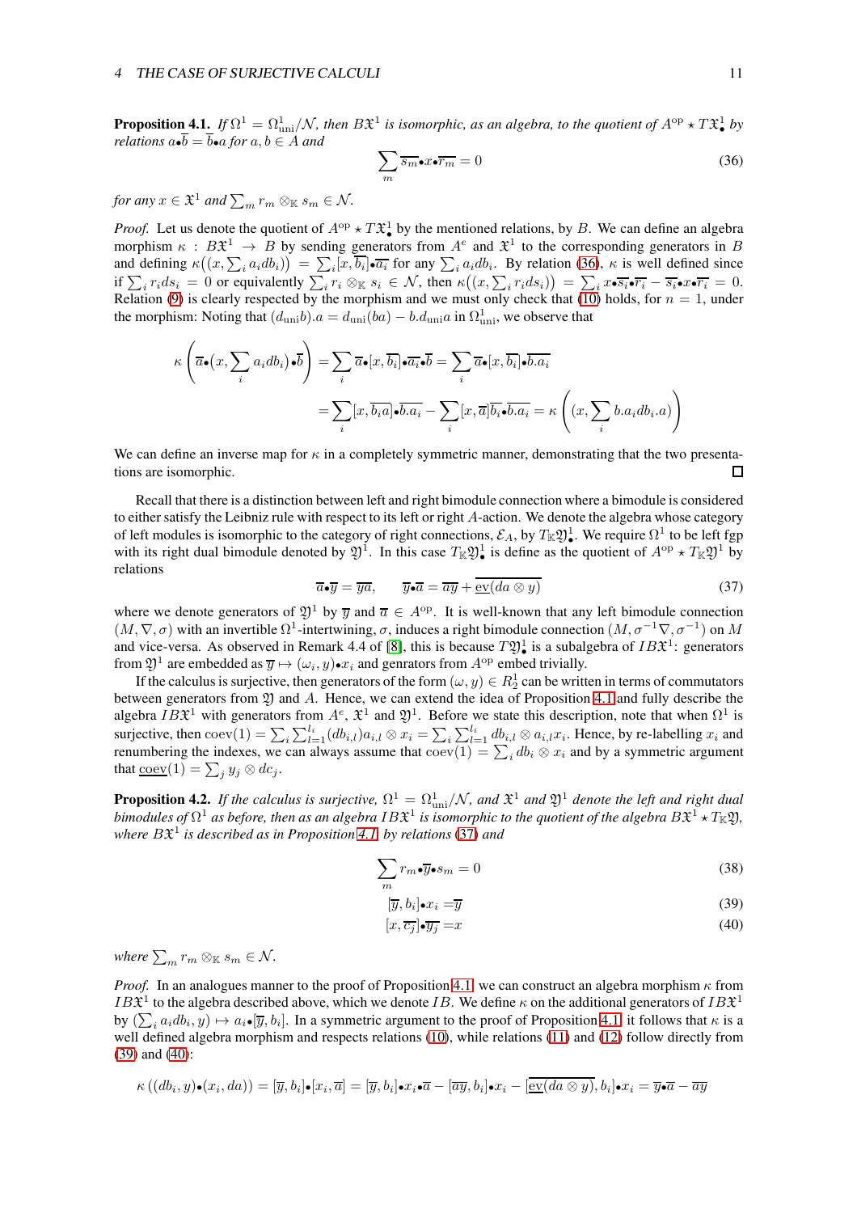**Proposition 4.1.** *If $\Omega^1 = \Omega^1_{\rm uni}/\mathcal{N}$, then $B\mathfrak{X}^1$ is isomorphic, as an algebra, to the quotient of $A^{\rm op} \star T\mathfrak{X}^1_\bullet$ by relations $a{\bullet}\overline{b} = \overline{b}{\bullet}a$ for $a, b \in A$ and*

$$\sum_m \overline{s_m}{\bullet}x{\bullet}\overline{r_m} = 0 \tag{36}$$

*for any $x \in \mathfrak{X}^1$ and $\sum_m r_m \otimes_{\mathbb{K}} s_m \in \mathcal{N}$.*

*Proof.* Let us denote the quotient of $A^{\rm op} \star T\mathfrak{X}^1_\bullet$ by the mentioned relations, by $B$. We can define an algebra morphism $\kappa : B\mathfrak{X}^1 \to B$ by sending generators from $A^e$ and $\mathfrak{X}^1$ to the corresponding generators in $B$ and defining $\kappa\big((x, \sum_i a_i db_i)\big) = \sum_i [x, \overline{b_i}]{\bullet}\overline{a_i}$ for any $\sum_i a_i db_i$. By relation (36), $\kappa$ is well defined since if $\sum_i r_i ds_i = 0$ or equivalently $\sum_i r_i \otimes_{\mathbb{K}} s_i \in \mathcal{N}$, then $\kappa\big((x, \sum_i r_i ds_i)\big) = \sum_i x{\bullet}\overline{s_i}{\bullet}\overline{r_i} - \overline{s_i}{\bullet}x{\bullet}\overline{r_i} = 0$. Relation (9) is clearly respected by the morphism and we must only check that (10) holds, for $n = 1$, under the morphism: Noting that $(d_{\rm uni}b).a = d_{\rm uni}(ba) - b.d_{\rm uni}a$ in $\Omega^1_{\rm uni}$, we observe that

$$\begin{aligned}
\kappa\left(\overline{a}{\bullet}(x, \sum_i a_i db_i){\bullet}\overline{b}\right) &= \sum_i \overline{a}{\bullet}[x, \overline{b_i}]{\bullet}\overline{a_i}{\bullet}\overline{b} = \sum_i \overline{a}{\bullet}[x, \overline{b_i}]{\bullet}\overline{b.a_i} \\
&= \sum_i [x, \overline{b_i a}]{\bullet}\overline{b.a_i} - \sum_i [x, \overline{a}]\overline{b_i}{\bullet}\overline{b.a_i} = \kappa\left((x, \sum_i b.a_i db_i.a)\right)
\end{aligned}$$

We can define an inverse map for $\kappa$ in a completely symmetric manner, demonstrating that the two presentations are isomorphic. $\square$

Recall that there is a distinction between left and right bimodule connection where a bimodule is considered to either satisfy the Leibniz rule with respect to its left or right $A$-action. We denote the algebra whose category of left modules is isomorphic to the category of right connections, $\mathcal{E}_A$, by $T_{\mathbb{K}}\mathfrak{Y}^1_\bullet$. We require $\Omega^1$ to be left fgp with its right dual bimodule denoted by $\mathfrak{Y}^1$. In this case $T_{\mathbb{K}}\mathfrak{Y}^1_\bullet$ is define as the quotient of $A^{\rm op} \star T_{\mathbb{K}}\mathfrak{Y}^1$ by relations

$$\overline{a}{\bullet}\overline{y} = \overline{ya}, \qquad \overline{y}{\bullet}\overline{a} = \overline{ay} + \underline{\overline{\rm ev}(da \otimes y)} \tag{37}$$

where we denote generators of $\mathfrak{Y}^1$ by $\overline{y}$ and $\overline{a} \in A^{\rm op}$. It is well-known that any left bimodule connection $(M, \nabla, \sigma)$ with an invertible $\Omega^1$-intertwining, $\sigma$, induces a right bimodule connection $(M, \sigma^{-1}\nabla, \sigma^{-1})$ on $M$ and vice-versa. As observed in Remark 4.4 of [8], this is because $T\mathfrak{Y}^1_\bullet$ is a subalgebra of $IB\mathfrak{X}^1$: generators from $\mathfrak{Y}^1$ are embedded as $\overline{y} \mapsto (\omega_i, y){\bullet}x_i$ and genrators from $A^{\rm op}$ embed trivially.

If the calculus is surjective, then generators of the form $(\omega, y) \in R^1_2$ can be written in terms of commutators between generators from $\mathfrak{Y}$ and $A$. Hence, we can extend the idea of Proposition 4.1 and fully describe the algebra $IB\mathfrak{X}^1$ with generators from $A^e$, $\mathfrak{X}^1$ and $\mathfrak{Y}^1$. Before we state this description, note that when $\Omega^1$ is surjective, then ${\rm coev}(1) = \sum_i \sum_{l=1}^{l_i} (db_{i,l})a_{i,l} \otimes x_i = \sum_i \sum_{l=1}^{l_i} db_{i,l} \otimes a_{i,l}x_i$. Hence, by re-labelling $x_i$ and renumbering the indexes, we can always assume that ${\rm coev}(1) = \sum_i db_i \otimes x_i$ and by a symmetric argument that $\underline{\rm coev}(1) = \sum_j y_j \otimes dc_j$.

**Proposition 4.2.** *If the calculus is surjective, $\Omega^1 = \Omega^1_{\rm uni}/\mathcal{N}$, and $\mathfrak{X}^1$ and $\mathfrak{Y}^1$ denote the left and right dual bimodules of $\Omega^1$ as before, then as an algebra $IB\mathfrak{X}^1$ is isomorphic to the quotient of the algebra $B\mathfrak{X}^1 \star T_{\mathbb{K}}\mathfrak{Y}$, where $B\mathfrak{X}^1$ is described as in Proposition 4.1 by relations (37) and*

$$\sum_m r_m{\bullet}\overline{y}{\bullet}s_m = 0 \tag{38}$$

$$[\overline{y}, b_i]{\bullet}x_i = \overline{y} \tag{39}$$

$$[x, \overline{c_j}]{\bullet}\overline{y_j} = x \tag{40}$$

*where $\sum_m r_m \otimes_{\mathbb{K}} s_m \in \mathcal{N}$.*

*Proof.* In an analogues manner to the proof of Proposition 4.1, we can construct an algebra morphism $\kappa$ from $IB\mathfrak{X}^1$ to the algebra described above, which we denote $IB$. We define $\kappa$ on the additional generators of $IB\mathfrak{X}^1$ by $(\sum_i a_i db_i, y) \mapsto a_i{\bullet}[\overline{y}, b_i]$. In a symmetric argument to the proof of Proposition 4.1, it follows that $\kappa$ is a well defined algebra morphism and respects relations (10), while relations (11) and (12) follow directly from (39) and (40):

$$\kappa\left((db_i, y){\bullet}(x_i, da)\right) = [\overline{y}, b_i]{\bullet}[x_i, \overline{a}] = [\overline{y}, b_i]{\bullet}x_i{\bullet}\overline{a} - [\overline{ay}, b_i]{\bullet}x_i - [\underline{\overline{\rm ev}(da \otimes y)}, b_i]{\bullet}x_i = \overline{y}{\bullet}\overline{a} - \overline{ay}$$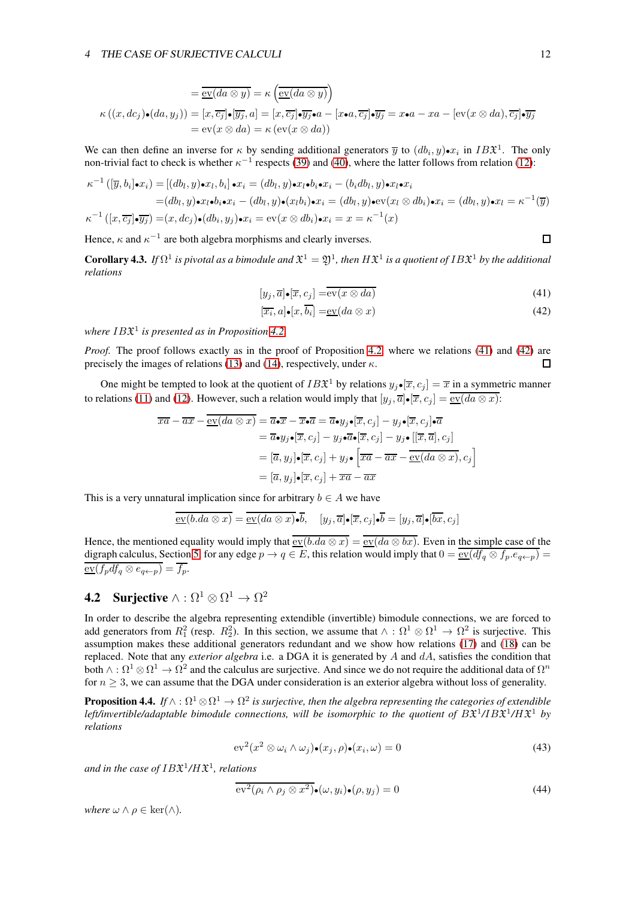$$= \overline{\underline{\mathrm{ev}}(da \otimes y)} = \kappa\left(\overline{\underline{\mathrm{ev}}(da \otimes y)}\right)$$

$$\kappa\left((x, dc_j)\bullet(da, y_j)\right) = [x, \overline{c_j}]\bullet[\overline{y_j}, a] = [x, \overline{c_j}]\bullet\overline{y_j}\bullet a - [x\bullet a, \overline{c_j}]\bullet\overline{y_j} = x\bullet a - xa - [\mathrm{ev}(x \otimes da), \overline{c_j}]\bullet\overline{y_j}$$
$$= \mathrm{ev}(x \otimes da) = \kappa\left(\mathrm{ev}(x \otimes da)\right)$$

We can then define an inverse for $\kappa$ by sending additional generators $\overline{y}$ to $(db_i, y)\bullet x_i$ in $IB\mathfrak{X}^1$. The only non-trivial fact to check is whether $\kappa^{-1}$ respects (39) and (40), where the latter follows from relation (12):

$$\kappa^{-1}\left([\overline{y}, b_i]\bullet x_i\right) = \left[(db_l, y)\bullet x_l, b_i\right]\bullet x_i = (db_l, y)\bullet x_l\bullet b_i\bullet x_i - (b_i db_l, y)\bullet x_l\bullet x_i$$
$$= (db_l, y)\bullet x_l\bullet b_i\bullet x_i - (db_l, y)\bullet(x_l b_i)\bullet x_i = (db_l, y)\bullet\mathrm{ev}(x_l \otimes db_i)\bullet x_i = (db_l, y)\bullet x_l = \kappa^{-1}(\overline{y})$$
$$\kappa^{-1}\left([x, \overline{c_j}]\bullet\overline{y_j}\right) = (x, dc_j)\bullet(db_i, y_j)\bullet x_i = \mathrm{ev}(x \otimes db_i)\bullet x_i = x = \kappa^{-1}(x)$$

Hence, $\kappa$ and $\kappa^{-1}$ are both algebra morphisms and clearly inverses. ∎

**Corollary 4.3.** *If $\Omega^1$ is pivotal as a bimodule and $\mathfrak{X}^1 = \mathfrak{Y}^1$, then $H\mathfrak{X}^1$ is a quotient of $IB\mathfrak{X}^1$ by the additional relations*

$$[y_j, \overline{a}]\bullet[\overline{x}, c_j] = \overline{\mathrm{ev}(x \otimes da)} \tag{41}$$
$$[\overline{x_i}, a]\bullet[x, \overline{b_i}] = \underline{\mathrm{ev}}(da \otimes x) \tag{42}$$

*where $IB\mathfrak{X}^1$ is presented as in Proposition 4.2.*

*Proof.* The proof follows exactly as in the proof of Proposition 4.2, where we relations (41) and (42) are precisely the images of relations (13) and (14), respectively, under $\kappa$. ∎

One might be tempted to look at the quotient of $IB\mathfrak{X}^1$ by relations $y_j\bullet[\overline{x}, c_j] = \overline{x}$ in a symmetric manner to relations (11) and (12). However, such a relation would imply that $[y_j, \overline{a}]\bullet[\overline{x}, c_j] = \overline{\underline{\mathrm{ev}}(da \otimes x)}$:

$$\overline{xa} - \overline{ax} - \overline{\underline{\mathrm{ev}}(da \otimes x)} = \overline{a}\bullet\overline{x} - \overline{x}\bullet\overline{a} = \overline{a}\bullet y_j\bullet[\overline{x}, c_j] - y_j\bullet[\overline{x}, c_j]\bullet\overline{a}$$
$$= \overline{a}\bullet y_j\bullet[\overline{x}, c_j] - y_j\bullet\overline{a}\bullet[\overline{x}, c_j] - y_j\bullet\left[[\overline{x}, \overline{a}], c_j\right]$$
$$= [\overline{a}, y_j]\bullet[\overline{x}, c_j] + y_j\bullet\left[\overline{xa} - \overline{ax} - \overline{\underline{\mathrm{ev}}(da \otimes x)}, c_j\right]$$
$$= [\overline{a}, y_j]\bullet[\overline{x}, c_j] + \overline{xa} - \overline{ax}$$

This is a very unnatural implication since for arbitrary $b \in A$ we have

$$\overline{\underline{\mathrm{ev}}(b.da \otimes x)} = \overline{\underline{\mathrm{ev}}(da \otimes x)}\bullet\overline{b}, \quad [y_j, \overline{a}]\bullet[\overline{x}, c_j]\bullet\overline{b} = [y_j, \overline{a}]\bullet[\overline{bx}, c_j]$$

Hence, the mentioned equality would imply that $\overline{\underline{\mathrm{ev}}(b.da \otimes x)} = \overline{\underline{\mathrm{ev}}(da \otimes bx)}$. Even in the simple case of the digraph calculus, Section 5, for any edge $p \to q \in E$, this relation would imply that $0 = \overline{\underline{\mathrm{ev}}(df_q \otimes f_p.e_{q\leftarrow p})} = \overline{\underline{\mathrm{ev}}(f_p df_q \otimes e_{q\leftarrow p})} = \overline{f_p}$.

## 4.2 Surjective $\wedge : \Omega^1 \otimes \Omega^1 \to \Omega^2$

In order to describe the algebra representing extendible (invertible) bimodule connections, we are forced to add generators from $R^2_1$ (resp. $R^2_2$). In this section, we assume that $\wedge : \Omega^1 \otimes \Omega^1 \to \Omega^2$ is surjective. This assumption makes these additional generators redundant and we show how relations (17) and (18) can be replaced. Note that any *exterior algebra* i.e. a DGA it is generated by $A$ and $dA$, satisfies the condition that both $\wedge : \Omega^1 \otimes \Omega^1 \to \Omega^2$ and the calculus are surjective. And since we do not require the additional data of $\Omega^n$ for $n \geq 3$, we can assume that the DGA under consideration is an exterior algebra without loss of generality.

**Proposition 4.4.** *If $\wedge : \Omega^1 \otimes \Omega^1 \to \Omega^2$ is surjective, then the algebra representing the categories of extendible left/invertible/adaptable bimodule connections, will be isomorphic to the quotient of $B\mathfrak{X}^1/IB\mathfrak{X}^1/H\mathfrak{X}^1$ by relations*

$$\mathrm{ev}^2(x^2 \otimes \omega_i \wedge \omega_j)\bullet(x_j, \rho)\bullet(x_i, \omega) = 0 \tag{43}$$

*and in the case of $IB\mathfrak{X}^1/H\mathfrak{X}^1$, relations*

$$\overline{\mathrm{ev}^2(\rho_i \wedge \rho_j \otimes x^2)}\bullet(\omega, y_i)\bullet(\rho, y_j) = 0 \tag{44}$$

*where $\omega \wedge \rho \in \ker(\wedge)$.*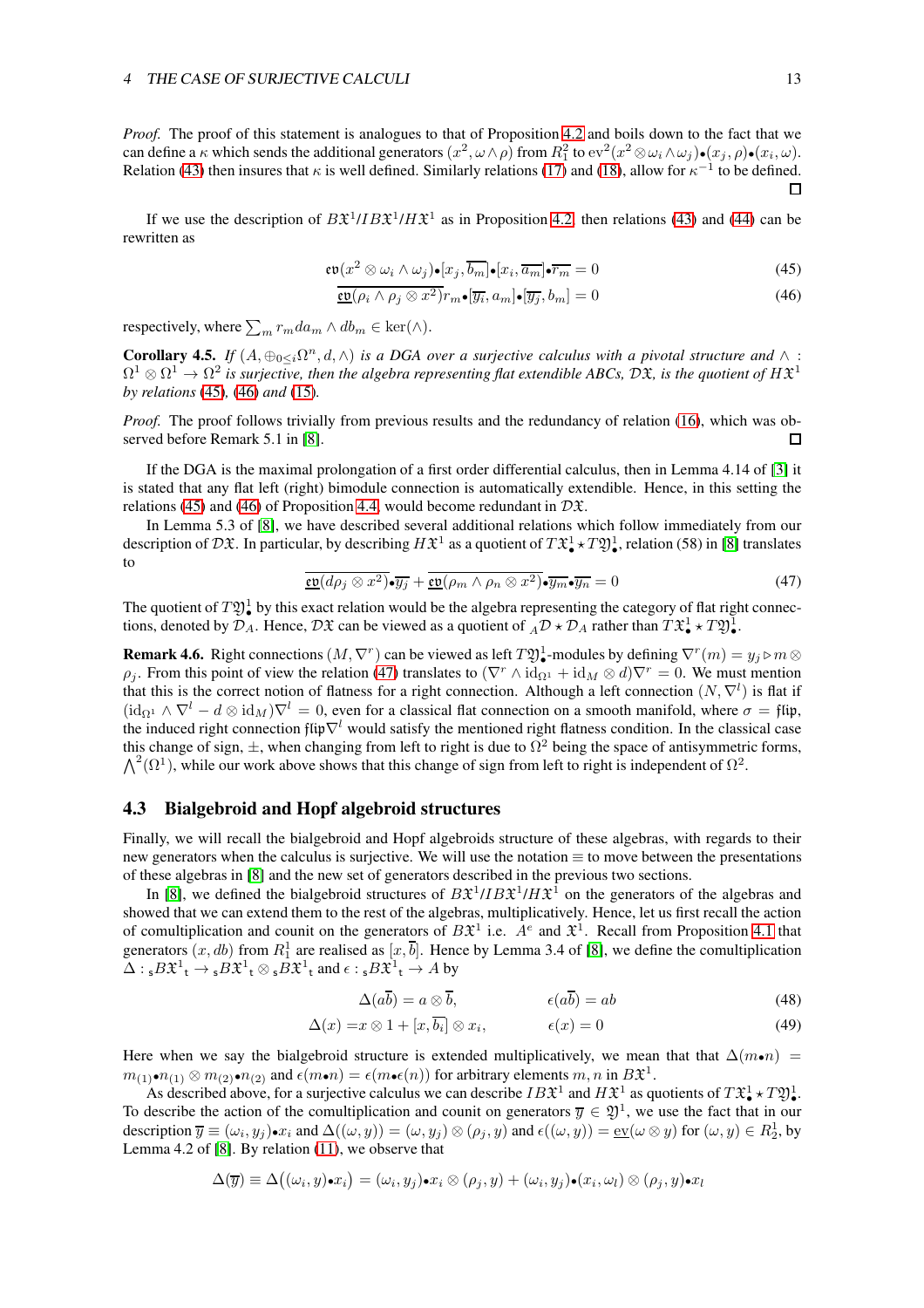*Proof.* The proof of this statement is analogues to that of Proposition 4.2 and boils down to the fact that we can define a $\kappa$ which sends the additional generators $(x^2, \omega \wedge \rho)$ from $R_1^2$ to $\mathrm{ev}^2(x^2 \otimes \omega_i \wedge \omega_j)\bullet(x_j, \rho)\bullet(x_i, \omega)$. Relation (43) then insures that $\kappa$ is well defined. Similarly relations (17) and (18), allow for $\kappa^{-1}$ to be defined. ☐

If we use the description of $B\mathfrak{X}^1/IB\mathfrak{X}^1/H\mathfrak{X}^1$ as in Proposition 4.2, then relations (43) and (44) can be rewritten as

$$\mathfrak{ev}(x^2 \otimes \omega_i \wedge \omega_j)\bullet[x_j, \overline{b_m}]\bullet[x_i, \overline{a_m}]\bullet\overline{r_m} = 0 \tag{45}$$

$$\overline{\underline{\mathfrak{ev}}(\rho_i \wedge \rho_j \otimes x^2)}r_m\bullet[\overline{y_i}, a_m]\bullet[\overline{y_j}, b_m] = 0 \tag{46}$$

respectively, where $\sum_m r_m da_m \wedge db_m \in \ker(\wedge)$.

**Corollary 4.5.** *If $(A, \oplus_{0\leq i}\Omega^n, d, \wedge)$ is a DGA over a surjective calculus with a pivotal structure and $\wedge : \Omega^1 \otimes \Omega^1 \to \Omega^2$ is surjective, then the algebra representing flat extendible ABCs, $\mathcal{D}\mathfrak{X}$, is the quotient of $H\mathfrak{X}^1$ by relations (45), (46) and (15).*

*Proof.* The proof follows trivially from previous results and the redundancy of relation (16), which was observed before Remark 5.1 in [8]. ☐

If the DGA is the maximal prolongation of a first order differential calculus, then in Lemma 4.14 of [3] it is stated that any flat left (right) bimodule connection is automatically extendible. Hence, in this setting the relations (45) and (46) of Proposition 4.4, would become redundant in $\mathcal{D}\mathfrak{X}$.

In Lemma 5.3 of [8], we have described several additional relations which follow immediately from our description of $\mathcal{D}\mathfrak{X}$. In particular, by describing $H\mathfrak{X}^1$ as a quotient of $T\mathfrak{X}^1_\bullet \star T\mathfrak{Y}^1_\bullet$, relation (58) in [8] translates to

$$\overline{\underline{\mathfrak{ev}}(d\rho_j \otimes x^2)}\bullet\overline{y_j} + \overline{\underline{\mathfrak{ev}}(\rho_m \wedge \rho_n \otimes x^2)}\bullet\overline{y_m}\bullet\overline{y_n} = 0 \tag{47}$$

The quotient of $T\mathfrak{Y}^1_\bullet$ by this exact relation would be the algebra representing the category of flat right connections, denoted by $\mathcal{D}_A$. Hence, $\mathcal{D}\mathfrak{X}$ can be viewed as a quotient of ${}_A\mathcal{D} \star \mathcal{D}_A$ rather than $T\mathfrak{X}^1_\bullet \star T\mathfrak{Y}^1_\bullet$.

**Remark 4.6.** Right connections $(M, \nabla^r)$ can be viewed as left $T\mathfrak{Y}^1_\bullet$-modules by defining $\nabla^r(m) = y_j \triangleright m \otimes \rho_j$. From this point of view the relation (47) translates to $(\nabla^r \wedge \mathrm{id}_{\Omega^1} + \mathrm{id}_M \otimes d)\nabla^r = 0$. We must mention that this is the correct notion of flatness for a right connection. Although a left connection $(N, \nabla^l)$ is flat if $(\mathrm{id}_{\Omega^1} \wedge \nabla^l - d \otimes \mathrm{id}_M)\nabla^l = 0$, even for a classical flat connection on a smooth manifold, where $\sigma = \mathfrak{flip}$, the induced right connection $\mathfrak{flip}\nabla^l$ would satisfy the mentioned right flatness condition. In the classical case this change of sign, $\pm$, when changing from left to right is due to $\Omega^2$ being the space of antisymmetric forms, $\bigwedge^2(\Omega^1)$, while our work above shows that this change of sign from left to right is independent of $\Omega^2$.

## 4.3 Bialgebroid and Hopf algebroid structures

Finally, we will recall the bialgebroid and Hopf algebroids structure of these algebras, with regards to their new generators when the calculus is surjective. We will use the notation $\equiv$ to move between the presentations of these algebras in [8] and the new set of generators described in the previous two sections.

In [8], we defined the bialgebroid structures of $B\mathfrak{X}^1/IB\mathfrak{X}^1/H\mathfrak{X}^1$ on the generators of the algebras and showed that we can extend them to the rest of the algebras, multiplicatively. Hence, let us first recall the action of comultiplication and counit on the generators of $B\mathfrak{X}^1$ i.e. $A^e$ and $\mathfrak{X}^1$. Recall from Proposition 4.1 that generators $(x, db)$ from $R_1^1$ are realised as $[x, \overline{b}]$. Hence by Lemma 3.4 of [8], we define the comultiplication $\Delta : {}_{\mathsf{s}}B\mathfrak{X}^1{}_{\mathsf{t}} \to {}_{\mathsf{s}}B\mathfrak{X}^1{}_{\mathsf{t}} \otimes {}_{\mathsf{s}}B\mathfrak{X}^1{}_{\mathsf{t}}$ and $\epsilon : {}_{\mathsf{s}}B\mathfrak{X}^1{}_{\mathsf{t}} \to A$ by

$$\Delta(a\overline{b}) = a \otimes \overline{b}, \qquad \epsilon(a\overline{b}) = ab \tag{48}$$

$$\Delta(x) = x \otimes 1 + [x, \overline{b_i}] \otimes x_i, \qquad \epsilon(x) = 0 \tag{49}$$

Here when we say the bialgebroid structure is extended multiplicatively, we mean that that $\Delta(m\bullet n) = m_{(1)}\bullet n_{(1)} \otimes m_{(2)}\bullet n_{(2)}$ and $\epsilon(m\bullet n) = \epsilon(m\bullet\epsilon(n))$ for arbitrary elements $m, n$ in $B\mathfrak{X}^1$.

As described above, for a surjective calculus we can describe $IB\mathfrak{X}^1$ and $H\mathfrak{X}^1$ as quotients of $T\mathfrak{X}^1_\bullet \star T\mathfrak{Y}^1_\bullet$. To describe the action of the comultiplication and counit on generators $\overline{y} \in \mathfrak{Y}^1$, we use the fact that in our description $\overline{y} \equiv (\omega_i, y_j)\bullet x_i$ and $\Delta((\omega, y)) = (\omega, y_j) \otimes (\rho_j, y)$ and $\epsilon((\omega, y)) = \underline{\mathrm{ev}}(\omega \otimes y)$ for $(\omega, y) \in R_2^1$, by Lemma 4.2 of [8]. By relation (11), we observe that

$$\Delta(\overline{y}) \equiv \Delta\big((\omega_i, y)\bullet x_i\big) = (\omega_i, y_j)\bullet x_i \otimes (\rho_j, y) + (\omega_i, y_j)\bullet(x_i, \omega_l) \otimes (\rho_j, y)\bullet x_l$$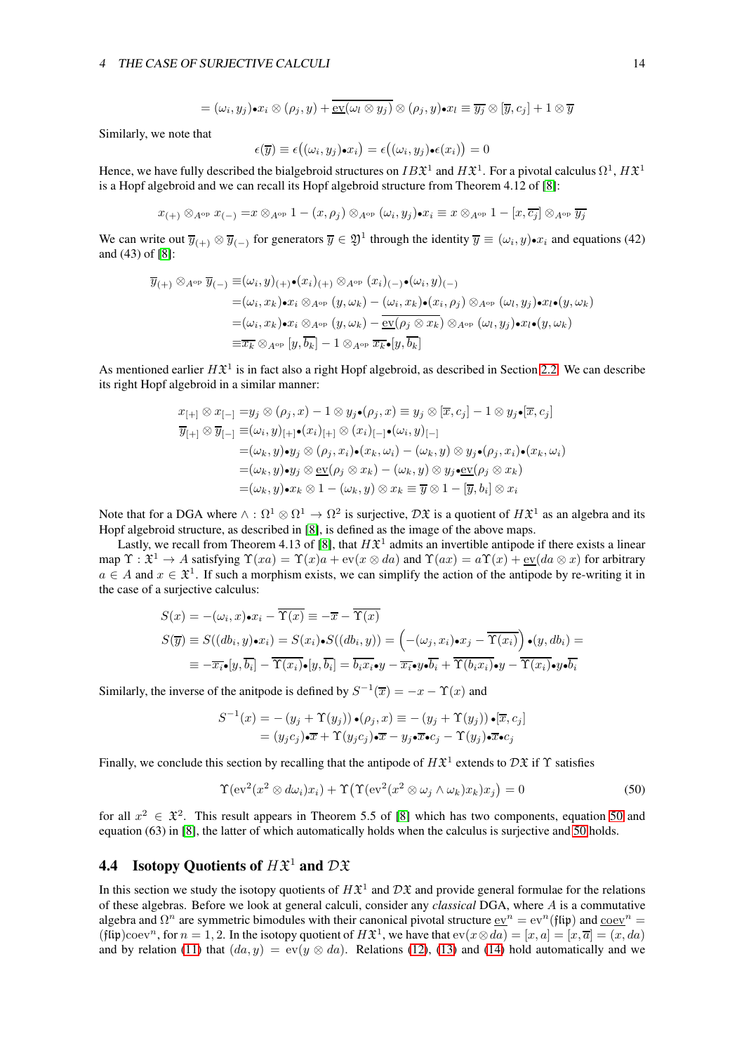$$= (\omega_i, y_j)\bullet x_i \otimes (\rho_j, y) + \overline{\underline{\mathrm{ev}}(\omega_l \otimes y_j)} \otimes (\rho_j, y)\bullet x_l \equiv \overline{y_j} \otimes [\overline{y}, c_j] + 1 \otimes \overline{y}$$

Similarly, we note that

$$\epsilon(\overline{y}) \equiv \epsilon\big((\omega_i, y_j)\bullet x_i\big) = \epsilon\big((\omega_i, y_j)\bullet \epsilon(x_i)\big) = 0$$

Hence, we have fully described the bialgebroid structures on $IB\mathfrak{X}^1$ and $H\mathfrak{X}^1$. For a pivotal calculus $\Omega^1$, $H\mathfrak{X}^1$ is a Hopf algebroid and we can recall its Hopf algebroid structure from Theorem 4.12 of [8]:

$$x_{(+)} \otimes_{A^{\mathrm{op}}} x_{(-)} = x \otimes_{A^{\mathrm{op}}} 1 - (x, \rho_j) \otimes_{A^{\mathrm{op}}} (\omega_i, y_j)\bullet x_i \equiv x \otimes_{A^{\mathrm{op}}} 1 - [x, \overline{c_j}] \otimes_{A^{\mathrm{op}}} \overline{y_j}$$

We can write out $\overline{y}_{(+)} \otimes \overline{y}_{(-)}$ for generators $\overline{y} \in \mathfrak{Y}^1$ through the identity $\overline{y} \equiv (\omega_i, y)\bullet x_i$ and equations (42) and (43) of [8]:

$$\begin{aligned}
\overline{y}_{(+)} \otimes_{A^{\mathrm{op}}} \overline{y}_{(-)} \equiv& (\omega_i, y)_{(+)}\bullet (x_i)_{(+)} \otimes_{A^{\mathrm{op}}} (x_i)_{(-)}\bullet (\omega_i, y)_{(-)} \\
=& (\omega_i, x_k)\bullet x_i \otimes_{A^{\mathrm{op}}} (y, \omega_k) - (\omega_i, x_k)\bullet (x_i, \rho_j) \otimes_{A^{\mathrm{op}}} (\omega_l, y_j)\bullet x_l \bullet (y, \omega_k) \\
=& (\omega_i, x_k)\bullet x_i \otimes_{A^{\mathrm{op}}} (y, \omega_k) - \underline{\mathrm{ev}}(\rho_j \otimes x_k) \otimes_{A^{\mathrm{op}}} (\omega_l, y_j)\bullet x_l \bullet (y, \omega_k) \\
\equiv& \overline{x_k} \otimes_{A^{\mathrm{op}}} [y, \overline{b_k}] - 1 \otimes_{A^{\mathrm{op}}} \overline{x_k}\bullet [y, \overline{b_k}]
\end{aligned}$$

As mentioned earlier $H\mathfrak{X}^1$ is in fact also a right Hopf algebroid, as described in Section 2.2. We can describe its right Hopf algebroid in a similar manner:

$$\begin{aligned}
x_{[+]} \otimes x_{[-]} =& y_j \otimes (\rho_j, x) - 1 \otimes y_j \bullet (\rho_j, x) \equiv y_j \otimes [\overline{x}, c_j] - 1 \otimes y_j \bullet [\overline{x}, c_j] \\
\overline{y}_{[+]} \otimes \overline{y}_{[-]} \equiv& (\omega_i, y)_{[+]}\bullet (x_i)_{[+]} \otimes (x_i)_{[-]}\bullet (\omega_i, y)_{[-]} \\
=& (\omega_k, y)\bullet y_j \otimes (\rho_j, x_i)\bullet (x_k, \omega_i) - (\omega_k, y) \otimes y_j \bullet (\rho_j, x_i)\bullet (x_k, \omega_i) \\
=& (\omega_k, y)\bullet y_j \otimes \underline{\mathrm{ev}}(\rho_j \otimes x_k) - (\omega_k, y) \otimes y_j \bullet \underline{\mathrm{ev}}(\rho_j \otimes x_k) \\
=& (\omega_k, y)\bullet x_k \otimes 1 - (\omega_k, y) \otimes x_k \equiv \overline{y} \otimes 1 - [\overline{y}, b_i] \otimes x_i
\end{aligned}$$

Note that for a DGA where $\wedge : \Omega^1 \otimes \Omega^1 \to \Omega^2$ is surjective, $\mathcal{D}\mathfrak{X}$ is a quotient of $H\mathfrak{X}^1$ as an algebra and its Hopf algebroid structure, as described in [8], is defined as the image of the above maps.

Lastly, we recall from Theorem 4.13 of [8], that $H\mathfrak{X}^1$ admits an invertible antipode if there exists a linear map $\Upsilon : \mathfrak{X}^1 \to A$ satisfying $\Upsilon(xa) = \Upsilon(x)a + \mathrm{ev}(x \otimes da)$ and $\Upsilon(ax) = a\Upsilon(x) + \underline{\mathrm{ev}}(da \otimes x)$ for arbitrary $a \in A$ and $x \in \mathfrak{X}^1$. If such a morphism exists, we can simplify the action of the antipode by re-writing it in the case of a surjective calculus:

$$\begin{aligned}
S(x) =& -(\omega_i, x)\bullet x_i - \overline{\Upsilon(x)} \equiv -\overline{x} - \overline{\Upsilon(x)} \\
S(\overline{y}) \equiv& S((db_i, y)\bullet x_i) = S(x_i)\bullet S((db_i, y)) = \Big(-(\omega_j, x_i)\bullet x_j - \overline{\Upsilon(x_i)}\Big)\bullet (y, db_i) = \\
\equiv& -\overline{x_i}\bullet [y, \overline{b_i}] - \overline{\Upsilon(x_i)}\bullet [y, \overline{b_i}] = \overline{b_i x_i}\bullet y - \overline{x_i}\bullet y \bullet \overline{b_i} + \overline{\Upsilon(b_i x_i)}\bullet y - \overline{\Upsilon(x_i)}\bullet y \bullet \overline{b_i}
\end{aligned}$$

Similarly, the inverse of the anitpode is defined by $S^{-1}(\overline{x}) = -x - \Upsilon(x)$ and

$$\begin{aligned}
S^{-1}(x) =& -\left(y_j + \Upsilon(y_j)\right)\bullet (\rho_j, x) \equiv -\left(y_j + \Upsilon(y_j)\right)\bullet [\overline{x}, c_j] \\
=& (y_j c_j)\bullet \overline{x} + \Upsilon(y_j c_j)\bullet \overline{x} - y_j \bullet \overline{x}\bullet c_j - \Upsilon(y_j)\bullet \overline{x}\bullet c_j
\end{aligned}$$

Finally, we conclude this section by recalling that the antipode of $H\mathfrak{X}^1$ extends to $\mathcal{D}\mathfrak{X}$ if $\Upsilon$ satisfies

$$\Upsilon(\mathrm{ev}^2(x^2 \otimes d\omega_i)x_i) + \Upsilon\big(\Upsilon(\mathrm{ev}^2(x^2 \otimes \omega_j \wedge \omega_k)x_k)x_j\big) = 0 \tag{50}$$

for all $x^2 \in \mathfrak{X}^2$. This result appears in Theorem 5.5 of [8] which has two components, equation 50 and equation (63) in [8], the latter of which automatically holds when the calculus is surjective and 50 holds.

## 4.4 Isotopy Quotients of $H\mathfrak{X}^1$ and $\mathcal{D}\mathfrak{X}$

In this section we study the isotopy quotients of $H\mathfrak{X}^1$ and $\mathcal{D}\mathfrak{X}$ and provide general formulae for the relations of these algebras. Before we look at general calculi, consider any *classical* DGA, where $A$ is a commutative algebra and $\Omega^n$ are symmetric bimodules with their canonical pivotal structure $\underline{\mathrm{ev}}^n = \mathrm{ev}^n(\mathfrak{flip})$ and $\underline{\mathrm{coev}}^n = (\mathfrak{flip})\mathrm{coev}^n$, for $n = 1, 2$. In the isotopy quotient of $H\mathfrak{X}^1$, we have that $\mathrm{ev}(x \otimes da) = [x, a] = [x, \overline{a}] = (x, da)$ and by relation (11) that $(da, y) = \mathrm{ev}(y \otimes da)$. Relations (12), (13) and (14) hold automatically and we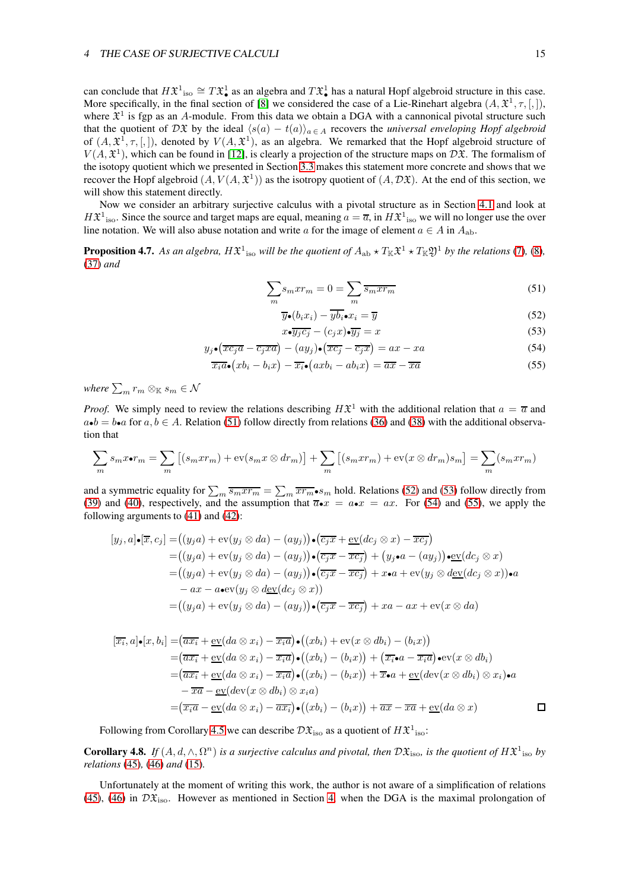can conclude that $H\mathfrak{X}^1{}_{\mathrm{iso}} \cong T\mathfrak{X}^1_\bullet$ as an algebra and $T\mathfrak{X}^1_\bullet$ has a natural Hopf algebroid structure in this case. More specifically, in the final section of [8] we considered the case of a Lie-Rinehart algebra $(A, \mathfrak{X}^1, \tau, [,])$, where $\mathfrak{X}^1$ is fgp as an $A$-module. From this data we obtain a DGA with a cannonical pivotal structure such that the quotient of $\mathcal{D}\mathfrak{X}$ by the ideal $\langle s(a) - t(a)\rangle_{a\in A}$ recovers the *universal enveloping Hopf algebroid* of $(A, \mathfrak{X}^1, \tau, [,])$, denoted by $V(A, \mathfrak{X}^1)$, as an algebra. We remarked that the Hopf algebroid structure of $V(A, \mathfrak{X}^1)$, which can be found in [12], is clearly a projection of the structure maps on $\mathcal{D}\mathfrak{X}$. The formalism of the isotopy quotient which we presented in Section 3.3 makes this statement more concrete and shows that we recover the Hopf algebroid $(A, V(A, \mathfrak{X}^1))$ as the isotropy quotient of $(A, \mathcal{D}\mathfrak{X})$. At the end of this section, we will show this statement directly.

Now we consider an arbitrary surjective calculus with a pivotal structure as in Section 4.1 and look at $H\mathfrak{X}^1{}_{\mathrm{iso}}$. Since the source and target maps are equal, meaning $a = \overline{a}$, in $H\mathfrak{X}^1{}_{\mathrm{iso}}$ we will no longer use the over line notation. We will also abuse notation and write $a$ for the image of element $a \in A$ in $A_{\mathrm{ab}}$.

**Proposition 4.7.** *As an algebra, $H\mathfrak{X}^1{}_{\mathrm{iso}}$ will be the quotient of $A_{\mathrm{ab}} \star T_{\mathbb{K}}\mathfrak{X}^1 \star T_{\mathbb{K}}\mathfrak{Y}^1$ by the relations (7), (8), (37) and*

$$\sum_m s_m x r_m = 0 = \sum_m \overline{s_m x r_m} \tag{51}$$

$$\overline{y}\bullet(b_i x_i) - \overline{y b_i}\bullet x_i = \overline{y} \tag{52}$$

$$x\bullet\overline{y_j c_j} - (c_j x)\bullet\overline{y_j} = x \tag{53}$$

$$y_j\bullet\left(\overline{x c_j a} - \overline{c_j x a}\right) - (a y_j)\bullet\left(\overline{x c_j} - \overline{c_j x}\right) = ax - xa \tag{54}$$

$$\overline{x_i a}\bullet\left(x b_i - b_i x\right) - \overline{x_i}\bullet\left(a x b_i - a b_i x\right) = \overline{ax} - \overline{xa} \tag{55}$$

*where $\sum_m r_m \otimes_{\mathbb{K}} s_m \in \mathcal{N}$*

*Proof.* We simply need to review the relations describing $H\mathfrak{X}^1$ with the additional relation that $a = \overline{a}$ and $a\bullet b = b\bullet a$ for $a, b \in A$. Relation (51) follow directly from relations (36) and (38) with the additional observation that

$$\sum_m s_m x\bullet r_m = \sum_m \left[(s_m x r_m) + \mathrm{ev}(s_m x \otimes dr_m)\right] + \sum_m \left[(s_m x r_m) + \mathrm{ev}(x \otimes dr_m) s_m\right] = \sum_m (s_m x r_m)$$

and a symmetric equality for $\sum_m \overline{s_m x r_m} = \sum_m \overline{x r_m}\bullet s_m$ hold. Relations (52) and (53) follow directly from (39) and (40), respectively, and the assumption that $\overline{a}\bullet x = a\bullet x = ax$. For (54) and (55), we apply the following arguments to (41) and (42):

$$\begin{aligned}
[y_j, a]\bullet[\overline{x}, c_j] &= \left((y_j a) + \mathrm{ev}(y_j \otimes da) - (a y_j)\right)\bullet\left(\overline{c_j x} + \underline{\mathrm{ev}}(dc_j \otimes x) - \overline{x c_j}\right)\\
&= \left((y_j a) + \mathrm{ev}(y_j \otimes da) - (a y_j)\right)\bullet\left(\overline{c_j x} - \overline{x c_j}\right) + \left(y_j\bullet a - (a y_j)\right)\bullet\underline{\mathrm{ev}}(dc_j \otimes x)\\
&= \left((y_j a) + \mathrm{ev}(y_j \otimes da) - (a y_j)\right)\bullet\left(\overline{c_j x} - \overline{x c_j}\right) + x\bullet a + \mathrm{ev}(y_j \otimes \underline{\mathrm{dev}}(dc_j \otimes x))\bullet a\\
&\quad - ax - a\bullet\mathrm{ev}(y_j \otimes \underline{\mathrm{dev}}(dc_j \otimes x))\\
&= \left((y_j a) + \mathrm{ev}(y_j \otimes da) - (a y_j)\right)\bullet\left(\overline{c_j x} - \overline{x c_j}\right) + xa - ax + \mathrm{ev}(x \otimes da)
\end{aligned}$$

$$\begin{aligned}
[\overline{x_i}, a]\bullet[x, b_i] &= \left(\overline{a x_i} + \underline{\mathrm{ev}}(da \otimes x_i) - \overline{x_i a}\right)\bullet\left((x b_i) + \mathrm{ev}(x \otimes db_i) - (b_i x)\right)\\
&= \left(\overline{a x_i} + \underline{\mathrm{ev}}(da \otimes x_i) - \overline{x_i a}\right)\bullet\left((x b_i) - (b_i x)\right) + \left(\overline{x_i}\bullet a - \overline{x_i a}\right)\bullet\mathrm{ev}(x \otimes db_i)\\
&= \left(\overline{a x_i} + \underline{\mathrm{ev}}(da \otimes x_i) - \overline{x_i a}\right)\bullet\left((x b_i) - (b_i x)\right) + \overline{x}\bullet a + \underline{\mathrm{ev}}(\mathrm{dev}(x \otimes db_i) \otimes x_i)\bullet a\\
&\quad - \overline{xa} - \underline{\mathrm{ev}}(\mathrm{dev}(x \otimes db_i) \otimes x_i a)\\
&= \left(\overline{x_i a} - \underline{\mathrm{ev}}(da \otimes x_i) - \overline{a x_i}\right)\bullet\left((x b_i) - (b_i x)\right) + \overline{ax} - \overline{xa} + \underline{\mathrm{ev}}(da \otimes x)
\end{aligned}$$

∎

Following from Corollary 4.5 we can describe $\mathcal{D}\mathfrak{X}_{\mathrm{iso}}$ as a quotient of $H\mathfrak{X}^1{}_{\mathrm{iso}}$:

**Corollary 4.8.** *If $(A, d, \wedge, \Omega^n)$ is a surjective calculus and pivotal, then $\mathcal{D}\mathfrak{X}_{\mathrm{iso}}$, is the quotient of $H\mathfrak{X}^1{}_{\mathrm{iso}}$ by relations (45), (46) and (15).*

Unfortunately at the moment of writing this work, the author is not aware of a simplification of relations (45), (46) in $\mathcal{D}\mathfrak{X}_{\mathrm{iso}}$. However as mentioned in Section 4, when the DGA is the maximal prolongation of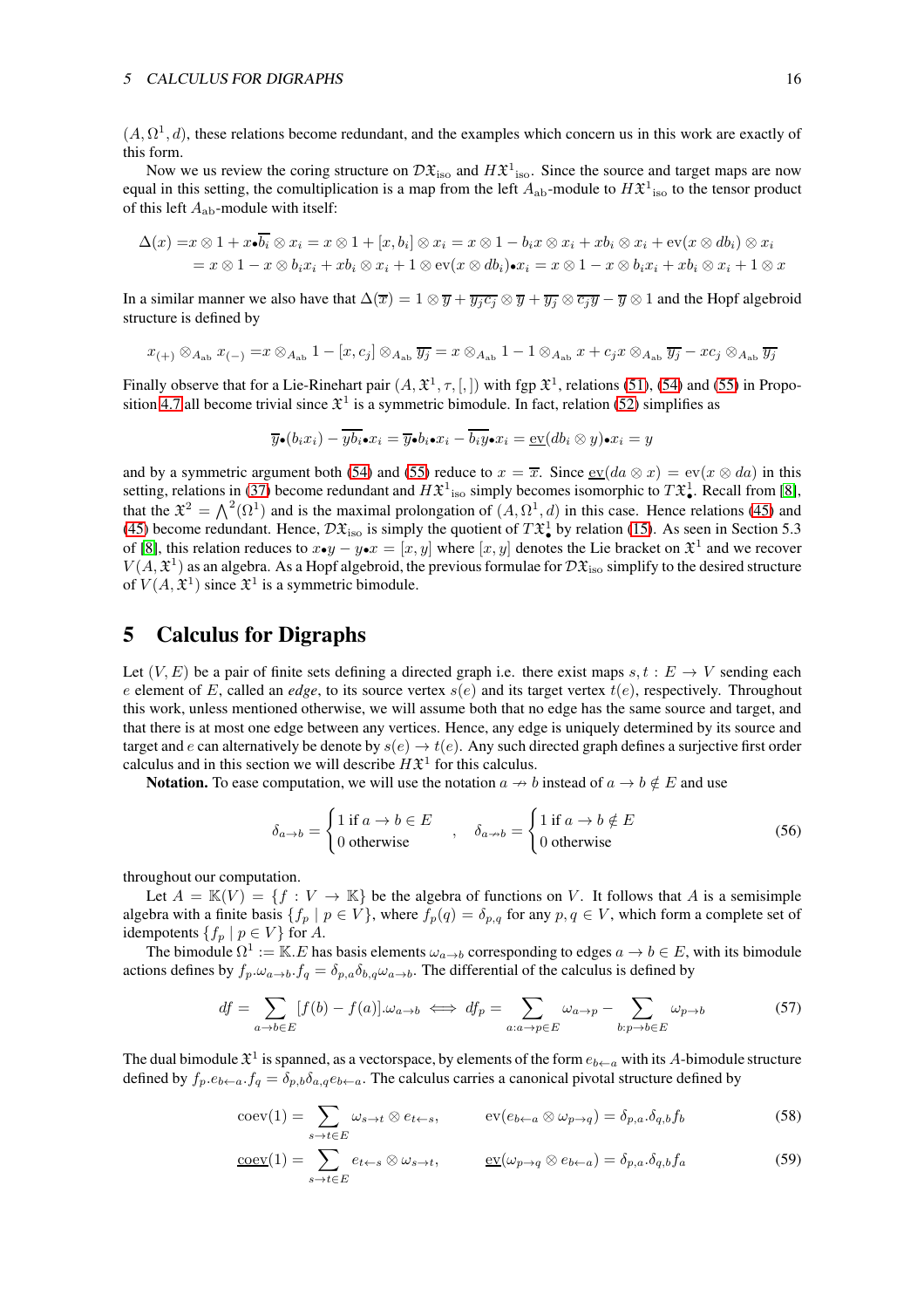$(A, \Omega^1, d)$, these relations become redundant, and the examples which concern us in this work are exactly of this form.

Now we us review the coring structure on $\mathcal{DX}_{\rm iso}$ and $H\mathfrak{X}^1{}_{\rm iso}$. Since the source and target maps are now equal in this setting, the comultiplication is a map from the left $A_{\rm ab}$-module to $H\mathfrak{X}^1{}_{\rm iso}$ to the tensor product of this left $A_{\rm ab}$-module with itself:

$$
\begin{aligned}
\Delta(x) =& x \otimes 1 + x{\bullet}\overline{b_i} \otimes x_i = x \otimes 1 + [x, b_i] \otimes x_i = x \otimes 1 - b_i x \otimes x_i + x b_i \otimes x_i + \mathrm{ev}(x \otimes db_i) \otimes x_i \\
&= x \otimes 1 - x \otimes b_i x_i + x b_i \otimes x_i + 1 \otimes \mathrm{ev}(x \otimes db_i){\bullet}x_i = x \otimes 1 - x \otimes b_i x_i + x b_i \otimes x_i + 1 \otimes x
\end{aligned}
$$

In a similar manner we also have that $\Delta(\overline{x}) = 1 \otimes \overline{y} + \overline{y_j c_j} \otimes \overline{y} + \overline{y_j} \otimes \overline{c_j y} - \overline{y} \otimes 1$ and the Hopf algebroid structure is defined by

$$
x_{(+)} \otimes_{A_{\rm ab}} x_{(-)} = x \otimes_{A_{\rm ab}} 1 - [x, c_j] \otimes_{A_{\rm ab}} \overline{y_j} = x \otimes_{A_{\rm ab}} 1 - 1 \otimes_{A_{\rm ab}} x + c_j x \otimes_{A_{\rm ab}} \overline{y_j} - x c_j \otimes_{A_{\rm ab}} \overline{y_j}
$$

Finally observe that for a Lie-Rinehart pair $(A, \mathfrak{X}^1, \tau, [,])$ with fgp $\mathfrak{X}^1$, relations (51), (54) and (55) in Proposition 4.7 all become trivial since $\mathfrak{X}^1$ is a symmetric bimodule. In fact, relation (52) simplifies as

$$
\overline{y}{\bullet}(b_i x_i) - \overline{y b_i}{\bullet}x_i = \overline{y}{\bullet}b_i{\bullet}x_i - \overline{b_i y}{\bullet}x_i = \underline{\mathrm{ev}}(db_i \otimes y){\bullet}x_i = y
$$

and by a symmetric argument both (54) and (55) reduce to $x = \overline{x}$. Since $\underline{\mathrm{ev}}(da \otimes x) = \mathrm{ev}(x \otimes da)$ in this setting, relations in (37) become redundant and $H\mathfrak{X}^1{}_{\rm iso}$ simply becomes isomorphic to $T\mathfrak{X}^1_{\bullet}$. Recall from [8], that the $\mathfrak{X}^2 = \bigwedge^2(\Omega^1)$ and is the maximal prolongation of $(A, \Omega^1, d)$ in this case. Hence relations (45) and (45) become redundant. Hence, $\mathcal{DX}_{\rm iso}$ is simply the quotient of $T\mathfrak{X}^1_{\bullet}$ by relation (15). As seen in Section 5.3 of [8], this relation reduces to $x{\bullet}y - y{\bullet}x = [x, y]$ where $[x, y]$ denotes the Lie bracket on $\mathfrak{X}^1$ and we recover $V(A, \mathfrak{X}^1)$ as an algebra. As a Hopf algebroid, the previous formulae for $\mathcal{DX}_{\rm iso}$ simplify to the desired structure of $V(A, \mathfrak{X}^1)$ since $\mathfrak{X}^1$ is a symmetric bimodule.

## 5 Calculus for Digraphs

Let $(V, E)$ be a pair of finite sets defining a directed graph i.e. there exist maps $s, t : E \to V$ sending each $e$ element of $E$, called an *edge*, to its source vertex $s(e)$ and its target vertex $t(e)$, respectively. Throughout this work, unless mentioned otherwise, we will assume both that no edge has the same source and target, and that there is at most one edge between any vertices. Hence, any edge is uniquely determined by its source and target and $e$ can alternatively be denote by $s(e) \to t(e)$. Any such directed graph defines a surjective first order calculus and in this section we will describe $H\mathfrak{X}^1$ for this calculus.

**Notation.** To ease computation, we will use the notation $a \nrightarrow b$ instead of $a \to b \notin E$ and use

$$
\delta_{a\to b} = \begin{cases} 1 \text{ if } a \to b \in E \\ 0 \text{ otherwise} \end{cases} \quad , \quad \delta_{a\nrightarrow b} = \begin{cases} 1 \text{ if } a \to b \notin E \\ 0 \text{ otherwise} \end{cases} \tag{56}
$$

throughout our computation.

Let $A = \mathbb{K}(V) = \{f : V \to \mathbb{K}\}$ be the algebra of functions on $V$. It follows that $A$ is a semisimple algebra with a finite basis $\{f_p \mid p \in V\}$, where $f_p(q) = \delta_{p,q}$ for any $p, q \in V$, which form a complete set of idempotents $\{f_p \mid p \in V\}$ for $A$.

The bimodule $\Omega^1 := \mathbb{K}.E$ has basis elements $\omega_{a\to b}$ corresponding to edges $a \to b \in E$, with its bimodule actions defines by $f_p.\omega_{a\to b}.f_q = \delta_{p,a}\delta_{b,q}\omega_{a\to b}$. The differential of the calculus is defined by

$$
df = \sum_{a\to b\in E} [f(b) - f(a)].\omega_{a\to b} \iff df_p = \sum_{a: a\to p\in E} \omega_{a\to p} - \sum_{b: p\to b\in E} \omega_{p\to b} \tag{57}
$$

The dual bimodule $\mathfrak{X}^1$ is spanned, as a vectorspace, by elements of the form $e_{b\leftarrow a}$ with its $A$-bimodule structure defined by $f_p.e_{b\leftarrow a}.f_q = \delta_{p,b}\delta_{a,q}e_{b\leftarrow a}$. The calculus carries a canonical pivotal structure defined by

$$
\mathrm{coev}(1) = \sum_{s\to t\in E} \omega_{s\to t} \otimes e_{t\leftarrow s}, \qquad \mathrm{ev}(e_{b\leftarrow a} \otimes \omega_{p\to q}) = \delta_{p,a}.\delta_{q,b} f_b \tag{58}
$$

$$
\underline{\mathrm{coev}}(1) = \sum_{s\to t\in E} e_{t\leftarrow s} \otimes \omega_{s\to t}, \qquad \underline{\mathrm{ev}}(\omega_{p\to q} \otimes e_{b\leftarrow a}) = \delta_{p,a}.\delta_{q,b} f_a \tag{59}
$$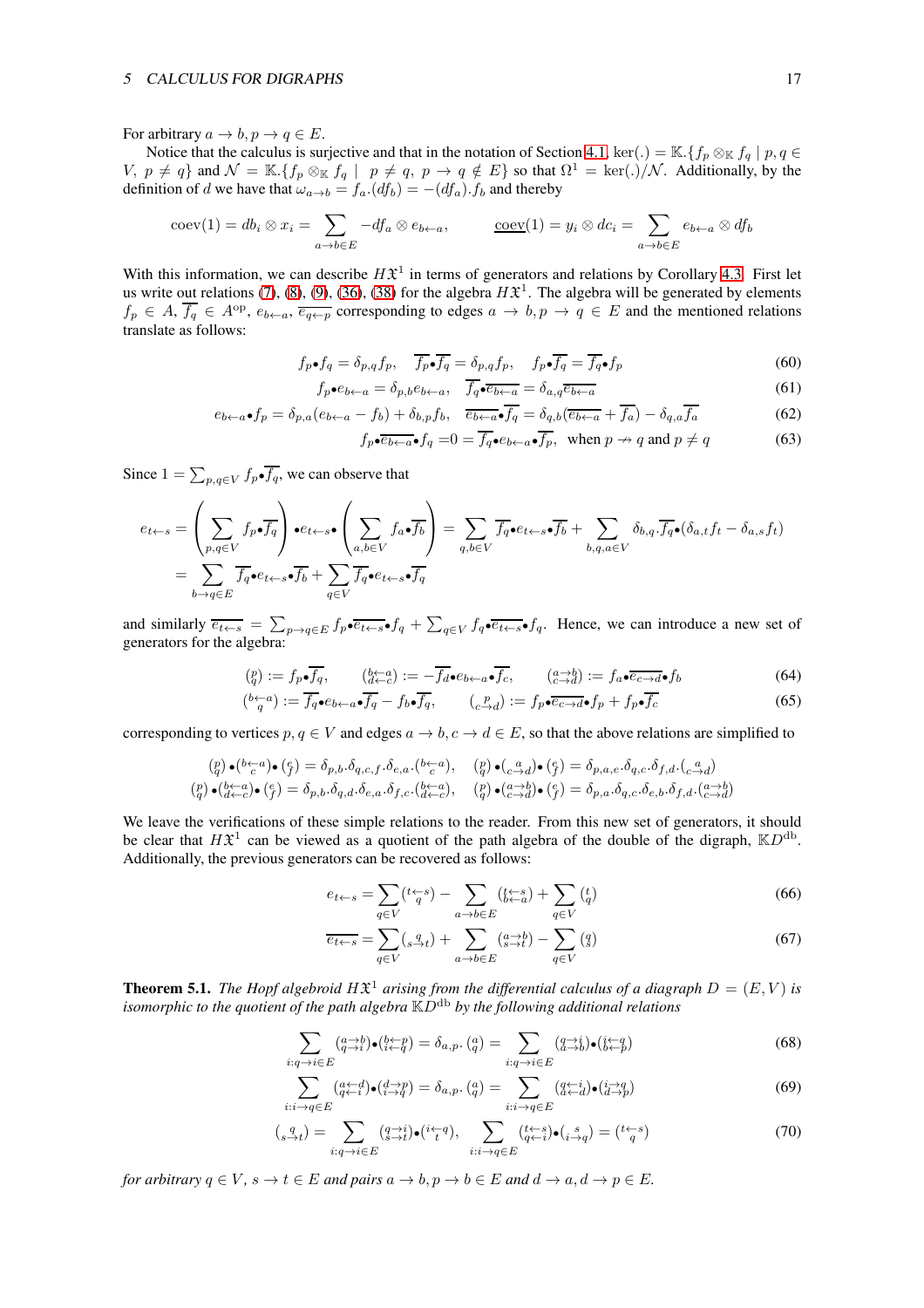For arbitrary $a \to b, p \to q \in E$.

Notice that the calculus is surjective and that in the notation of Section 4.1, $\ker(.) = \mathbb{K}.\{f_p \otimes_{\mathbb{K}} f_q \mid p, q \in V,\ p \neq q\}$ and $\mathcal{N} = \mathbb{K}.\{f_p \otimes_{\mathbb{K}} f_q \mid\ p \neq q,\ p \to q \notin E\}$ so that $\Omega^1 = \ker(.)/\mathcal{N}$. Additionally, by the definition of $d$ we have that $\omega_{a\to b} = f_a.(df_b) = -(df_a).f_b$ and thereby

$$\mathrm{coev}(1) = db_i \otimes x_i = \sum_{a\to b\in E} -df_a \otimes e_{b\leftarrow a}, \qquad \underline{\mathrm{coev}}(1) = y_i \otimes dc_i = \sum_{a\to b\in E} e_{b\leftarrow a} \otimes df_b$$

With this information, we can describe $H\mathfrak{X}^1$ in terms of generators and relations by Corollary 4.3. First let us write out relations (7), (8), (9), (36), (38) for the algebra $H\mathfrak{X}^1$. The algebra will be generated by elements $f_p \in A$, $\overline{f_q} \in A^{\mathrm{op}}$, $e_{b\leftarrow a}$, $\overline{e_{q\leftarrow p}}$ corresponding to edges $a \to b, p \to q \in E$ and the mentioned relations translate as follows:

$$f_p \bullet f_q = \delta_{p,q} f_p, \quad \overline{f_p}\bullet\overline{f_q} = \delta_{p,q} f_p, \quad f_p \bullet \overline{f_q} = \overline{f_q}\bullet f_p \tag{60}$$

$$f_p \bullet e_{b\leftarrow a} = \delta_{p,b} e_{b\leftarrow a}, \quad \overline{f_q}\bullet\overline{e_{b\leftarrow a}} = \delta_{a,q}\overline{e_{b\leftarrow a}} \tag{61}$$

$$e_{b\leftarrow a}\bullet f_p = \delta_{p,a}(e_{b\leftarrow a} - f_b) + \delta_{b,p} f_b, \quad \overline{e_{b\leftarrow a}}\bullet\overline{f_q} = \delta_{q,b}(\overline{e_{b\leftarrow a}} + \overline{f_a}) - \delta_{q,a}\overline{f_a} \tag{62}$$

$$f_p \bullet \overline{e_{b\leftarrow a}}\bullet f_q = 0 = \overline{f_q}\bullet e_{b\leftarrow a}\bullet\overline{f_p}, \quad \text{when } p \nrightarrow q \text{ and } p \neq q \tag{63}$$

Since $1 = \sum_{p,q\in V} f_p \bullet \overline{f_q}$, we can observe that

$$\begin{aligned} e_{t\leftarrow s} &= \left(\sum_{p,q\in V} f_p\bullet\overline{f_q}\right)\bullet e_{t\leftarrow s}\bullet\left(\sum_{a,b\in V} f_a\bullet\overline{f_b}\right) = \sum_{q,b\in V} \overline{f_q}\bullet e_{t\leftarrow s}\bullet\overline{f_b} + \sum_{b,q,a\in V} \delta_{b,q}.\overline{f_q}\bullet(\delta_{a,t}f_t - \delta_{a,s}f_t) \\ &= \sum_{b\to q\in E} \overline{f_q}\bullet e_{t\leftarrow s}\bullet\overline{f_b} + \sum_{q\in V} \overline{f_q}\bullet e_{t\leftarrow s}\bullet\overline{f_q} \end{aligned}$$

and similarly $\overline{e_{t\leftarrow s}} = \sum_{p\to q\in E} f_p\bullet\overline{e_{t\leftarrow s}}\bullet f_q + \sum_{q\in V} f_q\bullet\overline{e_{t\leftarrow s}}\bullet f_q$. Hence, we can introduce a new set of generators for the algebra:

$$\left(\begin{smallmatrix} p \\ q \end{smallmatrix}\right) := f_p\bullet\overline{f_q}, \qquad \left(\begin{smallmatrix} b\leftarrow a \\ d\leftarrow c \end{smallmatrix}\right) := -\overline{f_d}\bullet e_{b\leftarrow a}\bullet\overline{f_c}, \qquad \left(\begin{smallmatrix} a\to b \\ c\to d \end{smallmatrix}\right) := f_a\bullet\overline{e_{c\to d}}\bullet f_b \tag{64}$$

$$\left(\begin{smallmatrix} b\leftarrow a \\ q \end{smallmatrix}\right) := \overline{f_q}\bullet e_{b\leftarrow a}\bullet\overline{f_q} - f_b\bullet\overline{f_q}, \qquad \left(\begin{smallmatrix} p \\ c\to d \end{smallmatrix}\right) := f_p\bullet\overline{e_{c\to d}}\bullet f_p + f_p\bullet\overline{f_c} \tag{65}$$

corresponding to vertices $p, q \in V$ and edges $a \to b, c \to d \in E$, so that the above relations are simplified to

$$\left(\begin{smallmatrix} p \\ q \end{smallmatrix}\right)\bullet\left(\begin{smallmatrix} b\leftarrow a \\ c \end{smallmatrix}\right)\bullet\left(\begin{smallmatrix} e \\ f \end{smallmatrix}\right) = \delta_{p,b}.\delta_{q,c,f}.\delta_{e,a}.\left(\begin{smallmatrix} b\leftarrow a \\ c \end{smallmatrix}\right), \quad \left(\begin{smallmatrix} p \\ q \end{smallmatrix}\right)\bullet\left(\begin{smallmatrix} a \\ c\to d \end{smallmatrix}\right)\bullet\left(\begin{smallmatrix} e \\ f \end{smallmatrix}\right) = \delta_{p,a,e}.\delta_{q,c}.\delta_{f,d}.\left(\begin{smallmatrix} a \\ c\to d \end{smallmatrix}\right)$$

$$\left(\begin{smallmatrix} p \\ q \end{smallmatrix}\right)\bullet\left(\begin{smallmatrix} b\leftarrow a \\ d\leftarrow c \end{smallmatrix}\right)\bullet\left(\begin{smallmatrix} e \\ f \end{smallmatrix}\right) = \delta_{p,b}.\delta_{q,d}.\delta_{e,a}.\delta_{f,c}.\left(\begin{smallmatrix} b\leftarrow a \\ d\leftarrow c \end{smallmatrix}\right), \quad \left(\begin{smallmatrix} p \\ q \end{smallmatrix}\right)\bullet\left(\begin{smallmatrix} a\to b \\ c\to d \end{smallmatrix}\right)\bullet\left(\begin{smallmatrix} e \\ f \end{smallmatrix}\right) = \delta_{p,a}.\delta_{q,c}.\delta_{e,b}.\delta_{f,d}.\left(\begin{smallmatrix} a\to b \\ c\to d \end{smallmatrix}\right)$$

We leave the verifications of these simple relations to the reader. From this new set of generators, it should be clear that $H\mathfrak{X}^1$ can be viewed as a quotient of the path algebra of the double of the digraph, $\mathbb{K}D^{\mathrm{db}}$. Additionally, the previous generators can be recovered as follows:

$$e_{t\leftarrow s} = \sum_{q\in V}\left(\begin{smallmatrix} t\leftarrow s \\ q \end{smallmatrix}\right) - \sum_{a\to b\in E}\left(\begin{smallmatrix} t\leftarrow s \\ b\leftarrow a \end{smallmatrix}\right) + \sum_{q\in V}\left(\begin{smallmatrix} t \\ q \end{smallmatrix}\right) \tag{66}$$

$$\overline{e_{t\leftarrow s}} = \sum_{q\in V}\left(\begin{smallmatrix} q \\ s\to t \end{smallmatrix}\right) + \sum_{a\to b\in E}\left(\begin{smallmatrix} a\to b \\ s\to t \end{smallmatrix}\right) - \sum_{q\in V}\left(\begin{smallmatrix} q \\ s \end{smallmatrix}\right) \tag{67}$$

**Theorem 5.1.** *The Hopf algebroid $H\mathfrak{X}^1$ arising from the differential calculus of a diagraph $D = (E, V)$ is isomorphic to the quotient of the path algebra $\mathbb{K}D^{\mathrm{db}}$ by the following additional relations*

$$\sum_{i:q\to i\in E}\left(\begin{smallmatrix} a\to b \\ q\to i \end{smallmatrix}\right)\bullet\left(\begin{smallmatrix} b\leftarrow p \\ i\leftarrow q \end{smallmatrix}\right) = \delta_{a,p}.\left(\begin{smallmatrix} a \\ q \end{smallmatrix}\right) = \sum_{i:q\to i\in E}\left(\begin{smallmatrix} q\to i \\ a\to b \end{smallmatrix}\right)\bullet\left(\begin{smallmatrix} i\leftarrow q \\ b\leftarrow p \end{smallmatrix}\right) \tag{68}$$

$$\sum_{i:i\to q\in E}\left(\begin{smallmatrix} a\leftarrow d \\ q\leftarrow i \end{smallmatrix}\right)\bullet\left(\begin{smallmatrix} d\to p \\ i\to q \end{smallmatrix}\right) = \delta_{a,p}.\left(\begin{smallmatrix} a \\ q \end{smallmatrix}\right) = \sum_{i:i\to q\in E}\left(\begin{smallmatrix} q\leftarrow i \\ a\leftarrow d \end{smallmatrix}\right)\bullet\left(\begin{smallmatrix} i\to q \\ d\to p \end{smallmatrix}\right) \tag{69}$$

$$\left(\begin{smallmatrix} q \\ s\to t \end{smallmatrix}\right) = \sum_{i:q\to i\in E}\left(\begin{smallmatrix} q\to i \\ s\to t \end{smallmatrix}\right)\bullet\left(\begin{smallmatrix} i\leftarrow q \\ t \end{smallmatrix}\right), \quad \sum_{i:i\to q\in E}\left(\begin{smallmatrix} t\leftarrow s \\ q\leftarrow i \end{smallmatrix}\right)\bullet\left(\begin{smallmatrix} s \\ i\to q \end{smallmatrix}\right) = \left(\begin{smallmatrix} t\leftarrow s \\ q \end{smallmatrix}\right) \tag{70}$$

*for arbitrary $q \in V$, $s \to t \in E$ and pairs $a \to b, p \to b \in E$ and $d \to a, d \to p \in E$.*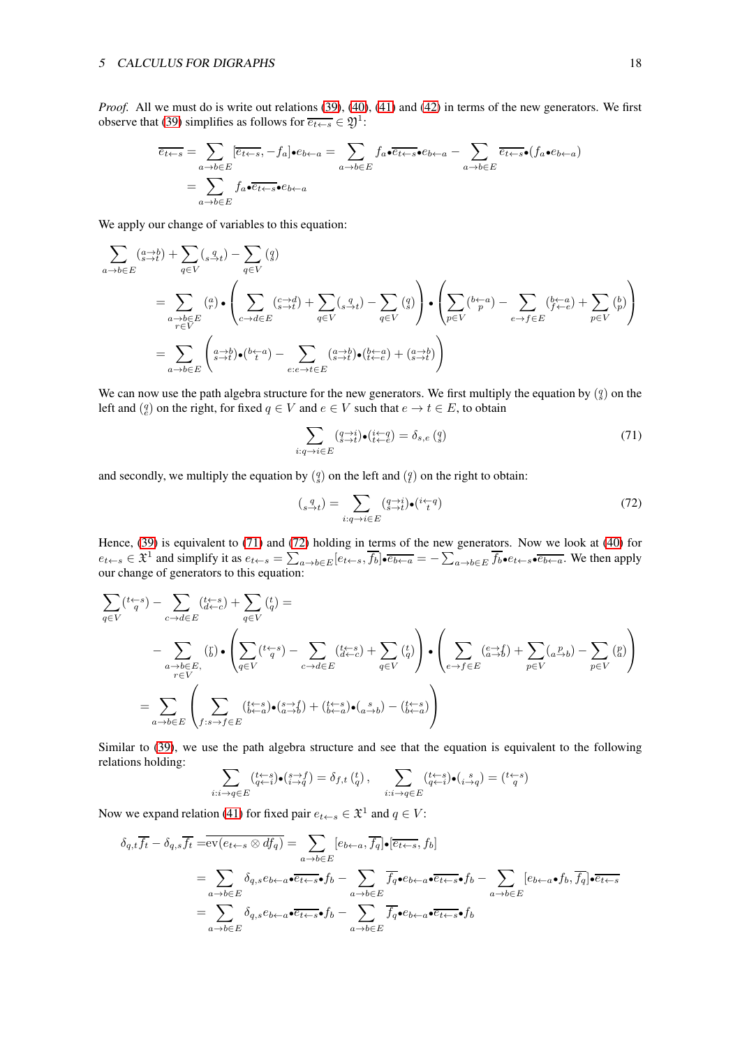*Proof.* All we must do is write out relations (39), (40), (41) and (42) in terms of the new generators. We first observe that (39) simplifies as follows for $\overline{e_{t\leftarrow s}} \in \mathfrak{Y}^1$:

$$
\begin{aligned}
\overline{e_{t\leftarrow s}} &= \sum_{a\to b\in E} [\overline{e_{t\leftarrow s}}, -f_a]\bullet e_{b\leftarrow a} = \sum_{a\to b\in E} f_a\bullet\overline{e_{t\leftarrow s}}\bullet e_{b\leftarrow a} - \sum_{a\to b\in E} \overline{e_{t\leftarrow s}}\bullet(f_a\bullet e_{b\leftarrow a}) \\
&= \sum_{a\to b\in E} f_a\bullet\overline{e_{t\leftarrow s}}\bullet e_{b\leftarrow a}
\end{aligned}
$$

We apply our change of variables to this equation:

$$
\begin{aligned}
&\sum_{a\to b\in E} \binom{a\to b}{s\to t} + \sum_{q\in V} \binom{q}{s\to t} - \sum_{q\in V} \binom{q}{s} \\
&= \sum_{\substack{a\to b\in E\\ r\in V}} \binom{a}{r}\bullet\left(\sum_{c\to d\in E}\binom{c\to d}{s\to t} + \sum_{q\in V}\binom{q}{s\to t} - \sum_{q\in V}\binom{q}{s}\right)\bullet\left(\sum_{p\in V}\binom{b\leftarrow a}{p} - \sum_{e\to f\in E}\binom{b\leftarrow a}{f\leftarrow e} + \sum_{p\in V}\binom{b}{p}\right) \\
&= \sum_{a\to b\in E}\left(\binom{a\to b}{s\to t}\bullet\binom{b\leftarrow a}{t} - \sum_{e:e\to t\in E}\binom{a\to b}{s\to t}\bullet\binom{b\leftarrow a}{t\leftarrow e} + \binom{a\to b}{s\to t}\right)
\end{aligned}
$$

We can now use the path algebra structure for the new generators. We first multiply the equation by $\binom{q}{s}$ on the left and $\binom{q}{e}$ on the right, for fixed $q \in V$ and $e \in V$ such that $e \to t \in E$, to obtain

$$
\sum_{i:q\to i\in E} \binom{q\to i}{s\to t}\bullet\binom{i\leftarrow q}{t\leftarrow e} = \delta_{s,e}\binom{q}{s} \tag{71}
$$

and secondly, we multiply the equation by $\binom{q}{s}$ on the left and $\binom{q}{t}$ on the right to obtain:

$$
\binom{q}{s\to t} = \sum_{i:q\to i\in E} \binom{q\to i}{s\to t}\bullet\binom{i\leftarrow q}{t} \tag{72}
$$

Hence, (39) is equivalent to (71) and (72) holding in terms of the new generators. Now we look at (40) for $e_{t\leftarrow s} \in \mathfrak{X}^1$ and simplify it as $e_{t\leftarrow s} = \sum_{a\to b\in E}[e_{t\leftarrow s}, \overline{f_b}]\bullet\overline{e_{b\leftarrow a}} = -\sum_{a\to b\in E}\overline{f_b}\bullet e_{t\leftarrow s}\bullet\overline{e_{b\leftarrow a}}$. We then apply our change of generators to this equation:

$$
\begin{aligned}
&\sum_{q\in V}\binom{t\leftarrow s}{q} - \sum_{c\to d\in E}\binom{t\leftarrow s}{d\leftarrow c} + \sum_{q\in V}\binom{t}{q} = \\
&\quad - \sum_{\substack{a\to b\in E,\\ r\in V}}\binom{r}{b}\bullet\left(\sum_{q\in V}\binom{t\leftarrow s}{q} - \sum_{c\to d\in E}\binom{t\leftarrow s}{d\leftarrow c} + \sum_{q\in V}\binom{t}{q}\right)\bullet\left(\sum_{e\to f\in E}\binom{e\to f}{a\to b} + \sum_{p\in V}\binom{p}{a\to b} - \sum_{p\in V}\binom{p}{a}\right) \\
&= \sum_{a\to b\in E}\left(\sum_{f:s\to f\in E}\binom{t\leftarrow s}{b\leftarrow a}\bullet\binom{s\to f}{a\to b} + \binom{t\leftarrow s}{b\leftarrow a}\bullet\binom{s}{a\to b} - \binom{t\leftarrow s}{b\leftarrow a}\right)
\end{aligned}
$$

Similar to (39), we use the path algebra structure and see that the equation is equivalent to the following relations holding:

$$
\sum_{i:i\to q\in E}\binom{t\leftarrow s}{q\leftarrow i}\bullet\binom{s\to f}{i\to q} = \delta_{f,t}\binom{t}{q}, \qquad \sum_{i:i\to q\in E}\binom{t\leftarrow s}{q\leftarrow i}\bullet\binom{s}{i\to q} = \binom{t\leftarrow s}{q}
$$

Now we expand relation (41) for fixed pair $e_{t\leftarrow s} \in \mathfrak{X}^1$ and $q \in V$:

$$
\begin{aligned}
\delta_{q,t}\overline{f_t} - \delta_{q,s}\overline{f_t} &= \mathrm{ev}(\overline{e_{t\leftarrow s}\otimes df_q}) = \sum_{a\to b\in E}[e_{b\leftarrow a}, \overline{f_q}]\bullet[\overline{e_{t\leftarrow s}}, f_b] \\
&= \sum_{a\to b\in E}\delta_{q,s}e_{b\leftarrow a}\bullet\overline{e_{t\leftarrow s}}\bullet f_b - \sum_{a\to b\in E}\overline{f_q}\bullet e_{b\leftarrow a}\bullet\overline{e_{t\leftarrow s}}\bullet f_b - \sum_{a\to b\in E}[e_{b\leftarrow a}\bullet f_b, \overline{f_q}]\bullet\overline{e_{t\leftarrow s}} \\
&= \sum_{a\to b\in E}\delta_{q,s}e_{b\leftarrow a}\bullet\overline{e_{t\leftarrow s}}\bullet f_b - \sum_{a\to b\in E}\overline{f_q}\bullet e_{b\leftarrow a}\bullet\overline{e_{t\leftarrow s}}\bullet f_b
\end{aligned}
$$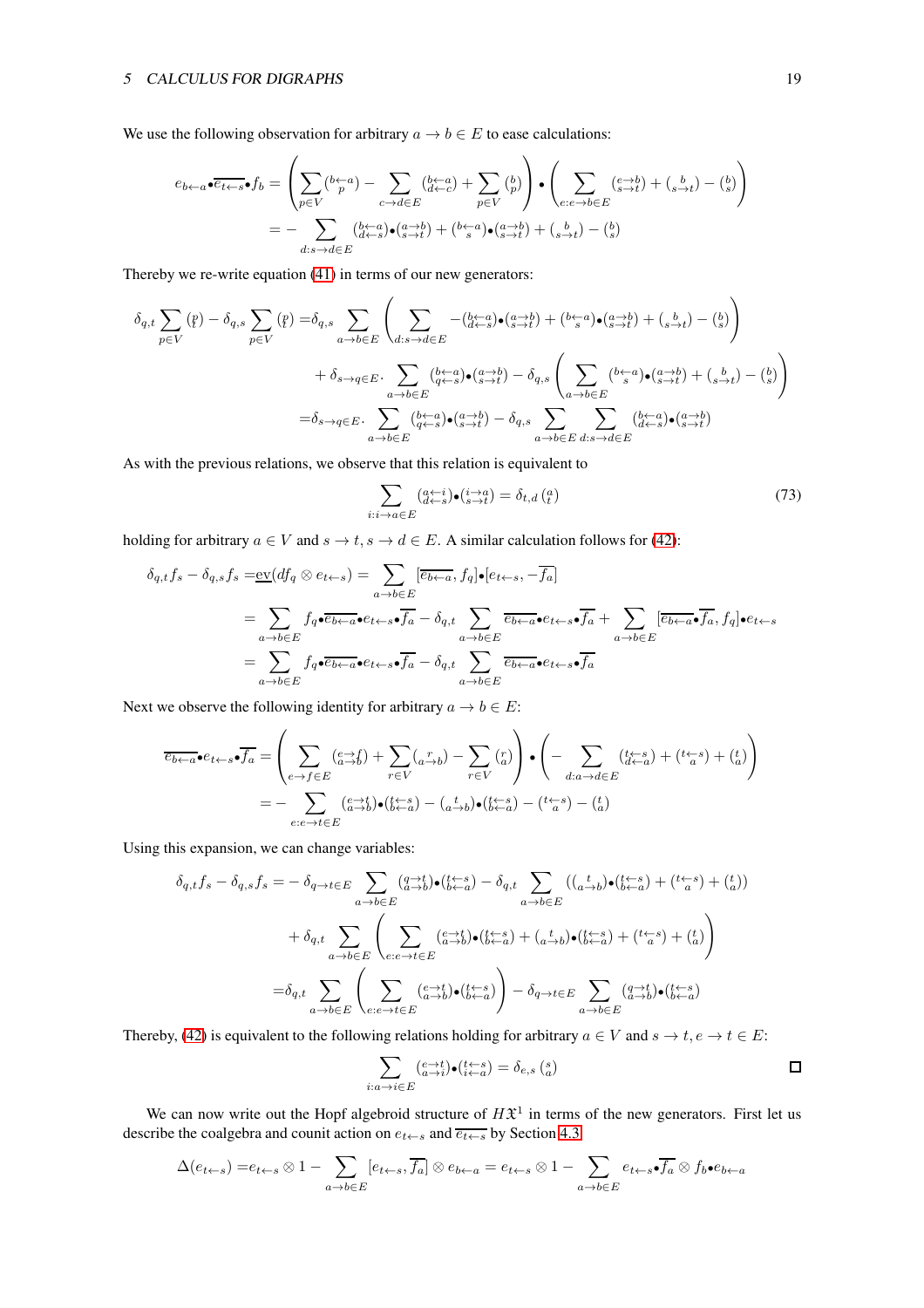We use the following observation for arbitrary $a \to b \in E$ to ease calculations:

$$
\begin{aligned}
e_{b\leftarrow a} \bullet \overline{e_{t\leftarrow s}} \bullet f_b &= \left( \sum_{p\in V} \binom{b\leftarrow a}{p} - \sum_{c\to d\in E} \binom{b\leftarrow a}{d\leftarrow c} + \sum_{p\in V} \binom{b}{p} \right) \bullet \left( \sum_{e: e\to b\in E} \binom{e\to b}{s\to t} + \binom{b}{s\to t} - \binom{b}{s} \right) \\
&= - \sum_{d: s\to d\in E} \binom{b\leftarrow a}{d\leftarrow s} \bullet \binom{a\to b}{s\to t} + \binom{b\leftarrow a}{s} \bullet \binom{a\to b}{s\to t} + \binom{b}{s\to t} - \binom{b}{s}
\end{aligned}
$$

Thereby we re-write equation (41) in terms of our new generators:

$$
\begin{aligned}
\delta_{q,t} \sum_{p\in V} \binom{p}{t} - \delta_{q,s} \sum_{p\in V} \binom{p}{t} =& \delta_{q,s} \sum_{a\to b\in E} \left( \sum_{d: s\to d\in E} - \binom{b\leftarrow a}{d\leftarrow s} \bullet \binom{a\to b}{s\to t} + \binom{b\leftarrow a}{s} \bullet \binom{a\to b}{s\to t} + \binom{b}{s\to t} - \binom{b}{s} \right) \\
&+ \delta_{s\to q\in E} \cdot \sum_{a\to b\in E} \binom{b\leftarrow a}{q\leftarrow s} \bullet \binom{a\to b}{s\to t} - \delta_{q,s} \left( \sum_{a\to b\in E} \binom{b\leftarrow a}{s} \bullet \binom{a\to b}{s\to t} + \binom{b}{s\to t} - \binom{b}{s} \right) \\
=& \delta_{s\to q\in E} \cdot \sum_{a\to b\in E} \binom{b\leftarrow a}{q\leftarrow s} \bullet \binom{a\to b}{s\to t} - \delta_{q,s} \sum_{a\to b\in E} \sum_{d: s\to d\in E} \binom{b\leftarrow a}{d\leftarrow s} \bullet \binom{a\to b}{s\to t}
\end{aligned}
$$

As with the previous relations, we observe that this relation is equivalent to

$$
\sum_{i: i\to a\in E} \binom{a\leftarrow i}{d\leftarrow s} \bullet \binom{i\to a}{s\to t} = \delta_{t,d} \binom{a}{t} \tag{73}
$$

holding for arbitrary $a \in V$ and $s \to t, s \to d \in E$. A similar calculation follows for (42):

$$
\begin{aligned}
\delta_{q,t} f_s - \delta_{q,s} f_s =& \underline{\mathrm{ev}}(df_q \otimes e_{t\leftarrow s}) = \sum_{a\to b\in E} [\overline{e_{b\leftarrow a}}, f_q] \bullet [e_{t\leftarrow s}, -\overline{f_a}] \\
=& \sum_{a\to b\in E} f_q \bullet \overline{e_{b\leftarrow a}} \bullet e_{t\leftarrow s} \bullet \overline{f_a} - \delta_{q,t} \sum_{a\to b\in E} \overline{e_{b\leftarrow a}} \bullet e_{t\leftarrow s} \bullet \overline{f_a} + \sum_{a\to b\in E} [\overline{e_{b\leftarrow a}} \bullet \overline{f_a}, f_q] \bullet e_{t\leftarrow s} \\
=& \sum_{a\to b\in E} f_q \bullet \overline{e_{b\leftarrow a}} \bullet e_{t\leftarrow s} \bullet \overline{f_a} - \delta_{q,t} \sum_{a\to b\in E} \overline{e_{b\leftarrow a}} \bullet e_{t\leftarrow s} \bullet \overline{f_a}
\end{aligned}
$$

Next we observe the following identity for arbitrary $a \to b \in E$:

$$
\begin{aligned}
\overline{e_{b\leftarrow a}} \bullet e_{t\leftarrow s} \bullet \overline{f_a} &= \left( \sum_{e\to f\in E} \binom{e\to f}{a\to b} + \sum_{r\in V} \binom{r}{a\to b} - \sum_{r\in V} \binom{r}{a} \right) \bullet \left( - \sum_{d: a\to d\in E} \binom{t\leftarrow s}{d\leftarrow a} + \binom{t\leftarrow s}{a} + \binom{t}{a} \right) \\
&= - \sum_{e: e\to t\in E} \binom{e\to t}{a\to b} \bullet \binom{t\leftarrow s}{b\leftarrow a} - \binom{t}{a\to b} \bullet \binom{t\leftarrow s}{b\leftarrow a} - \binom{t\leftarrow s}{a} - \binom{t}{a}
\end{aligned}
$$

Using this expansion, we can change variables:

$$
\begin{aligned}
\delta_{q,t} f_s - \delta_{q,s} f_s =& - \delta_{q\to t\in E} \sum_{a\to b\in E} \binom{q\to t}{a\to b} \bullet \binom{t\leftarrow s}{b\leftarrow a} - \delta_{q,t} \sum_{a\to b\in E} \left( \binom{t}{a\to b} \bullet \binom{t\leftarrow s}{b\leftarrow a} + \binom{t\leftarrow s}{a} + \binom{t}{a} \right) \\
&+ \delta_{q,t} \sum_{a\to b\in E} \left( \sum_{e: e\to t\in E} \binom{e\to t}{a\to b} \bullet \binom{t\leftarrow s}{b\leftarrow a} + \binom{t}{a\to b} \bullet \binom{t\leftarrow s}{b\leftarrow a} + \binom{t\leftarrow s}{a} + \binom{t}{a} \right) \\
=& \delta_{q,t} \sum_{a\to b\in E} \left( \sum_{e: e\to t\in E} \binom{e\to t}{a\to b} \bullet \binom{t\leftarrow s}{b\leftarrow a} \right) - \delta_{q\to t\in E} \sum_{a\to b\in E} \binom{q\to t}{a\to b} \bullet \binom{t\leftarrow s}{b\leftarrow a}
\end{aligned}
$$

Thereby, (42) is equivalent to the following relations holding for arbitrary $a \in V$ and $s \to t, e \to t \in E$:

$$
\sum_{i: a\to i\in E} \binom{e\to t}{a\to i} \bullet \binom{t\leftarrow s}{i\leftarrow a} = \delta_{e,s} \binom{s}{a}
$$

□

We can now write out the Hopf algebroid structure of $H\mathfrak{X}^1$ in terms of the new generators. First let us describe the coalgebra and counit action on $e_{t\leftarrow s}$ and $\overline{e_{t\leftarrow s}}$ by Section 4.3

$$
\Delta(e_{t\leftarrow s}) = e_{t\leftarrow s} \otimes 1 - \sum_{a\to b\in E} [e_{t\leftarrow s}, \overline{f_a}] \otimes e_{b\leftarrow a} = e_{t\leftarrow s} \otimes 1 - \sum_{a\to b\in E} e_{t\leftarrow s} \bullet \overline{f_a} \otimes f_b \bullet e_{b\leftarrow a}
$$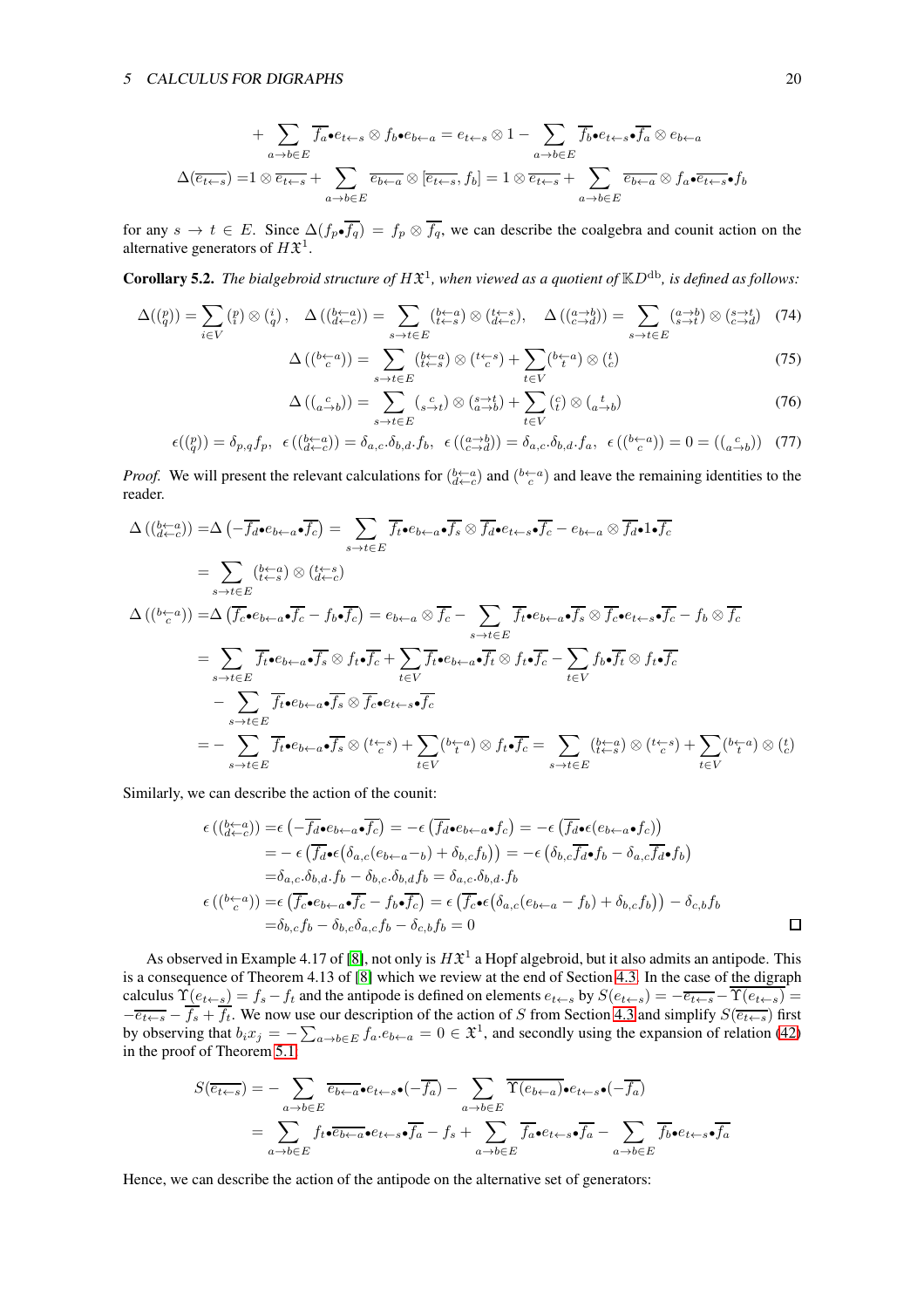$$+\sum_{a\to b\in E}\overline{f_a}\bullet e_{t\leftarrow s}\otimes f_b\bullet e_{b\leftarrow a}=e_{t\leftarrow s}\otimes 1-\sum_{a\to b\in E}\overline{f_b}\bullet e_{t\leftarrow s}\bullet\overline{f_a}\otimes e_{b\leftarrow a}$$

$$\Delta(\overline{e_{t\leftarrow s}})=1\otimes\overline{e_{t\leftarrow s}}+\sum_{a\to b\in E}\overline{e_{b\leftarrow a}}\otimes[\overline{e_{t\leftarrow s}},f_b]=1\otimes\overline{e_{t\leftarrow s}}+\sum_{a\to b\in E}\overline{e_{b\leftarrow a}}\otimes f_a\bullet\overline{e_{t\leftarrow s}}\bullet f_b$$

for any $s\to t\in E$. Since $\Delta(f_p\bullet\overline{f_q})=f_p\otimes\overline{f_q}$, we can describe the coalgebra and counit action on the alternative generators of $H\mathfrak{X}^1$.

**Corollary 5.2.** *The bialgebroid structure of $H\mathfrak{X}^1$, when viewed as a quotient of $\mathbb{K}D^{\mathrm{db}}$, is defined as follows:*

$$\Delta(\tbinom{p}{q})=\sum_{i\in V}\tbinom{p}{i}\otimes\tbinom{i}{q},\quad\Delta\left(\tbinom{b\leftarrow a}{d\leftarrow c}\right)=\sum_{s\to t\in E}\tbinom{b\leftarrow a}{t\leftarrow s}\otimes\tbinom{t\leftarrow s}{d\leftarrow c},\quad\Delta\left(\tbinom{a\to b}{c\to d}\right)=\sum_{s\to t\in E}\tbinom{a\to b}{s\to t}\otimes\tbinom{s\to t}{c\to d}\quad(74)$$

$$\Delta\left(\tbinom{b\leftarrow a}{c}\right)=\sum_{s\to t\in E}\tbinom{b\leftarrow a}{t\leftarrow s}\otimes\tbinom{t\leftarrow s}{c}+\sum_{t\in V}\tbinom{b\leftarrow a}{t}\otimes\tbinom{t}{c}\quad(75)$$

$$\Delta\left(\tbinom{c}{a\to b}\right)=\sum_{s\to t\in E}\tbinom{c}{s\to t}\otimes\tbinom{s\to t}{a\to b}+\sum_{t\in V}\tbinom{c}{t}\otimes\tbinom{t}{a\to b}\quad(76)$$

$$\epsilon(\tbinom{p}{q})=\delta_{p,q}f_p,\quad\epsilon\left(\tbinom{b\leftarrow a}{d\leftarrow c}\right)=\delta_{a,c}.\delta_{b,d}.f_b,\quad\epsilon\left(\tbinom{a\to b}{c\to d}\right)=\delta_{a,c}.\delta_{b,d}.f_a,\quad\epsilon\left(\tbinom{b\leftarrow a}{c}\right)=0=\left(\tbinom{c}{a\to b}\right)\quad(77)$$

*Proof.* We will present the relevant calculations for $\binom{b\leftarrow a}{d\leftarrow c}$ and $\binom{b\leftarrow a}{c}$ and leave the remaining identities to the reader.

$$\begin{aligned}\Delta\left(\tbinom{b\leftarrow a}{d\leftarrow c}\right)=&\Delta\left(-\overline{f_d}e_{b\leftarrow a}\bullet\overline{f_c}\right)=\sum_{s\to t\in E}\overline{f_t}\bullet e_{b\leftarrow a}\bullet\overline{f_s}\otimes\overline{f_d}\bullet e_{t\leftarrow s}\bullet\overline{f_c}-e_{b\leftarrow a}\otimes\overline{f_d}\bullet 1\bullet\overline{f_c}\\ =&\sum_{s\to t\in E}\tbinom{b\leftarrow a}{t\leftarrow s}\otimes\tbinom{t\leftarrow s}{d\leftarrow c}\\ \Delta\left(\tbinom{b\leftarrow a}{c}\right)=&\Delta\left(\overline{f_c}\bullet e_{b\leftarrow a}\bullet\overline{f_c}-f_b\bullet\overline{f_c}\right)=e_{b\leftarrow a}\otimes\overline{f_c}-\sum_{s\to t\in E}\overline{f_t}\bullet e_{b\leftarrow a}\bullet\overline{f_s}\otimes\overline{f_c}\bullet e_{t\leftarrow s}\bullet\overline{f_c}-f_b\otimes\overline{f_c}\\ =&\sum_{s\to t\in E}\overline{f_t}\bullet e_{b\leftarrow a}\bullet\overline{f_s}\otimes f_t\bullet\overline{f_c}+\sum_{t\in V}\overline{f_t}\bullet e_{b\leftarrow a}\bullet\overline{f_t}\otimes f_t\bullet\overline{f_c}-\sum_{t\in V}f_b\bullet\overline{f_t}\otimes f_t\bullet\overline{f_c}\\ &-\sum_{s\to t\in E}\overline{f_t}\bullet e_{b\leftarrow a}\bullet\overline{f_s}\otimes\overline{f_c}\bullet e_{t\leftarrow s}\bullet\overline{f_c}\\ =&-\sum_{s\to t\in E}\overline{f_t}\bullet e_{b\leftarrow a}\bullet\overline{f_s}\otimes\tbinom{t\leftarrow s}{c}+\sum_{t\in V}\tbinom{b\leftarrow a}{t}\otimes f_t\bullet\overline{f_c}=\sum_{s\to t\in E}\tbinom{b\leftarrow a}{t\leftarrow s}\otimes\tbinom{t\leftarrow s}{c}+\sum_{t\in V}\tbinom{b\leftarrow a}{t}\otimes\tbinom{t}{c}\end{aligned}$$

Similarly, we can describe the action of the counit:

$$\begin{aligned}\epsilon\left(\tbinom{b\leftarrow a}{d\leftarrow c}\right)=&\epsilon\left(-\overline{f_d}\bullet e_{b\leftarrow a}\bullet\overline{f_c}\right)=-\epsilon\left(\overline{f_d}\bullet e_{b\leftarrow a}\bullet\overline{f_c}\right)=-\epsilon\left(\overline{f_d}\bullet\epsilon(e_{b\leftarrow a}\bullet f_c)\right)\\ =&-\epsilon\left(\overline{f_d}\bullet\big(\delta_{a,c}(e_{b\leftarrow a}-b)+\delta_{b,c}f_b\big)\right)=-\epsilon\left(\delta_{b,c}\overline{f_d}\bullet f_b-\delta_{a,c}\overline{f_d}\bullet f_b\right)\\ =&\delta_{a,c}.\delta_{b,d}.f_b-\delta_{b,c}.\delta_{b,d}f_b=\delta_{a,c}.\delta_{b,d}.f_b\\ \epsilon\left(\tbinom{b\leftarrow a}{c}\right)=&\epsilon\left(\overline{f_c}\bullet e_{b\leftarrow a}\bullet\overline{f_c}-f_b\bullet\overline{f_c}\right)=\epsilon\left(\overline{f_c}\bullet\epsilon\big(\delta_{a,c}(e_{b\leftarrow a}-f_b)+\delta_{b,c}f_b\big)\right)-\delta_{c,b}f_b\\ =&\delta_{b,c}f_b-\delta_{b,c}\delta_{a,c}f_b-\delta_{c,b}f_b=0\end{aligned}$$

∎

As observed in Example 4.17 of [8], not only is $H\mathfrak{X}^1$ a Hopf algebroid, but it also admits an antipode. This is a consequence of Theorem 4.13 of [8] which we review at the end of Section 4.3. In the case of the digraph calculus $\Upsilon(e_{t\leftarrow s})=f_s-f_t$ and the antipode is defined on elements $e_{t\leftarrow s}$ by $S(e_{t\leftarrow s})=-\overline{e_{t\leftarrow s}}-\overline{\Upsilon(e_{t\leftarrow s})}=-\overline{e_{t\leftarrow s}}-\overline{f_s}+\overline{f_t}$. We now use our description of the action of $S$ from Section 4.3 and simplify $S(\overline{e_{t\leftarrow s}})$ first by observing that $b_ix_j=-\sum_{a\to b\in E}f_a.e_{b\leftarrow a}=0\in\mathfrak{X}^1$, and secondly using the expansion of relation (42) in the proof of Theorem 5.1

$$\begin{aligned}S(\overline{e_{t\leftarrow s}})=&-\sum_{a\to b\in E}\overline{e_{b\leftarrow a}}\bullet e_{t\leftarrow s}\bullet(-\overline{f_a})-\sum_{a\to b\in E}\overline{\Upsilon(e_{b\leftarrow a})}\bullet e_{t\leftarrow s}\bullet(-\overline{f_a})\\ =&\sum_{a\to b\in E}f_t\bullet\overline{e_{b\leftarrow a}}\bullet e_{t\leftarrow s}\bullet\overline{f_a}-f_s+\sum_{a\to b\in E}\overline{f_a}\bullet e_{t\leftarrow s}\bullet\overline{f_a}-\sum_{a\to b\in E}\overline{f_b}\bullet e_{t\leftarrow s}\bullet\overline{f_a}\end{aligned}$$

Hence, we can describe the action of the antipode on the alternative set of generators: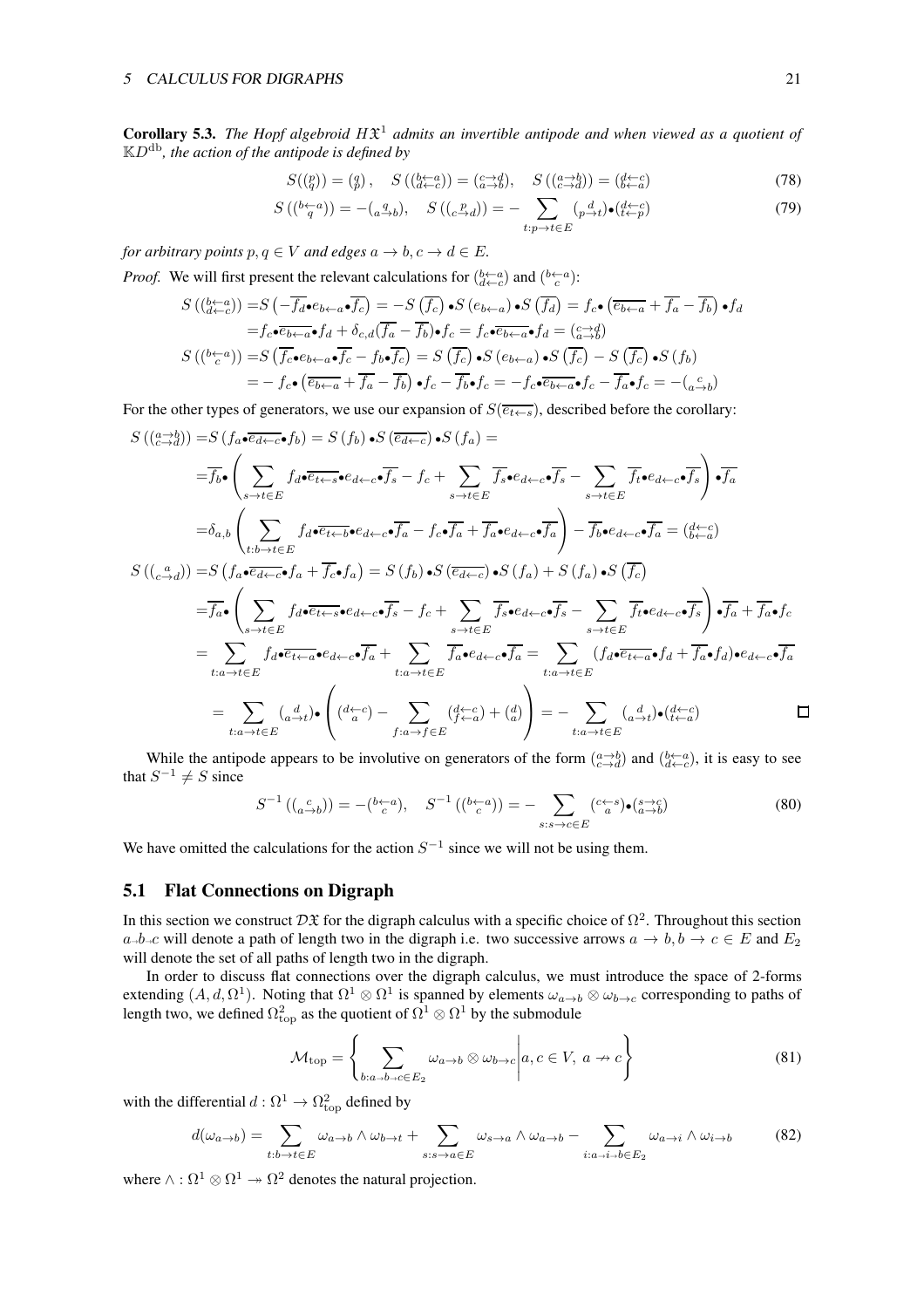**Corollary 5.3.** *The Hopf algebroid $H\mathfrak{X}^1$ admits an invertible antipode and when viewed as a quotient of $\mathbb{K}D^{\mathrm{db}}$, the action of the antipode is defined by*

$$S(\binom{p}{q}) = \binom{q}{p}, \quad S(\binom{b\leftarrow a}{d\leftarrow c}) = \binom{c\to d}{a\to b}, \quad S(\binom{a\to b}{c\to d}) = \binom{d\leftarrow c}{b\leftarrow a} \tag{78}$$

$$S(\binom{b\leftarrow a}{q}) = -\binom{q}{a\to b}, \quad S(\binom{p}{c\to d}) = -\sum_{t:p\to t\in E} \binom{d}{p\to t}\bullet\binom{d\leftarrow c}{t\leftarrow p} \tag{79}$$

*for arbitrary points $p, q \in V$ and edges $a \to b, c \to d \in E$.*

*Proof.* We will first present the relevant calculations for $\binom{b\leftarrow a}{d\leftarrow c}$ and $\binom{b\leftarrow a}{c}$:

$$\begin{aligned}
S(\binom{b\leftarrow a}{d\leftarrow c}) =& S\left(-\overline{f_d}\bullet e_{b\leftarrow a}\bullet\overline{f_c}\right) = -S\left(\overline{f_c}\right)\bullet S\left(e_{b\leftarrow a}\right)\bullet S\left(\overline{f_d}\right) = f_c\bullet\left(\overline{e_{b\leftarrow a}} + \overline{f_a} - \overline{f_b}\right)\bullet f_d \\
=& f_c\bullet\overline{e_{b\leftarrow a}}\bullet f_d + \delta_{c,d}(\overline{f_a} - \overline{f_b})\bullet f_c = f_c\bullet\overline{e_{b\leftarrow a}}\bullet f_d = \binom{c\to d}{a\to b} \\
S(\binom{b\leftarrow a}{c}) =& S\left(\overline{f_c}\bullet e_{b\leftarrow a}\bullet\overline{f_c} - f_b\bullet\overline{f_c}\right) = S\left(\overline{f_c}\right)\bullet S\left(e_{b\leftarrow a}\right)\bullet S\left(\overline{f_c}\right) - S\left(\overline{f_c}\right)\bullet S\left(f_b\right) \\
=& -f_c\bullet\left(\overline{e_{b\leftarrow a}} + \overline{f_a} - \overline{f_b}\right)\bullet f_c - \overline{f_b}\bullet f_c = -f_c\bullet\overline{e_{b\leftarrow a}}\bullet f_c - \overline{f_a}\bullet f_c = -\binom{c}{a\to b}
\end{aligned}$$

For the other types of generators, we use our expansion of $S(\overline{e_{t\leftarrow s}})$, described before the corollary:

$$\begin{aligned}
S(\binom{a\to b}{c\to d}) =& S\left(f_a\bullet\overline{e_{d\leftarrow c}}\bullet f_b\right) = S\left(f_b\right)\bullet S\left(\overline{e_{d\leftarrow c}}\right)\bullet S\left(f_a\right) = \\
=& \overline{f_b}\bullet\left(\sum_{s\to t\in E} f_d\bullet\overline{e_{t\leftarrow s}}\bullet e_{d\leftarrow c}\bullet\overline{f_s} - f_c + \sum_{s\to t\in E}\overline{f_s}\bullet e_{d\leftarrow c}\bullet\overline{f_s} - \sum_{s\to t\in E}\overline{f_t}\bullet e_{d\leftarrow c}\bullet\overline{f_s}\right)\bullet\overline{f_a} \\
=& \delta_{a,b}\left(\sum_{t:b\to t\in E} f_d\bullet\overline{e_{t\leftarrow b}}\bullet e_{d\leftarrow c}\bullet\overline{f_a} - f_c\bullet\overline{f_a} + \overline{f_a}\bullet e_{d\leftarrow c}\bullet\overline{f_a}\right) - \overline{f_b}\bullet e_{d\leftarrow c}\bullet\overline{f_a} = \binom{d\leftarrow c}{b\leftarrow a} \\
S(\binom{a}{c\to d}) =& S\left(f_a\bullet\overline{e_{d\leftarrow c}}\bullet f_a + \overline{f_c}\bullet f_a\right) = S\left(f_b\right)\bullet S\left(\overline{e_{d\leftarrow c}}\right)\bullet S\left(f_a\right) + S\left(f_a\right)\bullet S\left(\overline{f_c}\right) \\
=& \overline{f_a}\bullet\left(\sum_{s\to t\in E} f_d\bullet\overline{e_{t\leftarrow s}}\bullet e_{d\leftarrow c}\bullet\overline{f_s} - f_c + \sum_{s\to t\in E}\overline{f_s}\bullet e_{d\leftarrow c}\bullet\overline{f_s} - \sum_{s\to t\in E}\overline{f_t}\bullet e_{d\leftarrow c}\bullet\overline{f_s}\right)\bullet\overline{f_a} + \overline{f_a}\bullet f_c \\
=& \sum_{t:a\to t\in E} f_d\bullet\overline{e_{t\leftarrow a}}\bullet e_{d\leftarrow c}\bullet\overline{f_a} + \sum_{t:a\to t\in E}\overline{f_a}\bullet e_{d\leftarrow c}\bullet\overline{f_a} = \sum_{t:a\to t\in E}(f_d\bullet\overline{e_{t\leftarrow a}}\bullet f_d + \overline{f_a}\bullet f_d)\bullet e_{d\leftarrow c}\bullet\overline{f_a} \\
=& \sum_{t:a\to t\in E}\binom{d}{a\to t}\bullet\left(\binom{d\leftarrow c}{a} - \sum_{f:a\to f\in E}\binom{d\leftarrow c}{f\leftarrow a} + \binom{d}{a}\right) = -\sum_{t:a\to t\in E}\binom{d}{a\to t}\bullet\binom{d\leftarrow c}{t\leftarrow a}
\end{aligned}$$

□

While the antipode appears to be involutive on generators of the form $\binom{a\to b}{c\to d}$ and $\binom{b\leftarrow a}{d\leftarrow c}$, it is easy to see that $S^{-1} \neq S$ since

$$S^{-1}(\binom{c}{a\to b}) = -\binom{b\leftarrow a}{c}, \quad S^{-1}(\binom{b\leftarrow a}{c}) = -\sum_{s:s\to c\in E}\binom{c\leftarrow s}{a}\bullet\binom{s\to c}{a\to b} \tag{80}$$

We have omitted the calculations for the action $S^{-1}$ since we will not be using them.

## 5.1 Flat Connections on Digraph

In this section we construct $\mathcal{D}\mathfrak{X}$ for the digraph calculus with a specific choice of $\Omega^2$. Throughout this section $a \to b \to c$ will denote a path of length two in the digraph i.e. two successive arrows $a \to b, b \to c \in E$ and $E_2$ will denote the set of all paths of length two in the digraph.

In order to discuss flat connections over the digraph calculus, we must introduce the space of 2-forms extending $(A, d, \Omega^1)$. Noting that $\Omega^1 \otimes \Omega^1$ is spanned by elements $\omega_{a\to b} \otimes \omega_{b\to c}$ corresponding to paths of length two, we defined $\Omega^2_{\mathrm{top}}$ as the quotient of $\Omega^1 \otimes \Omega^1$ by the submodule

$$\mathcal{M}_{\mathrm{top}} = \left\{ \sum_{b:a\to b\to c\in E_2} \omega_{a\to b} \otimes \omega_{b\to c} \,\middle|\, a, c \in V,\ a \nrightarrow c \right\} \tag{81}$$

with the differential $d : \Omega^1 \to \Omega^2_{\mathrm{top}}$ defined by

$$d(\omega_{a\to b}) = \sum_{t:b\to t\in E} \omega_{a\to b} \wedge \omega_{b\to t} + \sum_{s:s\to a\in E} \omega_{s\to a} \wedge \omega_{a\to b} - \sum_{i:a\to i\to b\in E_2} \omega_{a\to i} \wedge \omega_{i\to b} \tag{82}$$

where $\wedge : \Omega^1 \otimes \Omega^1 \twoheadrightarrow \Omega^2$ denotes the natural projection.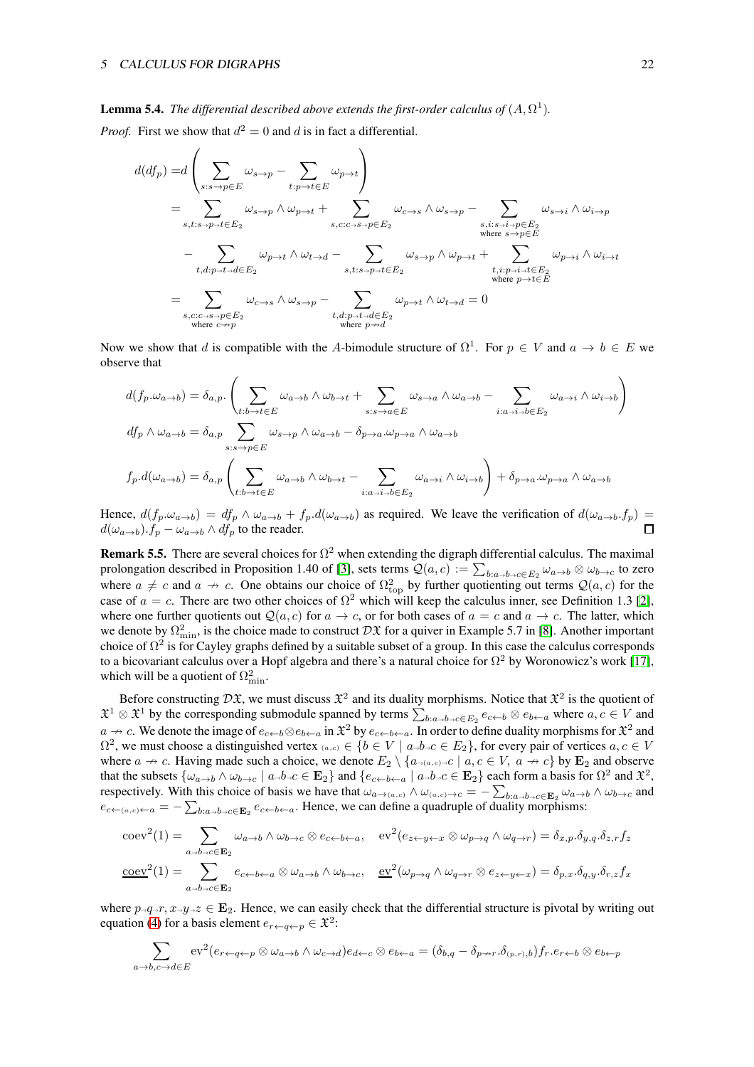**Lemma 5.4.** *The differential described above extends the first-order calculus of $(A, \Omega^1)$.*

*Proof.* First we show that $d^2 = 0$ and $d$ is in fact a differential.

$$
\begin{aligned}
d(df_p) =& d\left(\sum_{s:s\to p\in E}\omega_{s\to p} - \sum_{t:p\to t\in E}\omega_{p\to t}\right)\\
=& \sum_{s,t:s\to p\to t\in E_2}\omega_{s\to p}\wedge\omega_{p\to t} + \sum_{s,c:c\to s\to p\in E_2}\omega_{c\to s}\wedge\omega_{s\to p} - \sum_{\substack{s,i:s\to i\to p\in E_2\\ \text{where } s\to p\in E}}\omega_{s\to i}\wedge\omega_{i\to p}\\
&- \sum_{t,d:p\to t\to d\in E_2}\omega_{p\to t}\wedge\omega_{t\to d} - \sum_{s,t:s\to p\to t\in E_2}\omega_{s\to p}\wedge\omega_{p\to t} + \sum_{\substack{t,i:p\to i\to t\in E_2\\ \text{where } p\to t\in E}}\omega_{p\to i}\wedge\omega_{i\to t}\\
=& \sum_{\substack{s,c:c\to s\to p\in E_2\\ \text{where } c\nrightarrow p}}\omega_{c\to s}\wedge\omega_{s\to p} - \sum_{\substack{t,d:p\to t\to d\in E_2\\ \text{where } p\nrightarrow d}}\omega_{p\to t}\wedge\omega_{t\to d} = 0
\end{aligned}
$$

Now we show that $d$ is compatible with the $A$-bimodule structure of $\Omega^1$. For $p\in V$ and $a\to b\in E$ we observe that

$$
d(f_p.\omega_{a\to b}) = \delta_{a,p}.\left(\sum_{t:b\to t\in E}\omega_{a\to b}\wedge\omega_{b\to t} + \sum_{s:s\to a\in E}\omega_{s\to a}\wedge\omega_{a\to b} - \sum_{i:a\to i\to b\in E_2}\omega_{a\to i}\wedge\omega_{i\to b}\right)
$$

$$
df_p\wedge\omega_{a\to b} = \delta_{a,p}\sum_{s:s\to p\in E}\omega_{s\to p}\wedge\omega_{a\to b} - \delta_{p\to a}.\omega_{p\to a}\wedge\omega_{a\to b}
$$

$$
f_p.d(\omega_{a\to b}) = \delta_{a,p}\left(\sum_{t:b\to t\in E}\omega_{a\to b}\wedge\omega_{b\to t} - \sum_{i:a\to i\to b\in E_2}\omega_{a\to i}\wedge\omega_{i\to b}\right) + \delta_{p\to a}.\omega_{p\to a}\wedge\omega_{a\to b}
$$

Hence, $d(f_p.\omega_{a\to b}) = df_p\wedge\omega_{a\to b} + f_p.d(\omega_{a\to b})$ as required. We leave the verification of $d(\omega_{a\to b}.f_p) = d(\omega_{a\to b}).f_p - \omega_{a\to b}\wedge df_p$ to the reader. ∎

**Remark 5.5.** There are several choices for $\Omega^2$ when extending the digraph differential calculus. The maximal prolongation described in Proposition 1.40 of [3], sets terms $\mathcal{Q}(a,c) := \sum_{b:a\to b\to c\in E_2}\omega_{a\to b}\otimes\omega_{b\to c}$ to zero where $a\neq c$ and $a\nrightarrow c$. One obtains our choice of $\Omega^2_{\rm top}$ by further quotienting out terms $\mathcal{Q}(a,c)$ for the case of $a=c$. There are two other choices of $\Omega^2$ which will keep the calculus inner, see Definition 1.3 [2], where one further quotients out $\mathcal{Q}(a,c)$ for $a\to c$, or for both cases of $a=c$ and $a\to c$. The latter, which we denote by $\Omega^2_{\min}$, is the choice made to construct $\mathcal{DX}$ for a quiver in Example 5.7 in [8]. Another important choice of $\Omega^2$ is for Cayley graphs defined by a suitable subset of a group. In this case the calculus corresponds to a bicovariant calculus over a Hopf algebra and there's a natural choice for $\Omega^2$ by Woronowicz's work [17], which will be a quotient of $\Omega^2_{\min}$.

Before constructing $\mathcal{DX}$, we must discuss $\mathfrak{X}^2$ and its duality morphisms. Notice that $\mathfrak{X}^2$ is the quotient of $\mathfrak{X}^1\otimes\mathfrak{X}^1$ by the corresponding submodule spanned by terms $\sum_{b:a\to b\to c\in E_2} e_{c\leftarrow b}\otimes e_{b\leftarrow a}$ where $a,c\in V$ and $a\nrightarrow c$. We denote the image of $e_{c\leftarrow b}\otimes e_{b\leftarrow a}$ in $\mathfrak{X}^2$ by $e_{c\leftarrow b\leftarrow a}$. In order to define duality morphisms for $\mathfrak{X}^2$ and $\Omega^2$, we must choose a distinguished vertex ${}_{(a,c)}\in\{b\in V\mid a\to b\to c\in E_2\}$, for every pair of vertices $a,c\in V$ where $a\nrightarrow c$. Having made such a choice, we denote $E_2\setminus\{a\to{}_{(a,c)}\to c\mid a,c\in V,\ a\nrightarrow c\}$ by $\mathbf{E}_2$ and observe that the subsets $\{\omega_{a\to b}\wedge\omega_{b\to c}\mid a\to b\to c\in\mathbf{E}_2\}$ and $\{e_{c\leftarrow b\leftarrow a}\mid a\to b\to c\in\mathbf{E}_2\}$ each form a basis for $\Omega^2$ and $\mathfrak{X}^2$, respectively. With this choice of basis we have that $\omega_{a\to(a,c)}\wedge\omega_{(a,c)\to c} = -\sum_{b:a\to b\to c\in\mathbf{E}_2}\omega_{a\to b}\wedge\omega_{b\to c}$ and $e_{c\leftarrow(a,c)\leftarrow a} = -\sum_{b:a\to b\to c\in\mathbf{E}_2} e_{c\leftarrow b\leftarrow a}$. Hence, we can define a quadruple of duality morphisms:

$$
\mathrm{coev}^2(1) = \sum_{a\to b\to c\in\mathbf{E}_2}\omega_{a\to b}\wedge\omega_{b\to c}\otimes e_{c\leftarrow b\leftarrow a},\quad \mathrm{ev}^2(e_{z\leftarrow y\leftarrow x}\otimes\omega_{p\to q}\wedge\omega_{q\to r}) = \delta_{x,p}.\delta_{y,q}.\delta_{z,r}f_z
$$

$$
\underline{\mathrm{coev}}^2(1) = \sum_{a\to b\to c\in\mathbf{E}_2} e_{c\leftarrow b\leftarrow a}\otimes\omega_{a\to b}\wedge\omega_{b\to c},\quad \underline{\mathrm{ev}}^2(\omega_{p\to q}\wedge\omega_{q\to r}\otimes e_{z\leftarrow y\leftarrow x}) = \delta_{p,x}.\delta_{q,y}.\delta_{r,z}f_x
$$

where $p\to q\to r, x\to y\to z\in\mathbf{E}_2$. Hence, we can easily check that the differential structure is pivotal by writing out equation (4) for a basis element $e_{r\leftarrow q\leftarrow p}\in\mathfrak{X}^2$:

$$
\sum_{a\to b,c\to d\in E}\mathrm{ev}^2(e_{r\leftarrow q\leftarrow p}\otimes\omega_{a\to b}\wedge\omega_{c\to d})e_{d\leftarrow c}\otimes e_{b\leftarrow a} = (\delta_{b,q} - \delta_{p\nrightarrow r}.\delta_{(p,r),b})f_r.e_{r\leftarrow b}\otimes e_{b\leftarrow p}
$$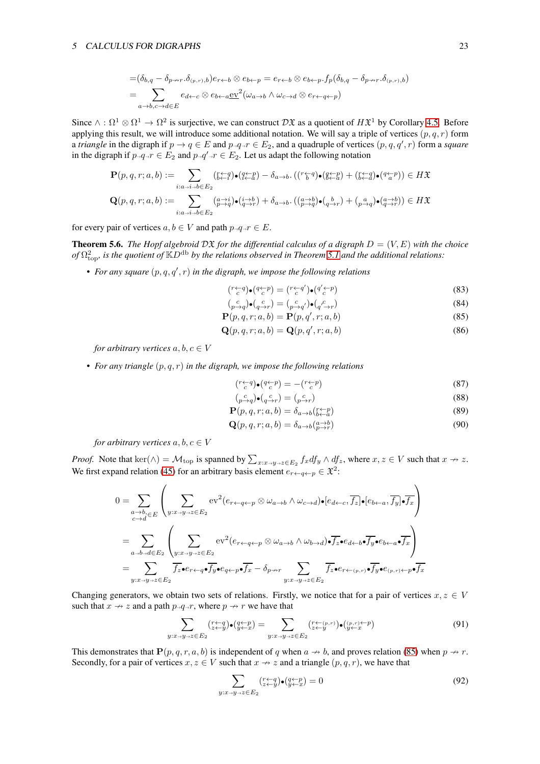$$
\begin{aligned}
&=(\delta_{b,q}-\delta_{p\twoheadrightarrow r}.\delta_{(p,r),b})e_{r\leftarrow b}\otimes e_{b\leftarrow p}=e_{r\leftarrow b}\otimes e_{b\leftarrow p}.f_p(\delta_{b,q}-\delta_{p\twoheadrightarrow r}.\delta_{(p,r),b})\\
&=\sum_{a\to b,c\to d\in E} e_{d\leftarrow c}\otimes e_{b\leftarrow a}\underline{\mathrm{ev}}^2(\omega_{a\to b}\wedge\omega_{c\to d}\otimes e_{r\leftarrow q\leftarrow p})
\end{aligned}
$$

Since $\wedge:\Omega^1\otimes\Omega^1\to\Omega^2$ is surjective, we can construct $\mathcal{D}\mathfrak{X}$ as a quotient of $H\mathfrak{X}^1$ by Corollary 4.5. Before applying this result, we will introduce some additional notation. We will say a triple of vertices $(p,q,r)$ form a *triangle* in the digraph if $p\to q\in E$ and $p{\to}q{\to}r\in E_2$, and a quadruple of vertices $(p,q,q',r)$ form a *square* in the digraph if $p{\to}q{\to}r\in E_2$ and $p{\to}q'{\to}r\in E_2$. Let us adapt the following notation

$$
\begin{aligned}
\mathbf{P}(p,q,r;a,b)&:=\sum_{i:a\to i\to b\in E_2}\binom{r\leftarrow q}{b\leftarrow i}\bullet\binom{q\leftarrow p}{i\leftarrow a}-\delta_{a\to b}.\left(\binom{r\leftarrow q}{b}\bullet\binom{q\leftarrow p}{b\leftarrow a}+\binom{r\leftarrow q}{b\leftarrow a}\bullet\binom{q\leftarrow p}{a}\right)\in H\mathfrak{X}\\
\mathbf{Q}(p,q,r;a,b)&:=\sum_{i:a\to i\to b\in E_2}\binom{a\to i}{p\to q}\bullet\binom{i\to b}{q\to r}+\delta_{a\to b}.\left(\binom{a\to b}{p\to q}\bullet\binom{b}{q\to r}+\binom{a}{p\to q}\bullet\binom{a\to b}{q\to r}\right)\in H\mathfrak{X}
\end{aligned}
$$

for every pair of vertices $a,b\in V$ and path $p{\to}q{\to}r\in E$.

**Theorem 5.6.** *The Hopf algebroid $\mathcal{D}\mathfrak{X}$ for the differential calculus of a digraph $D=(V,E)$ with the choice of $\Omega^2_{\mathrm{top}}$, is the quotient of $\mathbb{K}D^{\mathrm{db}}$ by the relations observed in Theorem 5.1 and the additional relations:*

- *For any square $(p,q,q',r)$ in the digraph, we impose the following relations*

$$\binom{r\leftarrow q}{c}\bullet\binom{q\leftarrow p}{c}=\binom{r\leftarrow q'}{c}\bullet\binom{q'\leftarrow p}{c}\tag{83}$$
$$\binom{c}{p\to q}\bullet\binom{c}{q\to r}=\binom{c}{p\to q'}\bullet\binom{c}{q'\to r}\tag{84}$$
$$\mathbf{P}(p,q,r;a,b)=\mathbf{P}(p,q',r;a,b)\tag{85}$$
$$\mathbf{Q}(p,q,r;a,b)=\mathbf{Q}(p,q',r;a,b)\tag{86}$$

  *for arbitrary vertices $a,b,c\in V$*

- *For any triangle $(p,q,r)$ in the digraph, we impose the following relations*

$$\binom{r\leftarrow q}{c}\bullet\binom{q\leftarrow p}{c}=-\binom{r\leftarrow p}{c}\tag{87}$$
$$\binom{c}{p\to q}\bullet\binom{c}{q\to r}=\binom{c}{p\to r}\tag{88}$$
$$\mathbf{P}(p,q,r;a,b)=\delta_{a\to b}\binom{r\leftarrow p}{b\leftarrow a}\tag{89}$$
$$\mathbf{Q}(p,q,r;a,b)=\delta_{a\to b}\binom{a\to b}{p\to r}\tag{90}$$

  *for arbitrary vertices $a,b,c\in V$*

*Proof.* Note that $\ker(\wedge)=\mathcal{M}_{\mathrm{top}}$ is spanned by $\sum_{x:x\to y\to z\in E_2}f_xdf_y\wedge df_z$, where $x,z\in V$ such that $x\twoheadrightarrow z$. We first expand relation (45) for an arbitrary basis element $e_{r\leftarrow q\leftarrow p}\in\mathfrak{X}^2$:

$$
\begin{aligned}
0&=\sum_{\substack{a\to b,\\ c\to d}\in E}\left(\sum_{y:x\to y\to z\in E_2}\mathrm{ev}^2(e_{r\leftarrow q\leftarrow p}\otimes\omega_{a\to b}\wedge\omega_{c\to d})\bullet[e_{d\leftarrow c},\overline{f_z}]\bullet[e_{b\leftarrow a},\overline{f_y}]\bullet\overline{f_x}\right)\\
&=\sum_{a\to b\to d\in E_2}\left(\sum_{y:x\to y\to z\in E_2}\mathrm{ev}^2(e_{r\leftarrow q\leftarrow p}\otimes\omega_{a\to b}\wedge\omega_{b\to d})\bullet\overline{f_z}\bullet e_{d\leftarrow b}\bullet\overline{f_y}\bullet e_{b\leftarrow a}\bullet\overline{f_x}\right)\\
&=\sum_{y:x\to y\to z\in E_2}\overline{f_z}\bullet e_{r\leftarrow q}\bullet\overline{f_y}\bullet e_{q\leftarrow p}\bullet\overline{f_x}-\delta_{p\twoheadrightarrow r}\sum_{y:x\to y\to z\in E_2}\overline{f_z}\bullet e_{r\leftarrow(p,r)}\bullet\overline{f_y}\bullet e_{(p,r)\leftarrow p}\bullet\overline{f_x}
\end{aligned}
$$

Changing generators, we obtain two sets of relations. Firstly, we notice that for a pair of vertices $x,z\in V$ such that $x\twoheadrightarrow z$ and a path $p{\to}q{\to}r$, where $p\twoheadrightarrow r$ we have that

$$\sum_{y:x\to y\to z\in E_2}\binom{r\leftarrow q}{z\leftarrow y}\bullet\binom{q\leftarrow p}{y\leftarrow x}=\sum_{y:x\to y\to z\in E_2}\binom{r\leftarrow(p,r)}{z\leftarrow y}\bullet\binom{(p,r)\leftarrow p}{y\leftarrow x}\tag{91}$$

This demonstrates that $\mathbf{P}(p,q,r,a,b)$ is independent of $q$ when $a\twoheadrightarrow b$, and proves relation (85) when $p\twoheadrightarrow r$. Secondly, for a pair of vertices $x,z\in V$ such that $x\twoheadrightarrow z$ and a triangle $(p,q,r)$, we have that

$$\sum_{y:x\to y\to z\in E_2}\binom{r\leftarrow q}{z\leftarrow y}\bullet\binom{q\leftarrow p}{y\leftarrow x}=0\tag{92}$$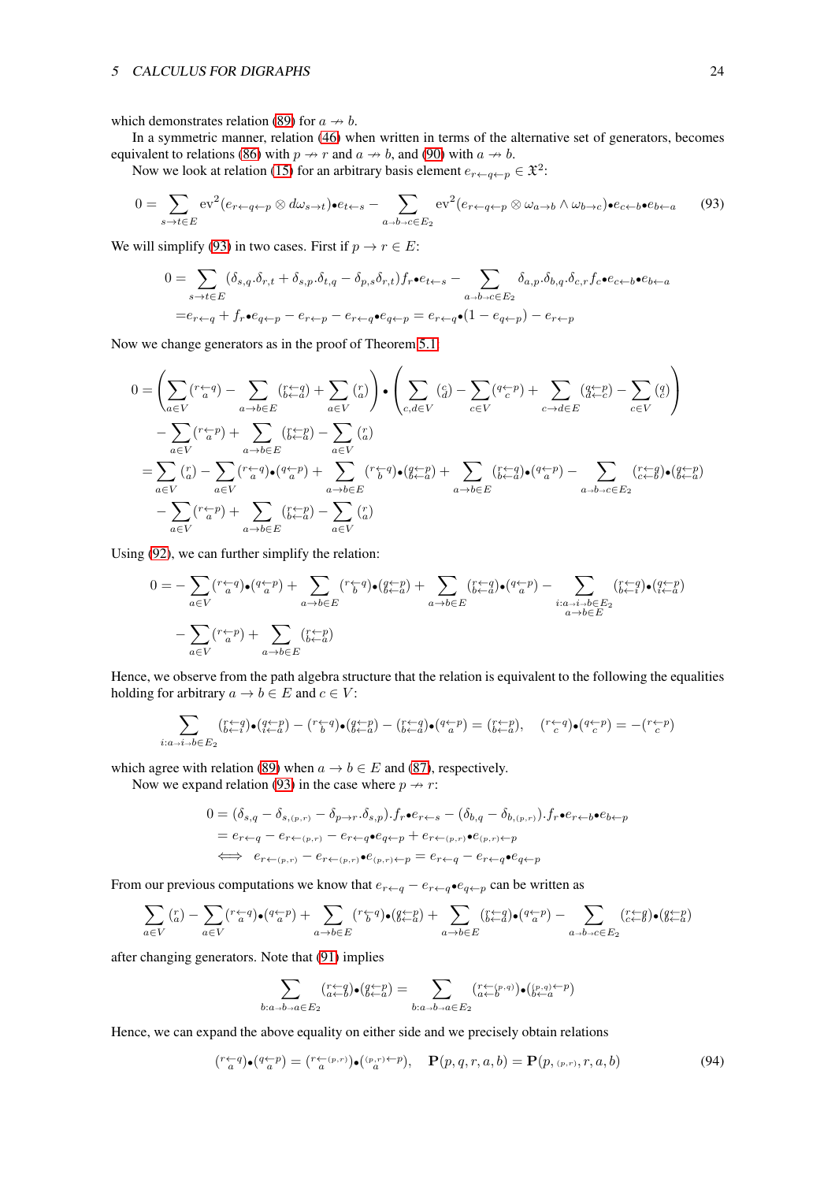which demonstrates relation (89) for $a \twoheadrightarrow b$.

In a symmetric manner, relation (46) when written in terms of the alternative set of generators, becomes equivalent to relations (86) with $p \twoheadrightarrow r$ and $a \twoheadrightarrow b$, and (90) with $a \twoheadrightarrow b$.

Now we look at relation (15) for an arbitrary basis element $e_{r\leftarrow q\leftarrow p} \in \mathfrak{X}^2$:

$$0 = \sum_{s\to t\in E} \mathrm{ev}^2(e_{r\leftarrow q\leftarrow p} \otimes d\omega_{s\to t}) \bullet e_{t\leftarrow s} - \sum_{a\to b\to c\in E_2} \mathrm{ev}^2(e_{r\leftarrow q\leftarrow p} \otimes \omega_{a\to b} \wedge \omega_{b\to c}) \bullet e_{c\leftarrow b} \bullet e_{b\leftarrow a} \tag{93}$$

We will simplify (93) in two cases. First if $p \to r \in E$:

$$\begin{aligned}
0 &= \sum_{s\to t\in E} (\delta_{s,q}.\delta_{r,t} + \delta_{s,p}.\delta_{t,q} - \delta_{p,s}\delta_{r,t}) f_r \bullet e_{t\leftarrow s} - \sum_{a\to b\to c\in E_2} \delta_{a,p}.\delta_{b,q}.\delta_{c,r} f_c \bullet e_{c\leftarrow b} \bullet e_{b\leftarrow a} \\
&= e_{r\leftarrow q} + f_r \bullet e_{q\leftarrow p} - e_{r\leftarrow p} - e_{r\leftarrow q} \bullet e_{q\leftarrow p} = e_{r\leftarrow q} \bullet (1 - e_{q\leftarrow p}) - e_{r\leftarrow p}
\end{aligned}$$

Now we change generators as in the proof of Theorem 5.1

$$\begin{aligned}
0 &= \left( \sum_{a\in V} \binom{r\leftarrow q}{a} - \sum_{a\to b\in E} \binom{r\leftarrow q}{b\leftarrow a} + \sum_{a\in V} \binom{r}{a} \right) \bullet \left( \sum_{c,d\in V} \binom{c}{d} - \sum_{c\in V} \binom{q\leftarrow p}{c} + \sum_{c\to d\in E} \binom{q\leftarrow p}{d\leftarrow c} - \sum_{c\in V} \binom{q}{c} \right) \\
&\quad - \sum_{a\in V} \binom{r\leftarrow p}{a} + \sum_{a\to b\in E} \binom{r\leftarrow p}{b\leftarrow a} - \sum_{a\in V} \binom{r}{a} \\
&= \sum_{a\in V} \binom{r}{a} - \sum_{a\in V} \binom{r\leftarrow q}{a} \bullet \binom{q\leftarrow p}{a} + \sum_{a\to b\in E} \binom{r\leftarrow q}{b} \bullet \binom{q\leftarrow p}{b\leftarrow a} + \sum_{a\to b\in E} \binom{r\leftarrow q}{b\leftarrow a} \bullet \binom{q\leftarrow p}{a} - \sum_{a\to b\to c\in E_2} \binom{r\leftarrow q}{c\leftarrow b} \bullet \binom{q\leftarrow p}{b\leftarrow a} \\
&\quad - \sum_{a\in V} \binom{r\leftarrow p}{a} + \sum_{a\to b\in E} \binom{r\leftarrow p}{b\leftarrow a} - \sum_{a\in V} \binom{r}{a}
\end{aligned}$$

Using (92), we can further simplify the relation:

$$\begin{aligned}
0 &= - \sum_{a\in V} \binom{r\leftarrow q}{a} \bullet \binom{q\leftarrow p}{a} + \sum_{a\to b\in E} \binom{r\leftarrow q}{b} \bullet \binom{q\leftarrow p}{b\leftarrow a} + \sum_{a\to b\in E} \binom{r\leftarrow q}{b\leftarrow a} \bullet \binom{q\leftarrow p}{a} - \sum_{\substack{i:a\to i\to b\in E_2 \\ a\to b\in E}} \binom{r\leftarrow q}{b\leftarrow i} \bullet \binom{q\leftarrow p}{i\leftarrow a} \\
&\quad - \sum_{a\in V} \binom{r\leftarrow p}{a} + \sum_{a\to b\in E} \binom{r\leftarrow p}{b\leftarrow a}
\end{aligned}$$

Hence, we observe from the path algebra structure that the relation is equivalent to the following the equalities holding for arbitrary $a \to b \in E$ and $c \in V$:

$$\sum_{i:a\to i\to b\in E_2} \binom{r\leftarrow q}{b\leftarrow i} \bullet \binom{q\leftarrow p}{i\leftarrow a} - \binom{r\leftarrow q}{b} \bullet \binom{q\leftarrow p}{b\leftarrow a} - \binom{r\leftarrow q}{b\leftarrow a} \bullet \binom{q\leftarrow p}{a} = \binom{r\leftarrow p}{b\leftarrow a}, \quad \binom{r\leftarrow q}{c} \bullet \binom{q\leftarrow p}{c} = -\binom{r\leftarrow p}{c}$$

which agree with relation (89) when $a \to b \in E$ and (87), respectively.

Now we expand relation (93) in the case where $p \twoheadrightarrow r$:

$$\begin{aligned}
0 &= (\delta_{s,q} - \delta_{s,(p,r)} - \delta_{p\to r}.\delta_{s,p}).f_r \bullet e_{r\leftarrow s} - (\delta_{b,q} - \delta_{b,(p,r)}).f_r \bullet e_{r\leftarrow b} \bullet e_{b\leftarrow p} \\
&= e_{r\leftarrow q} - e_{r\leftarrow (p,r)} - e_{r\leftarrow q} \bullet e_{q\leftarrow p} + e_{r\leftarrow (p,r)} \bullet e_{(p,r)\leftarrow p} \\
&\iff \; e_{r\leftarrow (p,r)} - e_{r\leftarrow (p,r)} \bullet e_{(p,r)\leftarrow p} = e_{r\leftarrow q} - e_{r\leftarrow q} \bullet e_{q\leftarrow p}
\end{aligned}$$

From our previous computations we know that $e_{r\leftarrow q} - e_{r\leftarrow q} \bullet e_{q\leftarrow p}$ can be written as

$$\sum_{a\in V} \binom{r}{a} - \sum_{a\in V} \binom{r\leftarrow q}{a} \bullet \binom{q\leftarrow p}{a} + \sum_{a\to b\in E} \binom{r\leftarrow q}{b} \bullet \binom{q\leftarrow p}{b\leftarrow a} + \sum_{a\to b\in E} \binom{r\leftarrow q}{b\leftarrow a} \bullet \binom{q\leftarrow p}{a} - \sum_{a\to b\to c\in E_2} \binom{r\leftarrow q}{c\leftarrow b} \bullet \binom{q\leftarrow p}{b\leftarrow a}$$

after changing generators. Note that (91) implies

$$\sum_{b:a\to b\to a\in E_2} \binom{r\leftarrow q}{a\leftarrow b} \bullet \binom{q\leftarrow p}{b\leftarrow a} = \sum_{b:a\to b\to a\in E_2} \binom{r\leftarrow (p,q)}{a\leftarrow b} \bullet \binom{(p,q)\leftarrow p}{b\leftarrow a}$$

Hence, we can expand the above equality on either side and we precisely obtain relations

$$\binom{r\leftarrow q}{a} \bullet \binom{q\leftarrow p}{a} = \binom{r\leftarrow (p,r)}{a} \bullet \binom{(p,r)\leftarrow p}{a}, \quad \mathbf{P}(p,q,r,a,b) = \mathbf{P}(p,(p,r),r,a,b) \tag{94}$$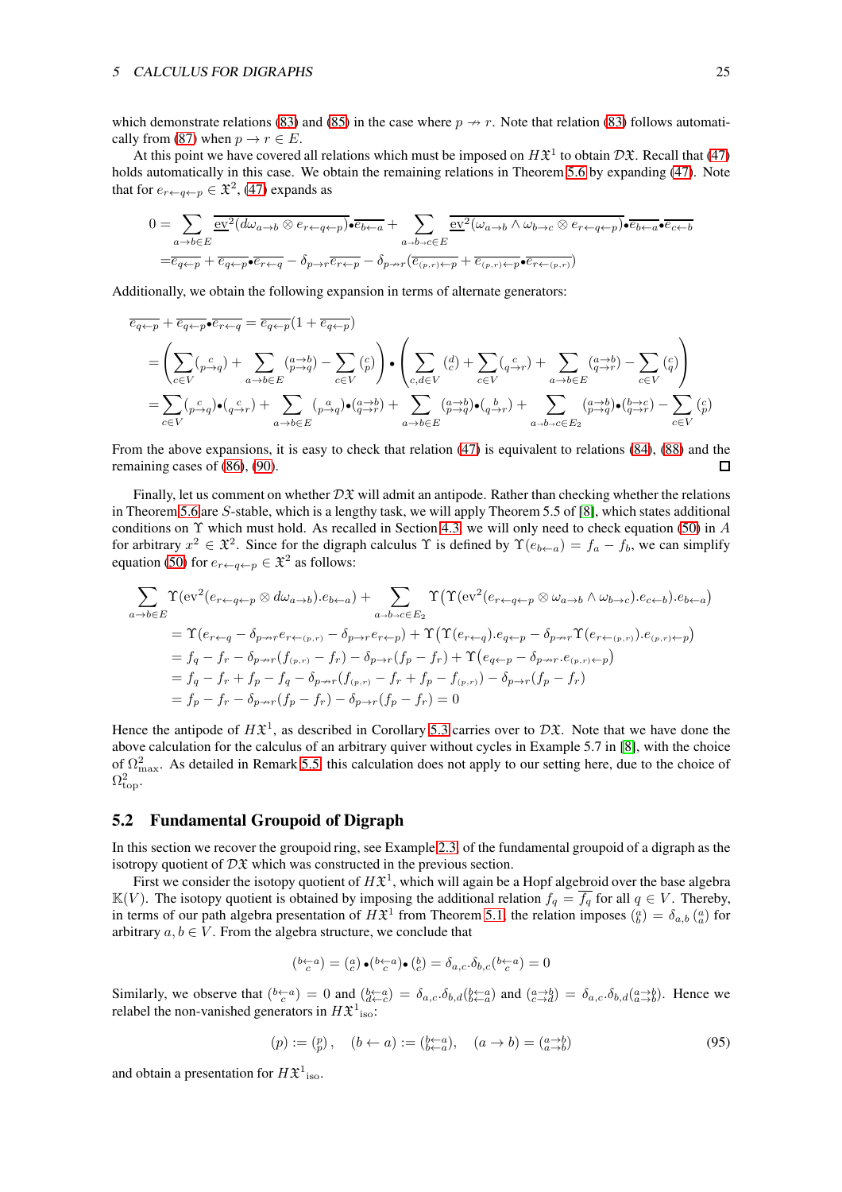which demonstrate relations (83) and (85) in the case where $p \nrightarrow r$. Note that relation (83) follows automatically from (87) when $p \to r \in E$.

At this point we have covered all relations which must be imposed on $H\mathfrak{X}^1$ to obtain $\mathcal{D}\mathfrak{X}$. Recall that (47) holds automatically in this case. We obtain the remaining relations in Theorem 5.6 by expanding (47). Note that for $e_{r\leftarrow q\leftarrow p} \in \mathfrak{X}^2$, (47) expands as

$$
\begin{aligned}
0 &= \sum_{a\to b\in E} \overline{\mathrm{ev}^2(d\omega_{a\to b}\otimes e_{r\leftarrow q\leftarrow p})}\bullet\overline{e_{b\leftarrow a}} + \sum_{a\to b\to c\in E} \overline{\mathrm{ev}^2(\omega_{a\to b}\wedge\omega_{b\to c}\otimes e_{r\leftarrow q\leftarrow p})}\bullet\overline{e_{b\leftarrow a}}\bullet\overline{e_{c\leftarrow b}}\\
&= \overline{e_{q\leftarrow p}} + \overline{e_{q\leftarrow p}}\bullet\overline{e_{r\leftarrow q}} - \delta_{p\to r}\overline{e_{r\leftarrow p}} - \delta_{p\nrightarrow r}(\overline{e_{(p,r)\leftarrow p}} + \overline{e_{(p,r)\leftarrow p}}\bullet\overline{e_{r\leftarrow(p,r)}})
\end{aligned}
$$

Additionally, we obtain the following expansion in terms of alternate generators:

$$
\begin{aligned}
&\overline{e_{q\leftarrow p}} + \overline{e_{q\leftarrow p}}\bullet\overline{e_{r\leftarrow q}} = \overline{e_{q\leftarrow p}}(1+\overline{e_{q\leftarrow p}})\\
&= \left(\sum_{c\in V}\binom{c}{p\to q} + \sum_{a\to b\in E}\binom{a\to b}{p\to q} - \sum_{c\in V}\binom{c}{p}\right)\bullet\left(\sum_{c,d\in V}\binom{d}{c} + \sum_{c\in V}\binom{c}{q\to r} + \sum_{a\to b\in E}\binom{a\to b}{q\to r} - \sum_{c\in V}\binom{c}{q}\right)\\
&= \sum_{c\in V}\binom{c}{p\to q}\bullet\binom{c}{q\to r} + \sum_{a\to b\in E}\binom{a}{p\to q}\bullet\binom{a\to b}{q\to r} + \sum_{a\to b\in E}\binom{a\to b}{p\to q}\bullet\binom{b}{q\to r} + \sum_{a\to b\to c\in E_2}\binom{a\to b}{p\to q}\bullet\binom{b\to c}{q\to r} - \sum_{c\in V}\binom{c}{p}
\end{aligned}
$$

From the above expansions, it is easy to check that relation (47) is equivalent to relations (84), (88) and the remaining cases of (86), (90). □

Finally, let us comment on whether $\mathcal{D}\mathfrak{X}$ will admit an antipode. Rather than checking whether the relations in Theorem 5.6 are $S$-stable, which is a lengthy task, we will apply Theorem 5.5 of [8], which states additional conditions on $\Upsilon$ which must hold. As recalled in Section 4.3, we will only need to check equation (50) in $A$ for arbitrary $x^2 \in \mathfrak{X}^2$. Since for the digraph calculus $\Upsilon$ is defined by $\Upsilon(e_{b\leftarrow a}) = f_a - f_b$, we can simplify equation (50) for $e_{r\leftarrow q\leftarrow p} \in \mathfrak{X}^2$ as follows:

$$
\begin{aligned}
&\sum_{a\to b\in E}\Upsilon(\mathrm{ev}^2(e_{r\leftarrow q\leftarrow p}\otimes d\omega_{a\to b}).e_{b\leftarrow a}) + \sum_{a\to b\to c\in E_2}\Upsilon\big(\Upsilon(\mathrm{ev}^2(e_{r\leftarrow q\leftarrow p}\otimes\omega_{a\to b}\wedge\omega_{b\to c}).e_{c\leftarrow b}).e_{b\leftarrow a}\big)\\
&= \Upsilon(e_{r\leftarrow q} - \delta_{p\nrightarrow r}e_{r\leftarrow(p,r)} - \delta_{p\to r}e_{r\leftarrow p}) + \Upsilon\big(\Upsilon(e_{r\leftarrow q}).e_{q\leftarrow p} - \delta_{p\nrightarrow r}\Upsilon(e_{r\leftarrow(p,r)}).e_{(p,r)\leftarrow p}\big)\\
&= f_q - f_r - \delta_{p\nrightarrow r}(f_{(p,r)} - f_r) - \delta_{p\to r}(f_p - f_r) + \Upsilon\big(e_{q\leftarrow p} - \delta_{p\nrightarrow r}.e_{(p,r)\leftarrow p}\big)\\
&= f_q - f_r + f_p - f_q - \delta_{p\nrightarrow r}(f_{(p,r)} - f_r + f_p - f_{(p,r)}) - \delta_{p\to r}(f_p - f_r)\\
&= f_p - f_r - \delta_{p\nrightarrow r}(f_p - f_r) - \delta_{p\to r}(f_p - f_r) = 0
\end{aligned}
$$

Hence the antipode of $H\mathfrak{X}^1$, as described in Corollary 5.3 carries over to $\mathcal{D}\mathfrak{X}$. Note that we have done the above calculation for the calculus of an arbitrary quiver without cycles in Example 5.7 in [8], with the choice of $\Omega^2_{\max}$. As detailed in Remark 5.5, this calculation does not apply to our setting here, due to the choice of $\Omega^2_{\mathrm{top}}$.

## 5.2 Fundamental Groupoid of Digraph

In this section we recover the groupoid ring, see Example 2.3, of the fundamental groupoid of a digraph as the isotropy quotient of $\mathcal{D}\mathfrak{X}$ which was constructed in the previous section.

First we consider the isotopy quotient of $H\mathfrak{X}^1$, which will again be a Hopf algebroid over the base algebra $\mathbb{K}(V)$. The isotopy quotient is obtained by imposing the additional relation $f_q = \overline{f_q}$ for all $q \in V$. Thereby, in terms of our path algebra presentation of $H\mathfrak{X}^1$ from Theorem 5.1, the relation imposes $\binom{a}{b} = \delta_{a,b}\binom{a}{a}$ for arbitrary $a, b \in V$. From the algebra structure, we conclude that

$$
\binom{b\leftarrow a}{c} = \binom{a}{c}\bullet\binom{b\leftarrow a}{c}\bullet\binom{b}{c} = \delta_{a,c}.\delta_{b,c}\binom{b\leftarrow a}{c} = 0
$$

Similarly, we observe that $\binom{b\leftarrow a}{c} = 0$ and $\binom{b\leftarrow a}{d\leftarrow c} = \delta_{a,c}.\delta_{b,d}\binom{b\leftarrow a}{b\leftarrow a}$ and $\binom{a\to b}{c\to d} = \delta_{a,c}.\delta_{b,d}\binom{a\to b}{a\to b}$. Hence we relabel the non-vanished generators in ${H\mathfrak{X}^1}_{\mathrm{iso}}$:

$$
(p) := \binom{p}{p}, \quad (b\leftarrow a) := \binom{b\leftarrow a}{b\leftarrow a}, \quad (a\to b) = \binom{a\to b}{a\to b} \tag{95}
$$

and obtain a presentation for ${H\mathfrak{X}^1}_{\mathrm{iso}}$.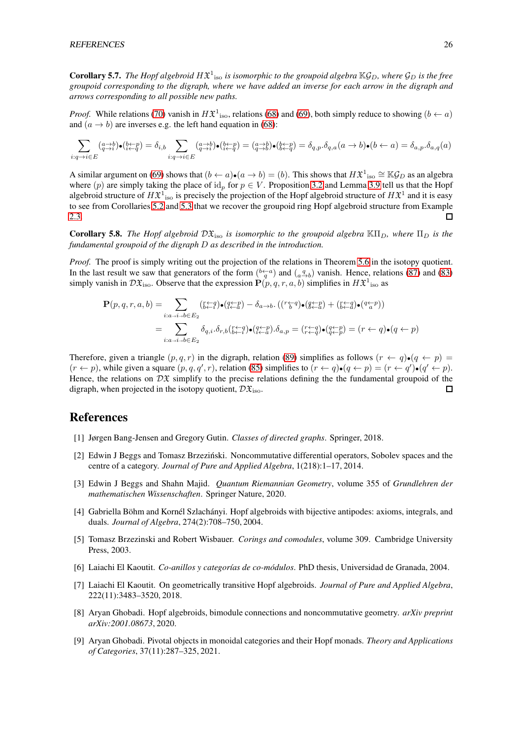**Corollary 5.7.** *The Hopf algebroid $H\mathfrak{X}^1{}_{\mathrm{iso}}$ is isomorphic to the groupoid algebra $\mathbb{K}\mathcal{G}_D$, where $\mathcal{G}_D$ is the free groupoid corresponding to the digraph, where we have added an inverse for each arrow in the digraph and arrows corresponding to all possible new paths.*

*Proof.* While relations (70) vanish in $H\mathfrak{X}^1{}_{\mathrm{iso}}$, relations (68) and (69), both simply reduce to showing $(b \leftarrow a)$ and $(a \to b)$ are inverses e.g. the left hand equation in (68):

$$\sum_{i:q\to i\in E} \left(\begin{smallmatrix} a\to b\\ q\to i\end{smallmatrix}\right)\bullet\left(\begin{smallmatrix} b\leftarrow p\\ i\leftarrow q\end{smallmatrix}\right) = \delta_{i,b}\sum_{i:q\to i\in E} \left(\begin{smallmatrix} a\to b\\ q\to i\end{smallmatrix}\right)\bullet\left(\begin{smallmatrix} b\leftarrow p\\ i\leftarrow q\end{smallmatrix}\right) = \left(\begin{smallmatrix} a\to b\\ q\to b\end{smallmatrix}\right)\bullet\left(\begin{smallmatrix} b\leftarrow p\\ b\leftarrow q\end{smallmatrix}\right) = \delta_{q,p}.\delta_{q,a}(a\to b)\bullet(b\leftarrow a) = \delta_{a,p}.\delta_{a,q}(a)$$

A similar argument on (69) shows that $(b \leftarrow a)\bullet(a \to b) = (b)$. This shows that $H\mathfrak{X}^1{}_{\mathrm{iso}} \cong \mathbb{K}\mathcal{G}_D$ as an algebra where $(p)$ are simply taking the place of $\mathrm{id}_p$ for $p \in V$. Proposition 3.2 and Lemma 3.9 tell us that the Hopf algebroid structure of $H\mathfrak{X}^1{}_{\mathrm{iso}}$ is precisely the projection of the Hopf algebroid structure of $H\mathfrak{X}^1$ and it is easy to see from Corollaries 5.2 and 5.3 that we recover the groupoid ring Hopf algebroid structure from Example 2.3. ☐

**Corollary 5.8.** *The Hopf algebroid $\mathcal{D}\mathfrak{X}_{\mathrm{iso}}$ is isomorphic to the groupoid algebra $\mathbb{K}\Pi_D$, where $\Pi_D$ is the fundamental groupoid of the digraph $D$ as described in the introduction.*

*Proof.* The proof is simply writing out the projection of the relations in Theorem 5.6 in the isotopy quotient. In the last result we saw that generators of the form $\left(\begin{smallmatrix} b\leftarrow a\\ q\end{smallmatrix}\right)$ and $\left(\begin{smallmatrix} q\\ a\to b\end{smallmatrix}\right)$ vanish. Hence, relations (87) and (83) simply vanish in $\mathcal{D}\mathfrak{X}_{\mathrm{iso}}$. Observe that the expression $\mathbf{P}(p,q,r,a,b)$ simplifies in $H\mathfrak{X}^1{}_{\mathrm{iso}}$ as

$$\begin{aligned}
\mathbf{P}(p,q,r,a,b) &= \sum_{i:a\to i\to b\in E_2} \left(\begin{smallmatrix} r\leftarrow q\\ b\leftarrow i\end{smallmatrix}\right)\bullet\left(\begin{smallmatrix} q\leftarrow p\\ i\leftarrow a\end{smallmatrix}\right) - \delta_{a\to b}.\left(\left(\begin{smallmatrix} r\leftarrow q\\ b\end{smallmatrix}\right)\bullet\left(\begin{smallmatrix} q\leftarrow p\\ b\leftarrow a\end{smallmatrix}\right) + \left(\begin{smallmatrix} r\leftarrow q\\ b\leftarrow a\end{smallmatrix}\right)\bullet\left(\begin{smallmatrix} q\leftarrow p\\ a\end{smallmatrix}\right)\right)\\
&= \sum_{i:a\to i\to b\in E_2} \delta_{q,i}.\delta_{r,b}\left(\begin{smallmatrix} r\leftarrow q\\ b\leftarrow i\end{smallmatrix}\right)\bullet\left(\begin{smallmatrix} q\leftarrow p\\ i\leftarrow a\end{smallmatrix}\right).\delta_{a,p} = \left(\begin{smallmatrix} r\leftarrow q\\ r\leftarrow q\end{smallmatrix}\right)\bullet\left(\begin{smallmatrix} q\leftarrow p\\ q\leftarrow p\end{smallmatrix}\right) = (r\leftarrow q)\bullet(q\leftarrow p)
\end{aligned}$$

Therefore, given a triangle $(p,q,r)$ in the digraph, relation (89) simplifies as follows $(r \leftarrow q)\bullet(q \leftarrow p) = (r \leftarrow p)$, while given a square $(p,q,q',r)$, relation (85) simplifies to $(r \leftarrow q)\bullet(q \leftarrow p) = (r \leftarrow q')\bullet(q' \leftarrow p)$. Hence, the relations on $\mathcal{D}\mathfrak{X}$ simplify to the precise relations defining the the fundamental groupoid of the digraph, when projected in the isotopy quotient, $\mathcal{D}\mathfrak{X}_{\mathrm{iso}}$. ☐

# References

[1] Jørgen Bang-Jensen and Gregory Gutin. *Classes of directed graphs*. Springer, 2018.

[2] Edwin J Beggs and Tomasz Brzeziński. Noncommutative differential operators, Sobolev spaces and the centre of a category. *Journal of Pure and Applied Algebra*, 1(218):1–17, 2014.

[3] Edwin J Beggs and Shahn Majid. *Quantum Riemannian Geometry*, volume 355 of *Grundlehren der mathematischen Wissenschaften*. Springer Nature, 2020.

[4] Gabriella Böhm and Kornél Szlachányi. Hopf algebroids with bijective antipodes: axioms, integrals, and duals. *Journal of Algebra*, 274(2):708–750, 2004.

[5] Tomasz Brzezinski and Robert Wisbauer. *Corings and comodules*, volume 309. Cambridge University Press, 2003.

[6] Laiachi El Kaoutit. *Co-anillos y categorías de co-módulos*. PhD thesis, Universidad de Granada, 2004.

[7] Laiachi El Kaoutit. On geometrically transitive Hopf algebroids. *Journal of Pure and Applied Algebra*, 222(11):3483–3520, 2018.

[8] Aryan Ghobadi. Hopf algebroids, bimodule connections and noncommutative geometry. *arXiv preprint arXiv:2001.08673*, 2020.

[9] Aryan Ghobadi. Pivotal objects in monoidal categories and their Hopf monads. *Theory and Applications of Categories*, 37(11):287–325, 2021.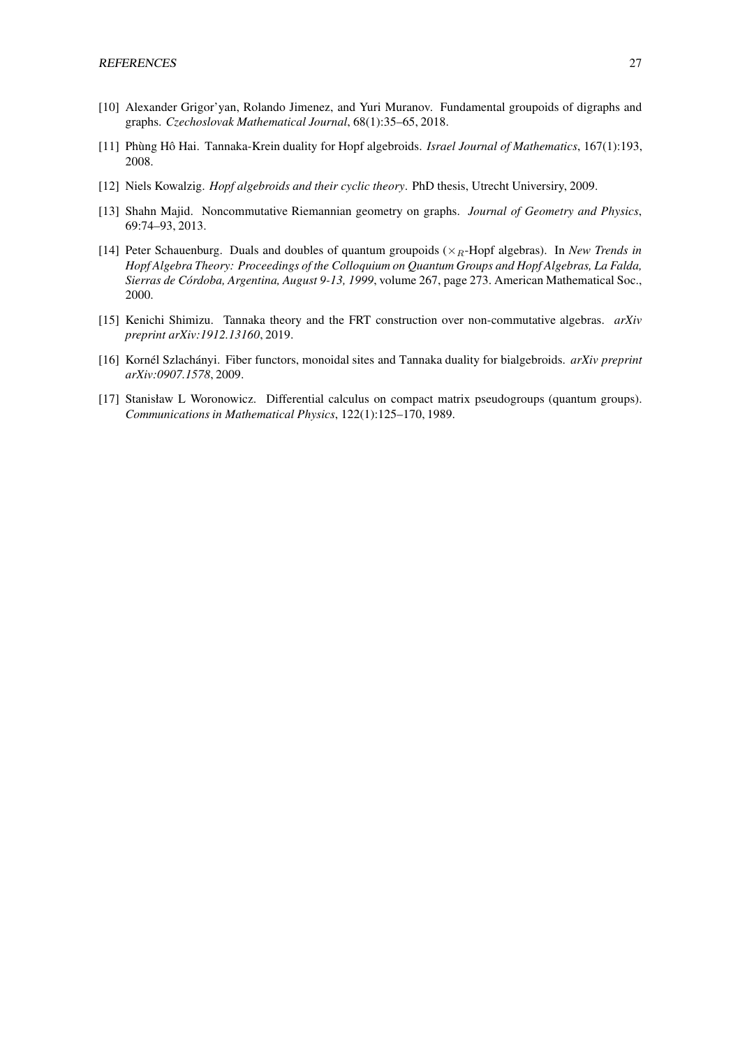[10] Alexander Grigor'yan, Rolando Jimenez, and Yuri Muranov. Fundamental groupoids of digraphs and graphs. *Czechoslovak Mathematical Journal*, 68(1):35–65, 2018.

[11] Phùng Hô Hai. Tannaka-Krein duality for Hopf algebroids. *Israel Journal of Mathematics*, 167(1):193, 2008.

[12] Niels Kowalzig. *Hopf algebroids and their cyclic theory*. PhD thesis, Utrecht Universiry, 2009.

[13] Shahn Majid. Noncommutative Riemannian geometry on graphs. *Journal of Geometry and Physics*, 69:74–93, 2013.

[14] Peter Schauenburg. Duals and doubles of quantum groupoids ($\times_R$-Hopf algebras). In *New Trends in Hopf Algebra Theory: Proceedings of the Colloquium on Quantum Groups and Hopf Algebras, La Falda, Sierras de Córdoba, Argentina, August 9-13, 1999*, volume 267, page 273. American Mathematical Soc., 2000.

[15] Kenichi Shimizu. Tannaka theory and the FRT construction over non-commutative algebras. *arXiv preprint arXiv:1912.13160*, 2019.

[16] Kornél Szlachányi. Fiber functors, monoidal sites and Tannaka duality for bialgebroids. *arXiv preprint arXiv:0907.1578*, 2009.

[17] Stanisław L Woronowicz. Differential calculus on compact matrix pseudogroups (quantum groups). *Communications in Mathematical Physics*, 122(1):125–170, 1989.